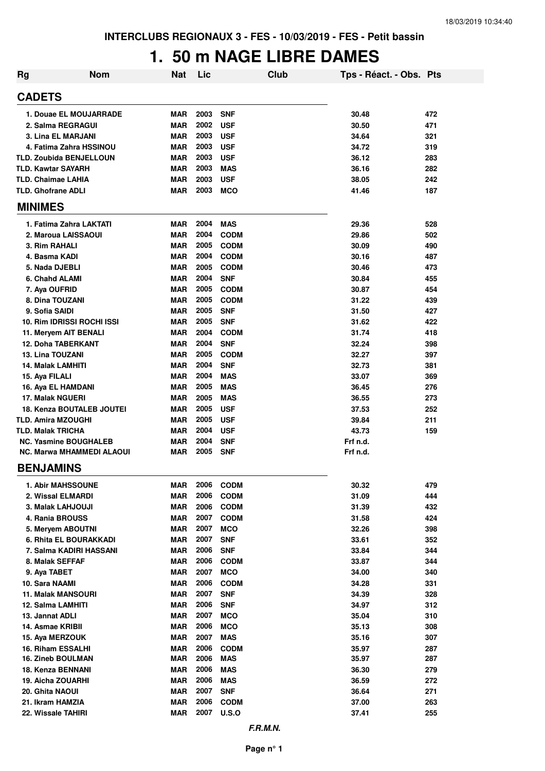INTERCLUBS REGIONAUX 3 - FES - 10/03/2019 - FES - Petit bassin

# 1. 50 m NAGE LIBRE DAMES

| Rg | Nom | Nat | Lic | Club | Tps - Réact. - Obs. | Pts |
|---|---|---|---|---|---|---|
| **CADETS** | | | | | | |
| 1. | Douae EL MOUJARRADE | MAR | 2003 | SNF | 30.48 | 472 |
| 2. | Salma REGRAGUI | MAR | 2002 | USF | 30.50 | 471 |
| 3. | Lina EL MARJANI | MAR | 2003 | USF | 34.64 | 321 |
| 4. | Fatima Zahra HSSINOU | MAR | 2003 | USF | 34.72 | 319 |
| TLD. | Zoubida BENJELLOUN | MAR | 2003 | USF | 36.12 | 283 |
| TLD. | Kawtar SAYARH | MAR | 2003 | MAS | 36.16 | 282 |
| TLD. | Chaimae LAHIA | MAR | 2003 | USF | 38.05 | 242 |
| TLD. | Ghofrane ADLI | MAR | 2003 | MCO | 41.46 | 187 |
| **MINIMES** | | | | | | |
| 1. | Fatima Zahra LAKTATI | MAR | 2004 | MAS | 29.36 | 528 |
| 2. | Maroua LAISSAOUI | MAR | 2004 | CODM | 29.86 | 502 |
| 3. | Rim RAHALI | MAR | 2005 | CODM | 30.09 | 490 |
| 4. | Basma KADI | MAR | 2004 | CODM | 30.16 | 487 |
| 5. | Nada DJEBLI | MAR | 2005 | CODM | 30.46 | 473 |
| 6. | Chahd ALAMI | MAR | 2004 | SNF | 30.84 | 455 |
| 7. | Aya OUFRID | MAR | 2005 | CODM | 30.87 | 454 |
| 8. | Dina TOUZANI | MAR | 2005 | CODM | 31.22 | 439 |
| 9. | Sofia SAIDI | MAR | 2005 | SNF | 31.50 | 427 |
| 10. | Rim IDRISSI ROCHI ISSI | MAR | 2005 | SNF | 31.62 | 422 |
| 11. | Meryem AIT BENALI | MAR | 2004 | CODM | 31.74 | 418 |
| 12. | Doha TABERKANT | MAR | 2004 | SNF | 32.24 | 398 |
| 13. | Lina TOUZANI | MAR | 2005 | CODM | 32.27 | 397 |
| 14. | Malak LAMHITI | MAR | 2004 | SNF | 32.73 | 381 |
| 15. | Aya FILALI | MAR | 2004 | MAS | 33.07 | 369 |
| 16. | Aya EL HAMDANI | MAR | 2005 | MAS | 36.45 | 276 |
| 17. | Malak NGUERI | MAR | 2005 | MAS | 36.55 | 273 |
| 18. | Kenza BOUTALEB JOUTEI | MAR | 2005 | USF | 37.53 | 252 |
| TLD. | Amira MZOUGHI | MAR | 2005 | USF | 39.84 | 211 |
| TLD. | Malak TRICHA | MAR | 2004 | USF | 43.73 | 159 |
| NC. | Yasmine BOUGHALEB | MAR | 2004 | SNF | Frf n.d. | |
| NC. | Marwa MHAMMEDI ALAOUI | MAR | 2005 | SNF | Frf n.d. | |
| **BENJAMINS** | | | | | | |
| 1. | Abir MAHSSOUNE | MAR | 2006 | CODM | 30.32 | 479 |
| 2. | Wissal ELMARDI | MAR | 2006 | CODM | 31.09 | 444 |
| 3. | Malak LAHJOUJI | MAR | 2006 | CODM | 31.39 | 432 |
| 4. | Rania BROUSS | MAR | 2007 | CODM | 31.58 | 424 |
| 5. | Meryem ABOUTNI | MAR | 2007 | MCO | 32.26 | 398 |
| 6. | Rhita EL BOURAKKADI | MAR | 2007 | SNF | 33.61 | 352 |
| 7. | Salma KADIRI HASSANI | MAR | 2006 | SNF | 33.84 | 344 |
| 8. | Malak SEFFAF | MAR | 2006 | CODM | 33.87 | 344 |
| 9. | Aya TABET | MAR | 2007 | MCO | 34.00 | 340 |
| 10. | Sara NAAMI | MAR | 2006 | CODM | 34.28 | 331 |
| 11. | Malak MANSOURI | MAR | 2007 | SNF | 34.39 | 328 |
| 12. | Salma LAMHITI | MAR | 2006 | SNF | 34.97 | 312 |
| 13. | Jannat ADLI | MAR | 2007 | MCO | 35.04 | 310 |
| 14. | Asmae KRIBII | MAR | 2006 | MCO | 35.13 | 308 |
| 15. | Aya MERZOUK | MAR | 2007 | MAS | 35.16 | 307 |
| 16. | Riham ESSALHI | MAR | 2006 | CODM | 35.97 | 287 |
| 16. | Zineb BOULMAN | MAR | 2006 | MAS | 35.97 | 287 |
| 18. | Kenza BENNANI | MAR | 2006 | MAS | 36.30 | 279 |
| 19. | Aicha ZOUARHI | MAR | 2006 | MAS | 36.59 | 272 |
| 20. | Ghita NAOUI | MAR | 2007 | SNF | 36.64 | 271 |
| 21. | Ikram HAMZIA | MAR | 2006 | CODM | 37.00 | 263 |
| 22. | Wissale TAHIRI | MAR | 2007 | U.S.O | 37.41 | 255 |

*F.R.M.N.*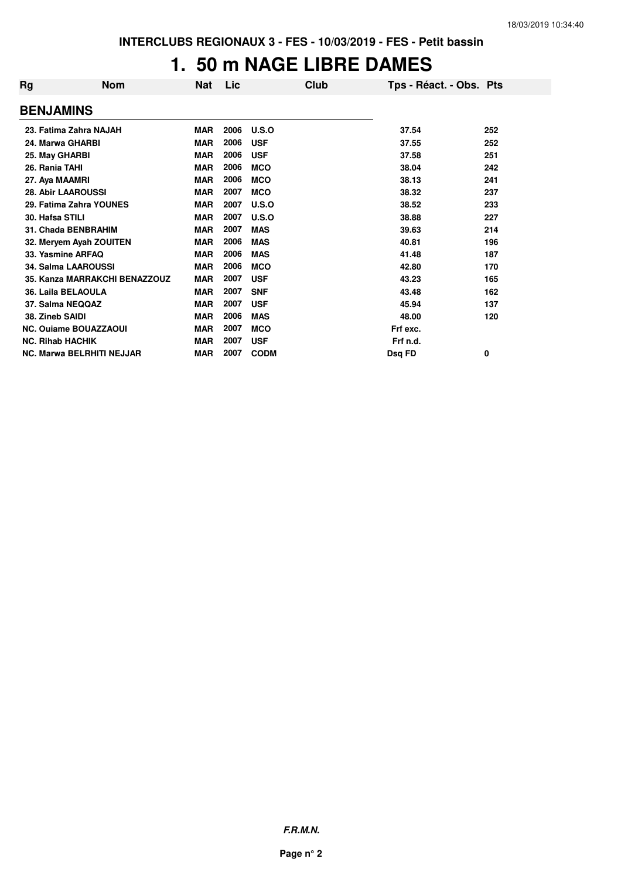INTERCLUBS REGIONAUX 3 - FES - 10/03/2019 - FES - Petit bassin

# 1. 50 m NAGE LIBRE DAMES

| Rg | Nom | Nat | Lic | Club | Tps - Réact. - Obs. | Pts |
|---|---|---|---|---|---|---|
| **BENJAMINS** | | | | | | |
| 23. | Fatima Zahra NAJAH | MAR | 2006 | U.S.O | 37.54 | 252 |
| 24. | Marwa GHARBI | MAR | 2006 | USF | 37.55 | 252 |
| 25. | May GHARBI | MAR | 2006 | USF | 37.58 | 251 |
| 26. | Rania TAHI | MAR | 2006 | MCO | 38.04 | 242 |
| 27. | Aya MAAMRI | MAR | 2006 | MCO | 38.13 | 241 |
| 28. | Abir LAAROUSSI | MAR | 2007 | MCO | 38.32 | 237 |
| 29. | Fatima Zahra YOUNES | MAR | 2007 | U.S.O | 38.52 | 233 |
| 30. | Hafsa STILI | MAR | 2007 | U.S.O | 38.88 | 227 |
| 31. | Chada BENBRAHIM | MAR | 2007 | MAS | 39.63 | 214 |
| 32. | Meryem Ayah ZOUITEN | MAR | 2006 | MAS | 40.81 | 196 |
| 33. | Yasmine ARFAQ | MAR | 2006 | MAS | 41.48 | 187 |
| 34. | Salma LAAROUSSI | MAR | 2006 | MCO | 42.80 | 170 |
| 35. | Kanza MARRAKCHI BENAZZOUZ | MAR | 2007 | USF | 43.23 | 165 |
| 36. | Laila BELAOULA | MAR | 2007 | SNF | 43.48 | 162 |
| 37. | Salma NEQQAZ | MAR | 2007 | USF | 45.94 | 137 |
| 38. | Zineb SAIDI | MAR | 2006 | MAS | 48.00 | 120 |
| NC. | Ouiame BOUAZZAOUI | MAR | 2007 | MCO | Frf exc. | |
| NC. | Rihab HACHIK | MAR | 2007 | USF | Frf n.d. | |
| NC. | Marwa BELRHITI NEJJAR | MAR | 2007 | CODM | Dsq FD | 0 |

***F.R.M.N.***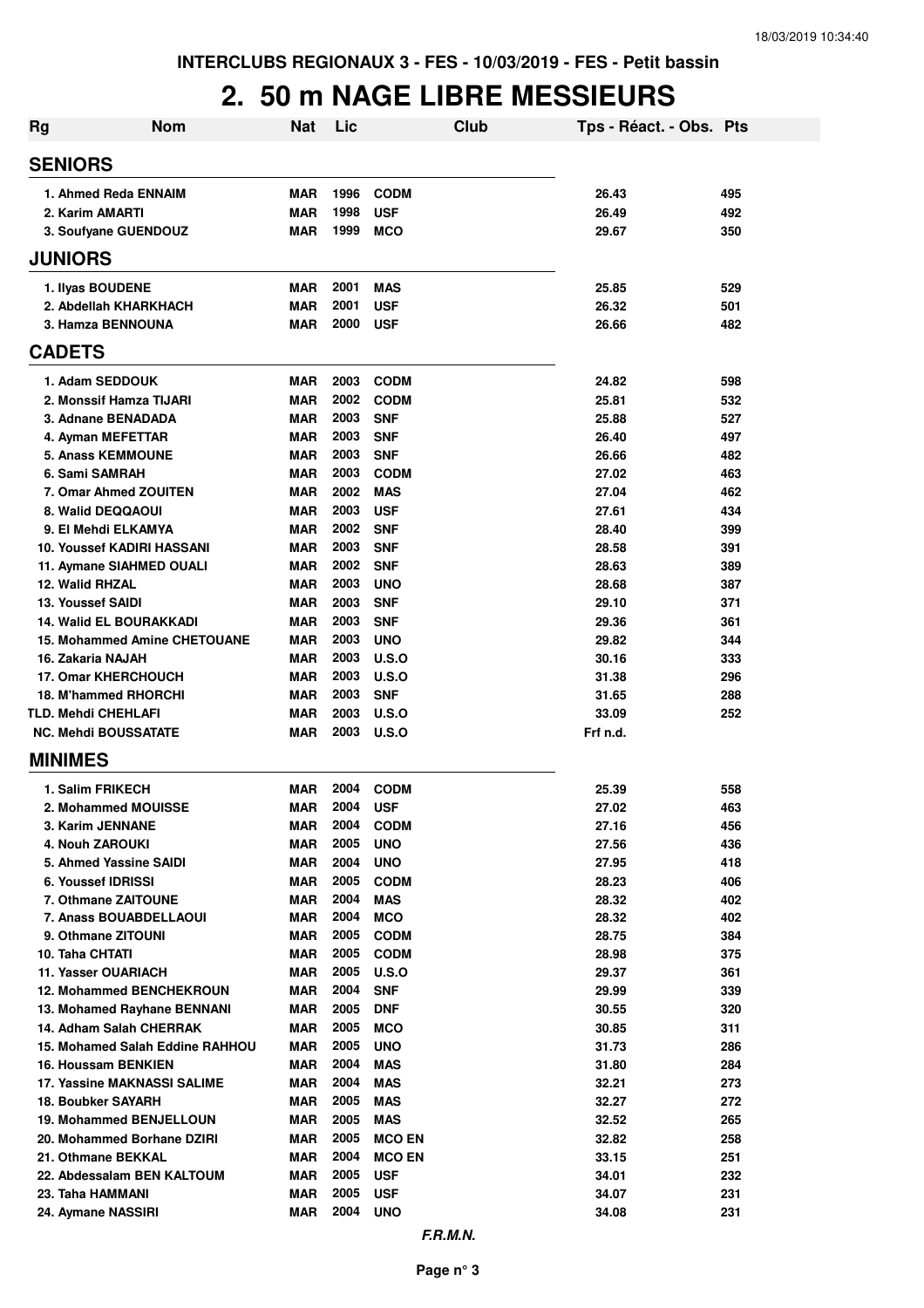INTERCLUBS REGIONAUX 3 - FES - 10/03/2019 - FES - Petit bassin

# 2. 50 m NAGE LIBRE MESSIEURS

| Rg | Nom | Nat | Lic | Club | Tps - Réact. - Obs. | Pts |
|---|---|---|---|---|---|---|
| **SENIORS** | | | | | | |
| 1. | Ahmed Reda ENNAIM | MAR | 1996 | CODM | 26.43 | 495 |
| 2. | Karim AMARTI | MAR | 1998 | USF | 26.49 | 492 |
| 3. | Soufyane GUENDOUZ | MAR | 1999 | MCO | 29.67 | 350 |
| **JUNIORS** | | | | | | |
| 1. | Ilyas BOUDENE | MAR | 2001 | MAS | 25.85 | 529 |
| 2. | Abdellah KHARKHACH | MAR | 2001 | USF | 26.32 | 501 |
| 3. | Hamza BENNOUNA | MAR | 2000 | USF | 26.66 | 482 |
| **CADETS** | | | | | | |
| 1. | Adam SEDDOUK | MAR | 2003 | CODM | 24.82 | 598 |
| 2. | Monssif Hamza TIJARI | MAR | 2002 | CODM | 25.81 | 532 |
| 3. | Adnane BENADADA | MAR | 2003 | SNF | 25.88 | 527 |
| 4. | Ayman MEFETTAR | MAR | 2003 | SNF | 26.40 | 497 |
| 5. | Anass KEMMOUNE | MAR | 2003 | SNF | 26.66 | 482 |
| 6. | Sami SAMRAH | MAR | 2003 | CODM | 27.02 | 463 |
| 7. | Omar Ahmed ZOUITEN | MAR | 2002 | MAS | 27.04 | 462 |
| 8. | Walid DEQQAOUI | MAR | 2003 | USF | 27.61 | 434 |
| 9. | El Mehdi ELKAMYA | MAR | 2002 | SNF | 28.40 | 399 |
| 10. | Youssef KADIRI HASSANI | MAR | 2003 | SNF | 28.58 | 391 |
| 11. | Aymane SIAHMED OUALI | MAR | 2002 | SNF | 28.63 | 389 |
| 12. | Walid RHZAL | MAR | 2003 | UNO | 28.68 | 387 |
| 13. | Youssef SAIDI | MAR | 2003 | SNF | 29.10 | 371 |
| 14. | Walid EL BOURAKKADI | MAR | 2003 | SNF | 29.36 | 361 |
| 15. | Mohammed Amine CHETOUANE | MAR | 2003 | UNO | 29.82 | 344 |
| 16. | Zakaria NAJAH | MAR | 2003 | U.S.O | 30.16 | 333 |
| 17. | Omar KHERCHOUCH | MAR | 2003 | U.S.O | 31.38 | 296 |
| 18. | M'hammed RHORCHI | MAR | 2003 | SNF | 31.65 | 288 |
| TLD. | Mehdi CHEHLAFI | MAR | 2003 | U.S.O | 33.09 | 252 |
| NC. | Mehdi BOUSSATATE | MAR | 2003 | U.S.O | Frf n.d. | |
| **MINIMES** | | | | | | |
| 1. | Salim FRIKECH | MAR | 2004 | CODM | 25.39 | 558 |
| 2. | Mohammed MOUISSE | MAR | 2004 | USF | 27.02 | 463 |
| 3. | Karim JENNANE | MAR | 2004 | CODM | 27.16 | 456 |
| 4. | Nouh ZAROUKI | MAR | 2005 | UNO | 27.56 | 436 |
| 5. | Ahmed Yassine SAIDI | MAR | 2004 | UNO | 27.95 | 418 |
| 6. | Youssef IDRISSI | MAR | 2005 | CODM | 28.23 | 406 |
| 7. | Othmane ZAITOUNE | MAR | 2004 | MAS | 28.32 | 402 |
| 7. | Anass BOUABDELLAOUI | MAR | 2004 | MCO | 28.32 | 402 |
| 9. | Othmane ZITOUNI | MAR | 2005 | CODM | 28.75 | 384 |
| 10. | Taha CHTATI | MAR | 2005 | CODM | 28.98 | 375 |
| 11. | Yasser OUARIACH | MAR | 2005 | U.S.O | 29.37 | 361 |
| 12. | Mohammed BENCHEKROUN | MAR | 2004 | SNF | 29.99 | 339 |
| 13. | Mohamed Rayhane BENNANI | MAR | 2005 | DNF | 30.55 | 320 |
| 14. | Adham Salah CHERRAK | MAR | 2005 | MCO | 30.85 | 311 |
| 15. | Mohamed Salah Eddine RAHHOU | MAR | 2005 | UNO | 31.73 | 286 |
| 16. | Houssam BENKIEN | MAR | 2004 | MAS | 31.80 | 284 |
| 17. | Yassine MAKNASSI SALIME | MAR | 2004 | MAS | 32.21 | 273 |
| 18. | Boubker SAYARH | MAR | 2005 | MAS | 32.27 | 272 |
| 19. | Mohammed BENJELLOUN | MAR | 2005 | MAS | 32.52 | 265 |
| 20. | Mohammed Borhane DZIRI | MAR | 2005 | MCO EN | 32.82 | 258 |
| 21. | Othmane BEKKAL | MAR | 2004 | MCO EN | 33.15 | 251 |
| 22. | Abdessalam BEN KALTOUM | MAR | 2005 | USF | 34.01 | 232 |
| 23. | Taha HAMMANI | MAR | 2005 | USF | 34.07 | 231 |
| 24. | Aymane NASSIRI | MAR | 2004 | UNO | 34.08 | 231 |

*F.R.M.N.*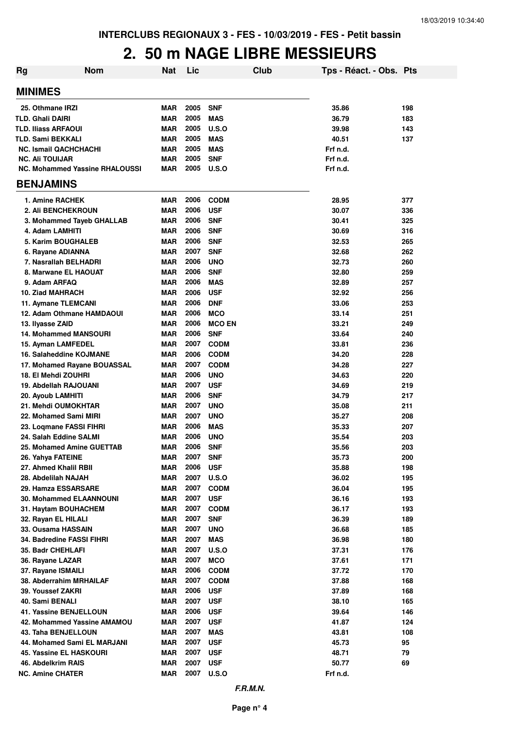INTERCLUBS REGIONAUX 3 - FES - 10/03/2019 - FES - Petit bassin

# 2. 50 m NAGE LIBRE MESSIEURS

| Rg | Nom | Nat | Lic | Club | Tps - Réact. - Obs. | Pts |
|---|---|---|---|---|---|---|
| **MINIMES** | | | | | | |
| 25. | Othmane IRZI | MAR | 2005 | SNF | 35.86 | 198 |
| TLD. | Ghali DAIRI | MAR | 2005 | MAS | 36.79 | 183 |
| TLD. | Iliass ARFAOUI | MAR | 2005 | U.S.O | 39.98 | 143 |
| TLD. | Sami BEKKALI | MAR | 2005 | MAS | 40.51 | 137 |
| NC. | Ismail QACHCHACHI | MAR | 2005 | MAS | Frf n.d. | |
| NC. | Ali TOUIJAR | MAR | 2005 | SNF | Frf n.d. | |
| NC. | Mohammed Yassine RHALOUSSI | MAR | 2005 | U.S.O | Frf n.d. | |
| **BENJAMINS** | | | | | | |
| 1. | Amine RACHEK | MAR | 2006 | CODM | 28.95 | 377 |
| 2. | Ali BENCHEKROUN | MAR | 2006 | USF | 30.07 | 336 |
| 3. | Mohammed Tayeb GHALLAB | MAR | 2006 | SNF | 30.41 | 325 |
| 4. | Adam LAMHITI | MAR | 2006 | SNF | 30.69 | 316 |
| 5. | Karim BOUGHALEB | MAR | 2006 | SNF | 32.53 | 265 |
| 6. | Rayane ADIANNA | MAR | 2007 | SNF | 32.68 | 262 |
| 7. | Nasrallah BELHADRI | MAR | 2006 | UNO | 32.73 | 260 |
| 8. | Marwane EL HAOUAT | MAR | 2006 | SNF | 32.80 | 259 |
| 9. | Adam ARFAQ | MAR | 2006 | MAS | 32.89 | 257 |
| 10. | Ziad MAHRACH | MAR | 2006 | USF | 32.92 | 256 |
| 11. | Aymane TLEMCANI | MAR | 2006 | DNF | 33.06 | 253 |
| 12. | Adam Othmane HAMDAOUI | MAR | 2006 | MCO | 33.14 | 251 |
| 13. | Ilyasse ZAID | MAR | 2006 | MCO EN | 33.21 | 249 |
| 14. | Mohammed MANSOURI | MAR | 2006 | SNF | 33.64 | 240 |
| 15. | Ayman LAMFEDEL | MAR | 2007 | CODM | 33.81 | 236 |
| 16. | Salaheddine KOJMANE | MAR | 2006 | CODM | 34.20 | 228 |
| 17. | Mohamed Rayane BOUASSAL | MAR | 2007 | CODM | 34.28 | 227 |
| 18. | El Mehdi ZOUHRI | MAR | 2006 | UNO | 34.63 | 220 |
| 19. | Abdellah RAJOUANI | MAR | 2007 | USF | 34.69 | 219 |
| 20. | Ayoub LAMHITI | MAR | 2006 | SNF | 34.79 | 217 |
| 21. | Mehdi OUMOKHTAR | MAR | 2007 | UNO | 35.08 | 211 |
| 22. | Mohamed Sami MIRI | MAR | 2007 | UNO | 35.27 | 208 |
| 23. | Loqmane FASSI FIHRI | MAR | 2006 | MAS | 35.33 | 207 |
| 24. | Salah Eddine SALMI | MAR | 2006 | UNO | 35.54 | 203 |
| 25. | Mohamed Amine GUETTAB | MAR | 2006 | SNF | 35.56 | 203 |
| 26. | Yahya FATEINE | MAR | 2007 | SNF | 35.73 | 200 |
| 27. | Ahmed Khalil RBII | MAR | 2006 | USF | 35.88 | 198 |
| 28. | Abdelilah NAJAH | MAR | 2007 | U.S.O | 36.02 | 195 |
| 29. | Hamza ESSARSARE | MAR | 2007 | CODM | 36.04 | 195 |
| 30. | Mohammed ELAANNOUNI | MAR | 2007 | USF | 36.16 | 193 |
| 31. | Haytam BOUHACHEM | MAR | 2007 | CODM | 36.17 | 193 |
| 32. | Rayan EL HILALI | MAR | 2007 | SNF | 36.39 | 189 |
| 33. | Ousama HASSAIN | MAR | 2007 | UNO | 36.68 | 185 |
| 34. | Badredine FASSI FIHRI | MAR | 2007 | MAS | 36.98 | 180 |
| 35. | Badr CHEHLAFI | MAR | 2007 | U.S.O | 37.31 | 176 |
| 36. | Rayane LAZAR | MAR | 2007 | MCO | 37.61 | 171 |
| 37. | Rayane ISMAILI | MAR | 2006 | CODM | 37.72 | 170 |
| 38. | Abderrahim MRHAILAF | MAR | 2007 | CODM | 37.88 | 168 |
| 39. | Youssef ZAKRI | MAR | 2006 | USF | 37.89 | 168 |
| 40. | Sami BENALI | MAR | 2007 | USF | 38.10 | 165 |
| 41. | Yassine BENJELLOUN | MAR | 2006 | USF | 39.64 | 146 |
| 42. | Mohammed Yassine AMAMOU | MAR | 2007 | USF | 41.87 | 124 |
| 43. | Taha BENJELLOUN | MAR | 2007 | MAS | 43.81 | 108 |
| 44. | Mohamed Sami EL MARJANI | MAR | 2007 | USF | 45.73 | 95 |
| 45. | Yassine EL HASKOURI | MAR | 2007 | USF | 48.71 | 79 |
| 46. | Abdelkrim RAIS | MAR | 2007 | USF | 50.77 | 69 |
| NC. | Amine CHATER | MAR | 2007 | U.S.O | Frf n.d. | |

*F.R.M.N.*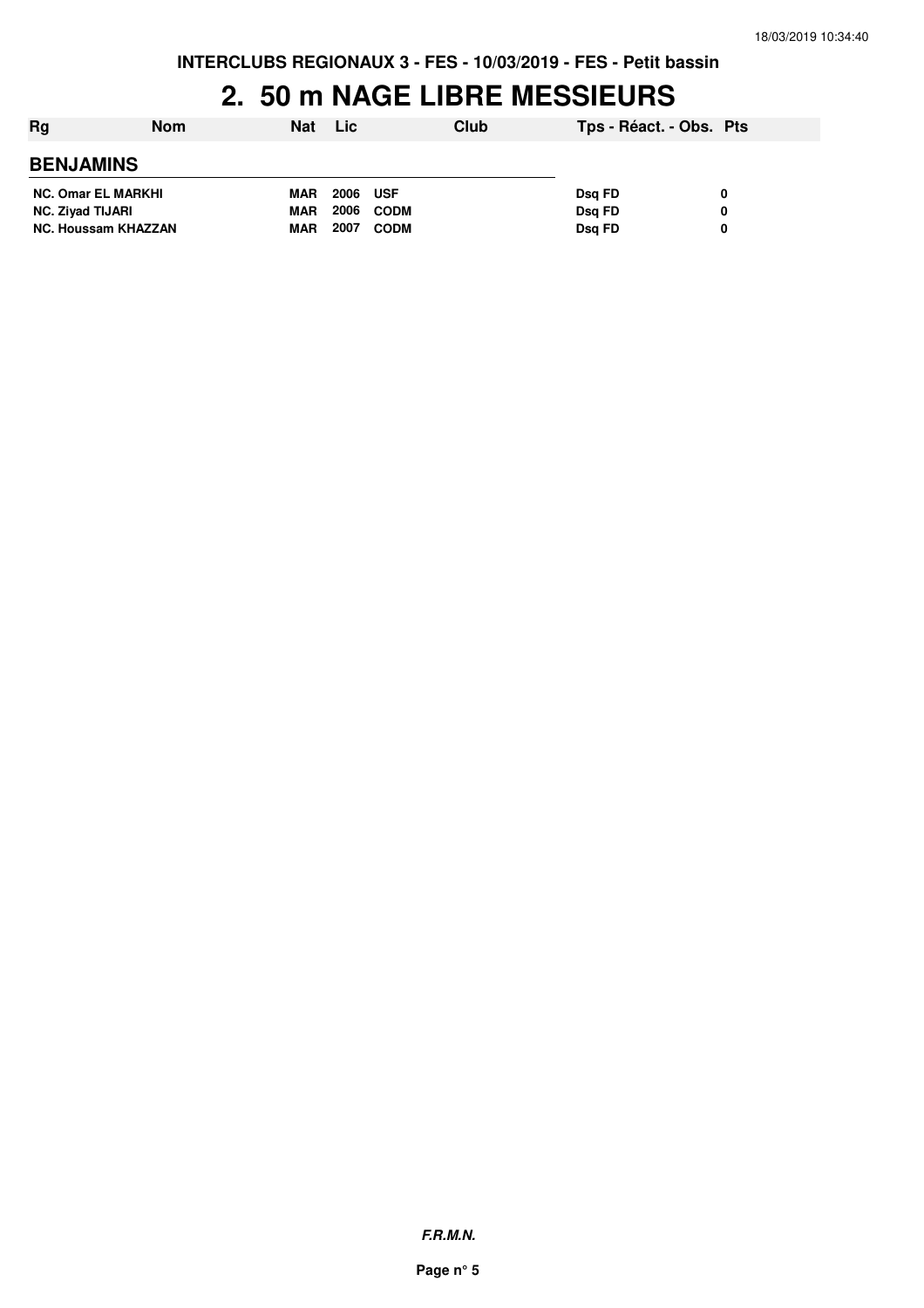INTERCLUBS REGIONAUX 3 - FES - 10/03/2019 - FES - Petit bassin

# 2. 50 m NAGE LIBRE MESSIEURS

| Rg | Nom | Nat | Lic | Club | Tps - Réact. - Obs. | Pts |
|---|---|---|---|---|---|---|
| **BENJAMINS** | | | | | | |
| NC. | Omar EL MARKHI | MAR | 2006 | USF | Dsq FD | 0 |
| NC. | Ziyad TIJARI | MAR | 2006 | CODM | Dsq FD | 0 |
| NC. | Houssam KHAZZAN | MAR | 2007 | CODM | Dsq FD | 0 |

**F.R.M.N.**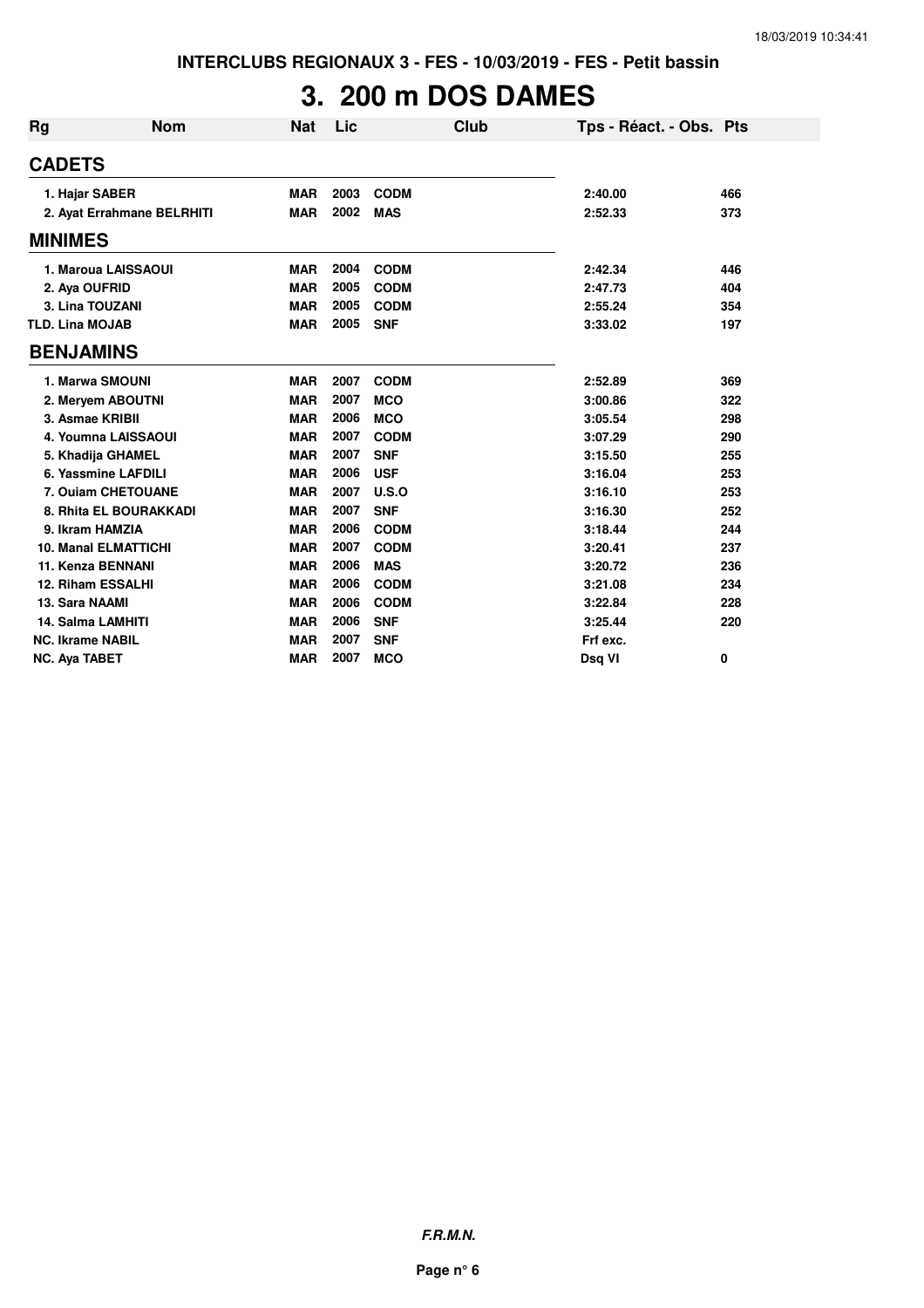INTERCLUBS REGIONAUX 3 - FES - 10/03/2019 - FES - Petit bassin

# 3. 200 m DOS DAMES

| Rg | Nom | Nat | Lic | Club | Tps - Réact. - Obs. | Pts |
|---|---|---|---|---|---|---|
| **CADETS** | | | | | | |
| 1. Hajar SABER | | MAR | 2003 | CODM | 2:40.00 | 466 |
| 2. Ayat Errahmane BELRHITI | | MAR | 2002 | MAS | 2:52.33 | 373 |
| **MINIMES** | | | | | | |
| 1. Maroua LAISSAOUI | | MAR | 2004 | CODM | 2:42.34 | 446 |
| 2. Aya OUFRID | | MAR | 2005 | CODM | 2:47.73 | 404 |
| 3. Lina TOUZANI | | MAR | 2005 | CODM | 2:55.24 | 354 |
| TLD. Lina MOJAB | | MAR | 2005 | SNF | 3:33.02 | 197 |
| **BENJAMINS** | | | | | | |
| 1. Marwa SMOUNI | | MAR | 2007 | CODM | 2:52.89 | 369 |
| 2. Meryem ABOUTNI | | MAR | 2007 | MCO | 3:00.86 | 322 |
| 3. Asmae KRIBII | | MAR | 2006 | MCO | 3:05.54 | 298 |
| 4. Youmna LAISSAOUI | | MAR | 2007 | CODM | 3:07.29 | 290 |
| 5. Khadija GHAMEL | | MAR | 2007 | SNF | 3:15.50 | 255 |
| 6. Yassmine LAFDILI | | MAR | 2006 | USF | 3:16.04 | 253 |
| 7. Ouiam CHETOUANE | | MAR | 2007 | U.S.O | 3:16.10 | 253 |
| 8. Rhita EL BOURAKKADI | | MAR | 2007 | SNF | 3:16.30 | 252 |
| 9. Ikram HAMZIA | | MAR | 2006 | CODM | 3:18.44 | 244 |
| 10. Manal ELMATTICHI | | MAR | 2007 | CODM | 3:20.41 | 237 |
| 11. Kenza BENNANI | | MAR | 2006 | MAS | 3:20.72 | 236 |
| 12. Riham ESSALHI | | MAR | 2006 | CODM | 3:21.08 | 234 |
| 13. Sara NAAMI | | MAR | 2006 | CODM | 3:22.84 | 228 |
| 14. Salma LAMHITI | | MAR | 2006 | SNF | 3:25.44 | 220 |
| NC. Ikrame NABIL | | MAR | 2007 | SNF | Frf exc. | |
| NC. Aya TABET | | MAR | 2007 | MCO | Dsq VI | 0 |

F.R.M.N.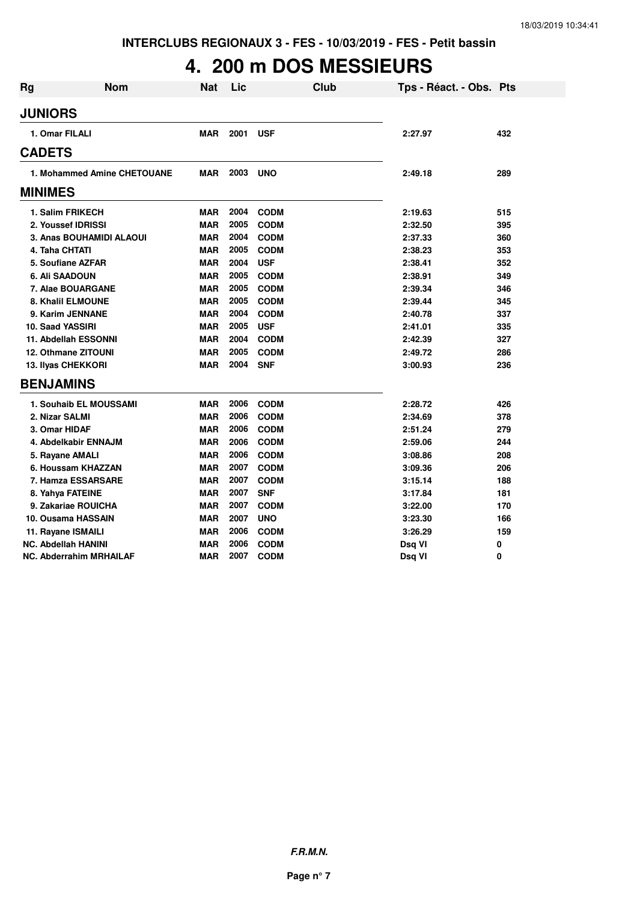INTERCLUBS REGIONAUX 3 - FES - 10/03/2019 - FES - Petit bassin

# 4. 200 m DOS MESSIEURS

| Rg | Nom | Nat | Lic | Club | Tps - Réact. - Obs. | Pts |
|---|---|---|---|---|---|---|
| **JUNIORS** | | | | | | |
| 1. | Omar FILALI | MAR | 2001 | USF | 2:27.97 | 432 |
| **CADETS** | | | | | | |
| 1. | Mohammed Amine CHETOUANE | MAR | 2003 | UNO | 2:49.18 | 289 |
| **MINIMES** | | | | | | |
| 1. | Salim FRIKECH | MAR | 2004 | CODM | 2:19.63 | 515 |
| 2. | Youssef IDRISSI | MAR | 2005 | CODM | 2:32.50 | 395 |
| 3. | Anas BOUHAMIDI ALAOUI | MAR | 2004 | CODM | 2:37.33 | 360 |
| 4. | Taha CHTATI | MAR | 2005 | CODM | 2:38.23 | 353 |
| 5. | Soufiane AZFAR | MAR | 2004 | USF | 2:38.41 | 352 |
| 6. | Ali SAADOUN | MAR | 2005 | CODM | 2:38.91 | 349 |
| 7. | Alae BOUARGANE | MAR | 2005 | CODM | 2:39.34 | 346 |
| 8. | Khalil ELMOUNE | MAR | 2005 | CODM | 2:39.44 | 345 |
| 9. | Karim JENNANE | MAR | 2004 | CODM | 2:40.78 | 337 |
| 10. | Saad YASSIRI | MAR | 2005 | USF | 2:41.01 | 335 |
| 11. | Abdellah ESSONNI | MAR | 2004 | CODM | 2:42.39 | 327 |
| 12. | Othmane ZITOUNI | MAR | 2005 | CODM | 2:49.72 | 286 |
| 13. | Ilyas CHEKKORI | MAR | 2004 | SNF | 3:00.93 | 236 |
| **BENJAMINS** | | | | | | |
| 1. | Souhaib EL MOUSSAMI | MAR | 2006 | CODM | 2:28.72 | 426 |
| 2. | Nizar SALMI | MAR | 2006 | CODM | 2:34.69 | 378 |
| 3. | Omar HIDAF | MAR | 2006 | CODM | 2:51.24 | 279 |
| 4. | Abdelkabir ENNAJM | MAR | 2006 | CODM | 2:59.06 | 244 |
| 5. | Rayane AMALI | MAR | 2006 | CODM | 3:08.86 | 208 |
| 6. | Houssam KHAZZAN | MAR | 2007 | CODM | 3:09.36 | 206 |
| 7. | Hamza ESSARSARE | MAR | 2007 | CODM | 3:15.14 | 188 |
| 8. | Yahya FATEINE | MAR | 2007 | SNF | 3:17.84 | 181 |
| 9. | Zakariae ROUICHA | MAR | 2007 | CODM | 3:22.00 | 170 |
| 10. | Ousama HASSAIN | MAR | 2007 | UNO | 3:23.30 | 166 |
| 11. | Rayane ISMAILI | MAR | 2006 | CODM | 3:26.29 | 159 |
| NC. | Abdellah HANINI | MAR | 2006 | CODM | Dsq VI | 0 |
| NC. | Abderrahim MRHAILAF | MAR | 2007 | CODM | Dsq VI | 0 |

*F.R.M.N.*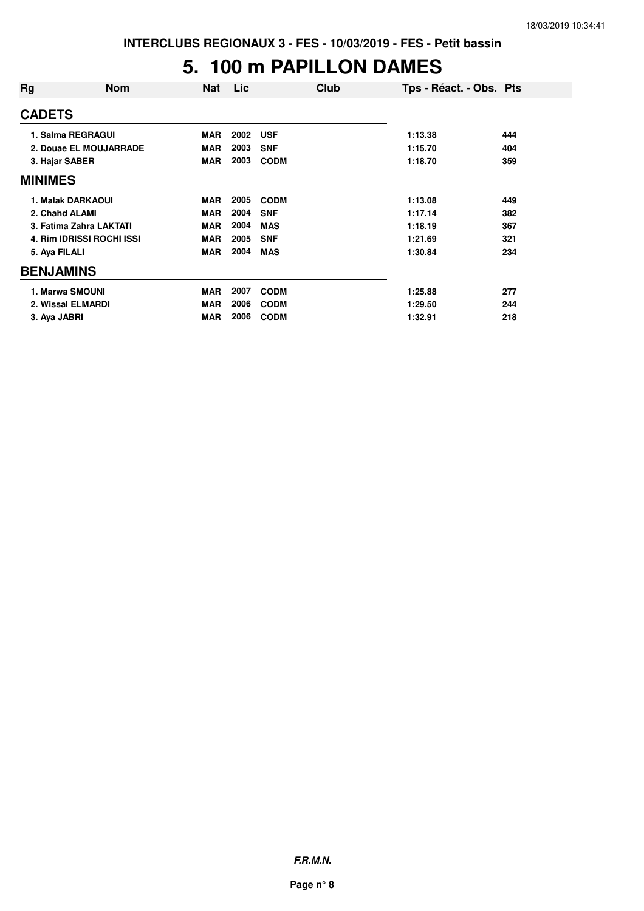**INTERCLUBS REGIONAUX 3 - FES - 10/03/2019 - FES - Petit bassin**

# 5. 100 m PAPILLON DAMES

| Rg | Nom | Nat | Lic | Club | Tps - Réact. - Obs. | Pts |
|---|---|---|---|---|---|---|
| **CADETS** | | | | | | |
| 1. | Salma REGRAGUI | MAR | 2002 | USF | 1:13.38 | 444 |
| 2. | Douae EL MOUJARRADE | MAR | 2003 | SNF | 1:15.70 | 404 |
| 3. | Hajar SABER | MAR | 2003 | CODM | 1:18.70 | 359 |
| **MINIMES** | | | | | | |
| 1. | Malak DARKAOUI | MAR | 2005 | CODM | 1:13.08 | 449 |
| 2. | Chahd ALAMI | MAR | 2004 | SNF | 1:17.14 | 382 |
| 3. | Fatima Zahra LAKTATI | MAR | 2004 | MAS | 1:18.19 | 367 |
| 4. | Rim IDRISSI ROCHI ISSI | MAR | 2005 | SNF | 1:21.69 | 321 |
| 5. | Aya FILALI | MAR | 2004 | MAS | 1:30.84 | 234 |
| **BENJAMINS** | | | | | | |
| 1. | Marwa SMOUNI | MAR | 2007 | CODM | 1:25.88 | 277 |
| 2. | Wissal ELMARDI | MAR | 2006 | CODM | 1:29.50 | 244 |
| 3. | Aya JABRI | MAR | 2006 | CODM | 1:32.91 | 218 |

***F.R.M.N.***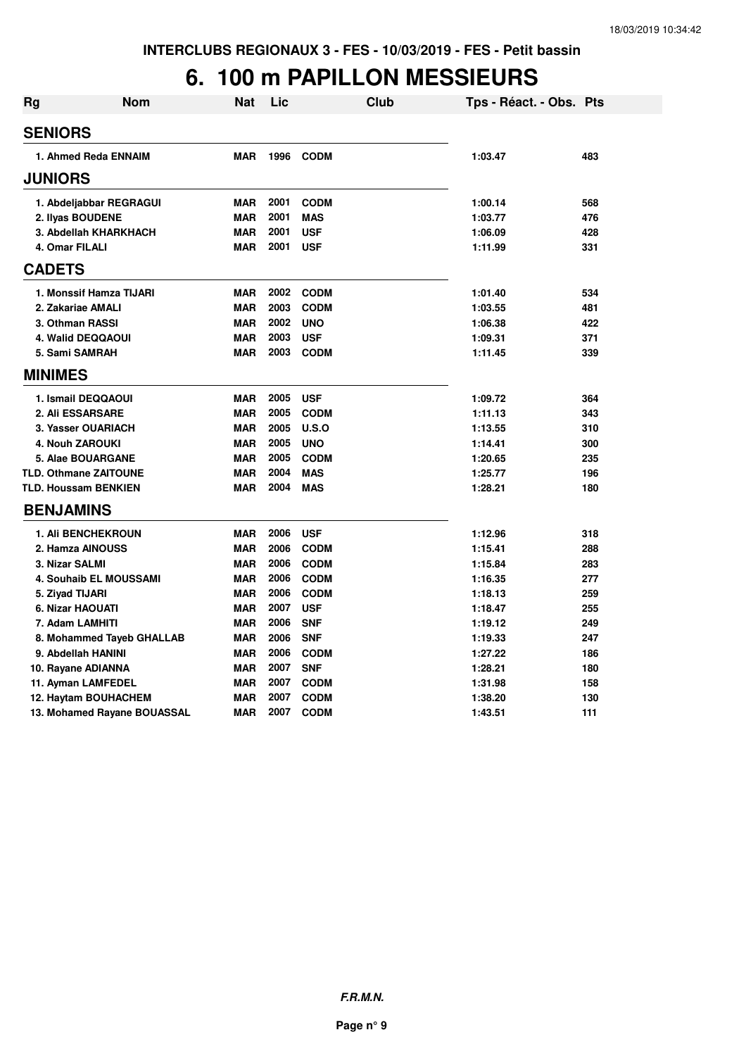INTERCLUBS REGIONAUX 3 - FES - 10/03/2019 - FES - Petit bassin

# 6. 100 m PAPILLON MESSIEURS

| Rg | Nom | Nat | Lic | Club | Tps - Réact. - Obs. | Pts |
|---|---|---|---|---|---|---|
| **SENIORS** | | | | | | |
| 1. | Ahmed Reda ENNAIM | MAR | 1996 | CODM | 1:03.47 | 483 |
| **JUNIORS** | | | | | | |
| 1. | Abdeljabbar REGRAGUI | MAR | 2001 | CODM | 1:00.14 | 568 |
| 2. | Ilyas BOUDENE | MAR | 2001 | MAS | 1:03.77 | 476 |
| 3. | Abdellah KHARKHACH | MAR | 2001 | USF | 1:06.09 | 428 |
| 4. | Omar FILALI | MAR | 2001 | USF | 1:11.99 | 331 |
| **CADETS** | | | | | | |
| 1. | Monssif Hamza TIJARI | MAR | 2002 | CODM | 1:01.40 | 534 |
| 2. | Zakariae AMALI | MAR | 2003 | CODM | 1:03.55 | 481 |
| 3. | Othman RASSI | MAR | 2002 | UNO | 1:06.38 | 422 |
| 4. | Walid DEQQAOUI | MAR | 2003 | USF | 1:09.31 | 371 |
| 5. | Sami SAMRAH | MAR | 2003 | CODM | 1:11.45 | 339 |
| **MINIMES** | | | | | | |
| 1. | Ismail DEQQAOUI | MAR | 2005 | USF | 1:09.72 | 364 |
| 2. | Ali ESSARSARE | MAR | 2005 | CODM | 1:11.13 | 343 |
| 3. | Yasser OUARIACH | MAR | 2005 | U.S.O | 1:13.55 | 310 |
| 4. | Nouh ZAROUKI | MAR | 2005 | UNO | 1:14.41 | 300 |
| 5. | Alae BOUARGANE | MAR | 2005 | CODM | 1:20.65 | 235 |
| TLD. | Othmane ZAITOUNE | MAR | 2004 | MAS | 1:25.77 | 196 |
| TLD. | Houssam BENKIEN | MAR | 2004 | MAS | 1:28.21 | 180 |
| **BENJAMINS** | | | | | | |
| 1. | Ali BENCHEKROUN | MAR | 2006 | USF | 1:12.96 | 318 |
| 2. | Hamza AINOUSS | MAR | 2006 | CODM | 1:15.41 | 288 |
| 3. | Nizar SALMI | MAR | 2006 | CODM | 1:15.84 | 283 |
| 4. | Souhaib EL MOUSSAMI | MAR | 2006 | CODM | 1:16.35 | 277 |
| 5. | Ziyad TIJARI | MAR | 2006 | CODM | 1:18.13 | 259 |
| 6. | Nizar HAOUATI | MAR | 2007 | USF | 1:18.47 | 255 |
| 7. | Adam LAMHITI | MAR | 2006 | SNF | 1:19.12 | 249 |
| 8. | Mohammed Tayeb GHALLAB | MAR | 2006 | SNF | 1:19.33 | 247 |
| 9. | Abdellah HANINI | MAR | 2006 | CODM | 1:27.22 | 186 |
| 10. | Rayane ADIANNA | MAR | 2007 | SNF | 1:28.21 | 180 |
| 11. | Ayman LAMFEDEL | MAR | 2007 | CODM | 1:31.98 | 158 |
| 12. | Haytam BOUHACHEM | MAR | 2007 | CODM | 1:38.20 | 130 |
| 13. | Mohamed Rayane BOUASSAL | MAR | 2007 | CODM | 1:43.51 | 111 |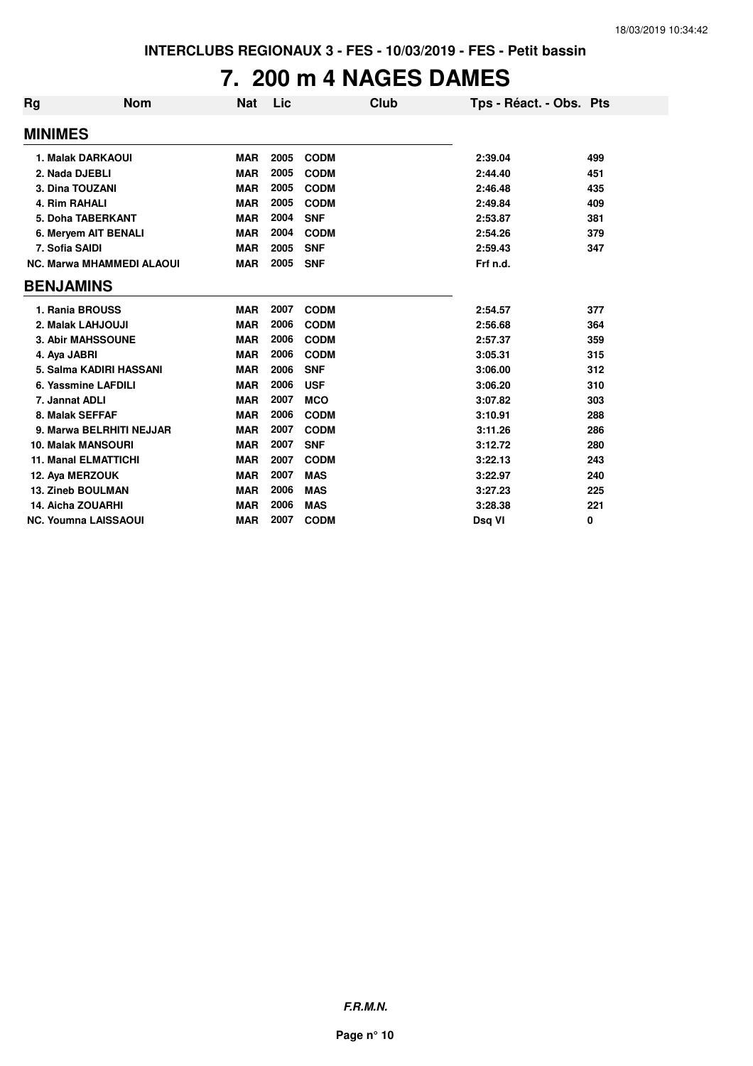INTERCLUBS REGIONAUX 3 - FES - 10/03/2019 - FES - Petit bassin

# 7. 200 m 4 NAGES DAMES

| Rg | Nom | Nat | Lic | Club | Tps - Réact. - Obs. | Pts |
|---|---|---|---|---|---|---|
| **MINIMES** | | | | | | |
| 1. | Malak DARKAOUI | MAR | 2005 | CODM | 2:39.04 | 499 |
| 2. | Nada DJEBLI | MAR | 2005 | CODM | 2:44.40 | 451 |
| 3. | Dina TOUZANI | MAR | 2005 | CODM | 2:46.48 | 435 |
| 4. | Rim RAHALI | MAR | 2005 | CODM | 2:49.84 | 409 |
| 5. | Doha TABERKANT | MAR | 2004 | SNF | 2:53.87 | 381 |
| 6. | Meryem AIT BENALI | MAR | 2004 | CODM | 2:54.26 | 379 |
| 7. | Sofia SAIDI | MAR | 2005 | SNF | 2:59.43 | 347 |
| NC. | Marwa MHAMMEDI ALAOUI | MAR | 2005 | SNF | Frf n.d. | |
| **BENJAMINS** | | | | | | |
| 1. | Rania BROUSS | MAR | 2007 | CODM | 2:54.57 | 377 |
| 2. | Malak LAHJOUJI | MAR | 2006 | CODM | 2:56.68 | 364 |
| 3. | Abir MAHSSOUNE | MAR | 2006 | CODM | 2:57.37 | 359 |
| 4. | Aya JABRI | MAR | 2006 | CODM | 3:05.31 | 315 |
| 5. | Salma KADIRI HASSANI | MAR | 2006 | SNF | 3:06.00 | 312 |
| 6. | Yassmine LAFDILI | MAR | 2006 | USF | 3:06.20 | 310 |
| 7. | Jannat ADLI | MAR | 2007 | MCO | 3:07.82 | 303 |
| 8. | Malak SEFFAF | MAR | 2006 | CODM | 3:10.91 | 288 |
| 9. | Marwa BELRHITI NEJJAR | MAR | 2007 | CODM | 3:11.26 | 286 |
| 10. | Malak MANSOURI | MAR | 2007 | SNF | 3:12.72 | 280 |
| 11. | Manal ELMATTICHI | MAR | 2007 | CODM | 3:22.13 | 243 |
| 12. | Aya MERZOUK | MAR | 2007 | MAS | 3:22.97 | 240 |
| 13. | Zineb BOULMAN | MAR | 2006 | MAS | 3:27.23 | 225 |
| 14. | Aicha ZOUARHI | MAR | 2006 | MAS | 3:28.38 | 221 |
| NC. | Youmna LAISSAOUI | MAR | 2007 | CODM | Dsq VI | 0 |

***F.R.M.N.***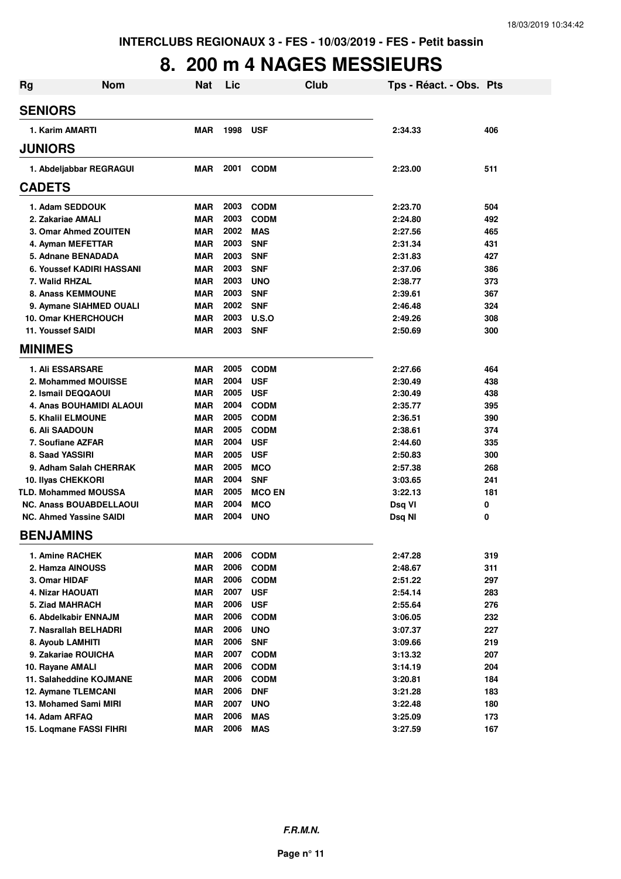INTERCLUBS REGIONAUX 3 - FES - 10/03/2019 - FES - Petit bassin

# 8. 200 m 4 NAGES MESSIEURS

| Rg | Nom | Nat | Lic | Club | Tps - Réact. - Obs. | Pts |
|---|---|---|---|---|---|---|
| **SENIORS** | | | | | | |
| 1. Karim AMARTI | | MAR | 1998 | USF | 2:34.33 | 406 |
| **JUNIORS** | | | | | | |
| 1. Abdeljabbar REGRAGUI | | MAR | 2001 | CODM | 2:23.00 | 511 |
| **CADETS** | | | | | | |
| 1. Adam SEDDOUK | | MAR | 2003 | CODM | 2:23.70 | 504 |
| 2. Zakariae AMALI | | MAR | 2003 | CODM | 2:24.80 | 492 |
| 3. Omar Ahmed ZOUITEN | | MAR | 2002 | MAS | 2:27.56 | 465 |
| 4. Ayman MEFETTAR | | MAR | 2003 | SNF | 2:31.34 | 431 |
| 5. Adnane BENADADA | | MAR | 2003 | SNF | 2:31.83 | 427 |
| 6. Youssef KADIRI HASSANI | | MAR | 2003 | SNF | 2:37.06 | 386 |
| 7. Walid RHZAL | | MAR | 2003 | UNO | 2:38.77 | 373 |
| 8. Anass KEMMOUNE | | MAR | 2003 | SNF | 2:39.61 | 367 |
| 9. Aymane SIAHMED OUALI | | MAR | 2002 | SNF | 2:46.48 | 324 |
| 10. Omar KHERCHOUCH | | MAR | 2003 | U.S.O | 2:49.26 | 308 |
| 11. Youssef SAIDI | | MAR | 2003 | SNF | 2:50.69 | 300 |
| **MINIMES** | | | | | | |
| 1. Ali ESSARSARE | | MAR | 2005 | CODM | 2:27.66 | 464 |
| 2. Mohammed MOUISSE | | MAR | 2004 | USF | 2:30.49 | 438 |
| 2. Ismail DEQQAOUI | | MAR | 2005 | USF | 2:30.49 | 438 |
| 4. Anas BOUHAMIDI ALAOUI | | MAR | 2004 | CODM | 2:35.77 | 395 |
| 5. Khalil ELMOUNE | | MAR | 2005 | CODM | 2:36.51 | 390 |
| 6. Ali SAADOUN | | MAR | 2005 | CODM | 2:38.61 | 374 |
| 7. Soufiane AZFAR | | MAR | 2004 | USF | 2:44.60 | 335 |
| 8. Saad YASSIRI | | MAR | 2005 | USF | 2:50.83 | 300 |
| 9. Adham Salah CHERRAK | | MAR | 2005 | MCO | 2:57.38 | 268 |
| 10. Ilyas CHEKKORI | | MAR | 2004 | SNF | 3:03.65 | 241 |
| TLD. Mohammed MOUSSA | | MAR | 2005 | MCO EN | 3:22.13 | 181 |
| NC. Anass BOUABDELLAOUI | | MAR | 2004 | MCO | Dsq VI | 0 |
| NC. Ahmed Yassine SAIDI | | MAR | 2004 | UNO | Dsq NI | 0 |
| **BENJAMINS** | | | | | | |
| 1. Amine RACHEK | | MAR | 2006 | CODM | 2:47.28 | 319 |
| 2. Hamza AINOUSS | | MAR | 2006 | CODM | 2:48.67 | 311 |
| 3. Omar HIDAF | | MAR | 2006 | CODM | 2:51.22 | 297 |
| 4. Nizar HAOUATI | | MAR | 2007 | USF | 2:54.14 | 283 |
| 5. Ziad MAHRACH | | MAR | 2006 | USF | 2:55.64 | 276 |
| 6. Abdelkabir ENNAJM | | MAR | 2006 | CODM | 3:06.05 | 232 |
| 7. Nasrallah BELHADRI | | MAR | 2006 | UNO | 3:07.37 | 227 |
| 8. Ayoub LAMHITI | | MAR | 2006 | SNF | 3:09.66 | 219 |
| 9. Zakariae ROUICHA | | MAR | 2007 | CODM | 3:13.32 | 207 |
| 10. Rayane AMALI | | MAR | 2006 | CODM | 3:14.19 | 204 |
| 11. Salaheddine KOJMANE | | MAR | 2006 | CODM | 3:20.81 | 184 |
| 12. Aymane TLEMCANI | | MAR | 2006 | DNF | 3:21.28 | 183 |
| 13. Mohamed Sami MIRI | | MAR | 2007 | UNO | 3:22.48 | 180 |
| 14. Adam ARFAQ | | MAR | 2006 | MAS | 3:25.09 | 173 |
| 15. Loqmane FASSI FIHRI | | MAR | 2006 | MAS | 3:27.59 | 167 |

*F.R.M.N.*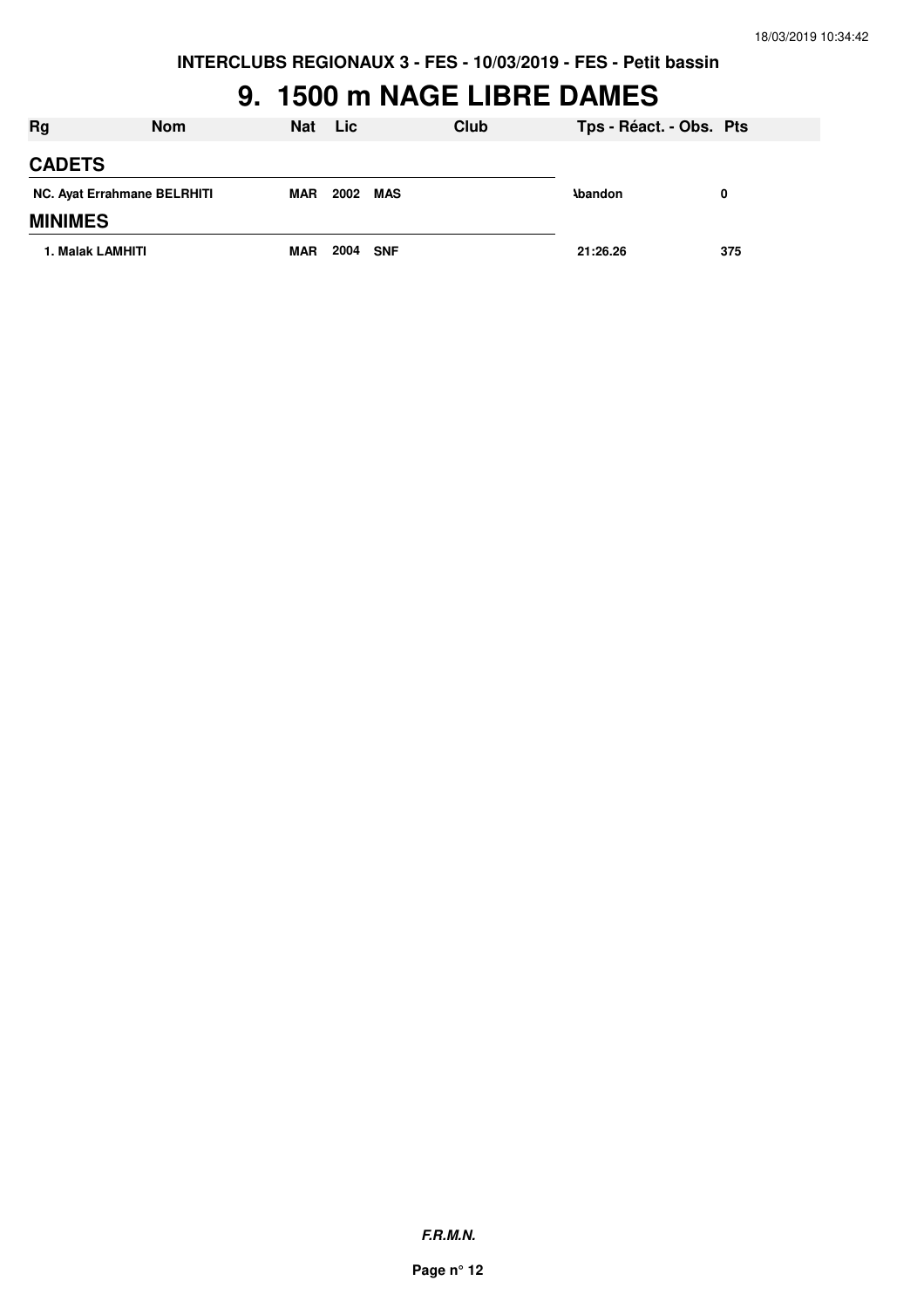INTERCLUBS REGIONAUX 3 - FES - 10/03/2019 - FES - Petit bassin

# 9. 1500 m NAGE LIBRE DAMES

| Rg | Nom | Nat | Lic | Club | Tps - Réact. - Obs. | Pts |
|---|---|---|---|---|---|---|
| **CADETS** | | | | | | |
| NC. | Ayat Errahmane BELRHITI | MAR | 2002 | MAS | Abandon | 0 |
| **MINIMES** | | | | | | |
| 1. | Malak LAMHITI | MAR | 2004 | SNF | 21:26.26 | 375 |

***F.R.M.N.***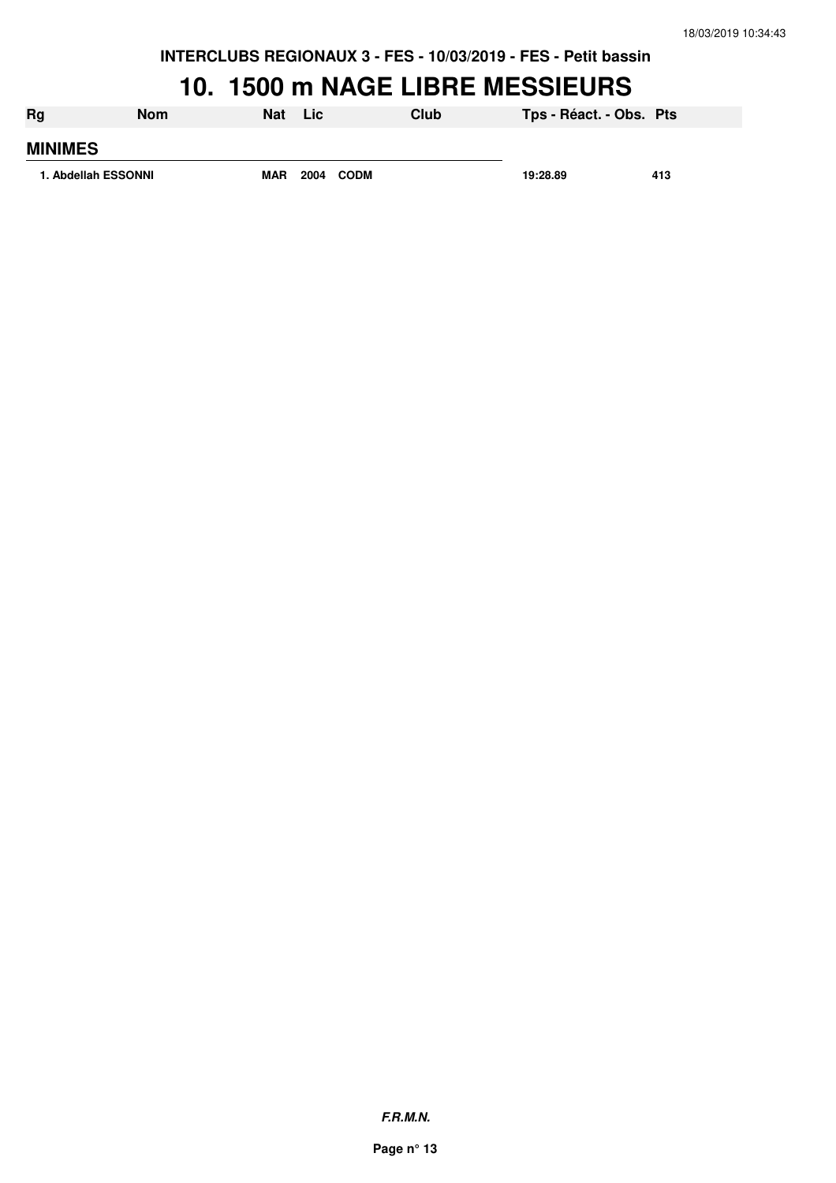**INTERCLUBS REGIONAUX 3 - FES - 10/03/2019 - FES - Petit bassin**

# 10. 1500 m NAGE LIBRE MESSIEURS

| Rg | Nom | Nat | Lic | Club | Tps - Réact. - Obs. | Pts |
|---|---|---|---|---|---|---|
| **MINIMES** | | | | | | |
| 1. | Abdellah ESSONNI | MAR | 2004 | CODM | 19:28.89 | 413 |

***F.R.M.N.***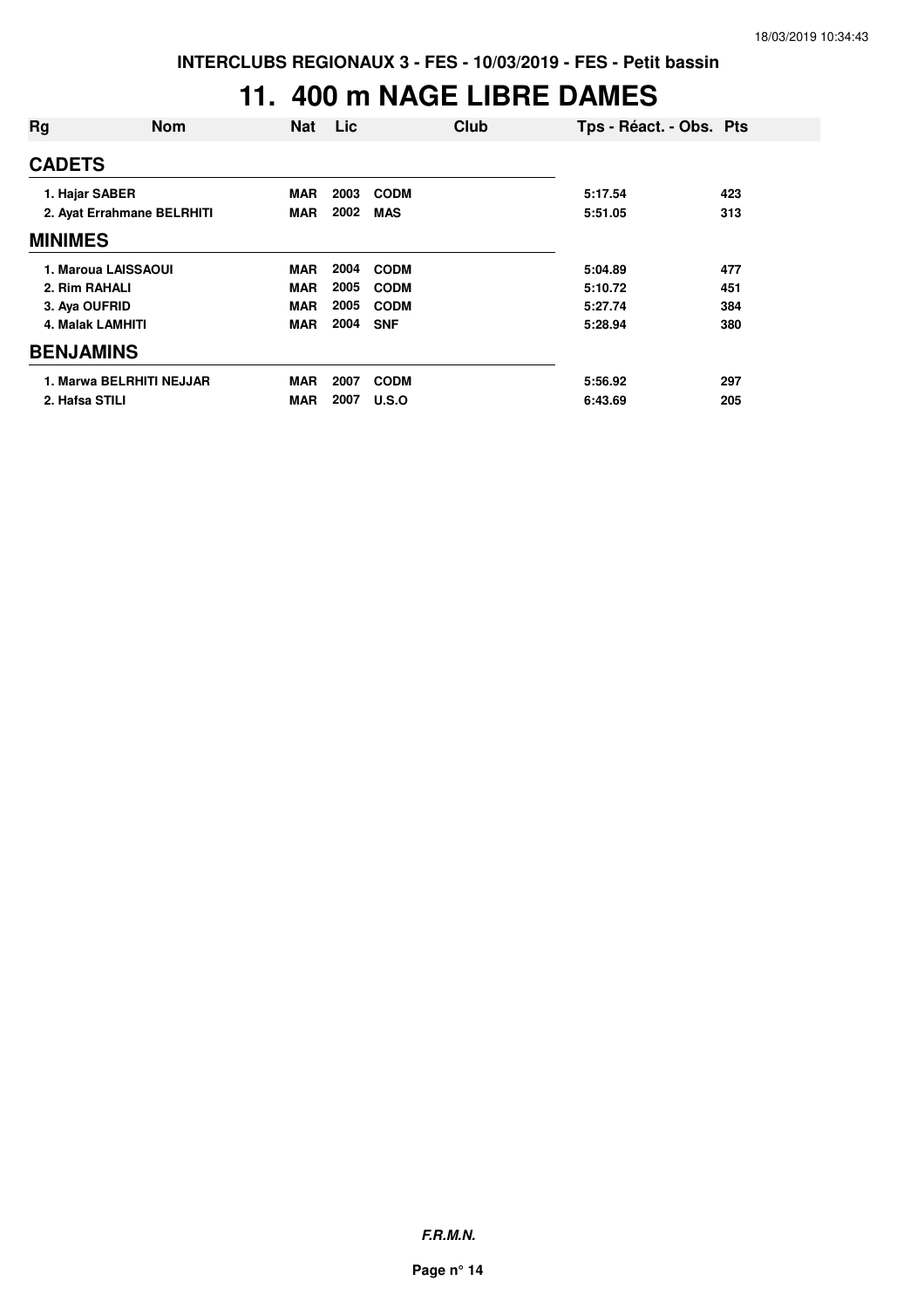INTERCLUBS REGIONAUX 3 - FES - 10/03/2019 - FES - Petit bassin

# 11. 400 m NAGE LIBRE DAMES

| Rg | Nom | Nat | Lic | Club | Tps - Réact. - Obs. | Pts |
|---|---|---|---|---|---|---|
| **CADETS** | | | | | | |
| 1. | Hajar SABER | MAR | 2003 | CODM | 5:17.54 | 423 |
| 2. | Ayat Errahmane BELRHITI | MAR | 2002 | MAS | 5:51.05 | 313 |
| **MINIMES** | | | | | | |
| 1. | Maroua LAISSAOUI | MAR | 2004 | CODM | 5:04.89 | 477 |
| 2. | Rim RAHALI | MAR | 2005 | CODM | 5:10.72 | 451 |
| 3. | Aya OUFRID | MAR | 2005 | CODM | 5:27.74 | 384 |
| 4. | Malak LAMHITI | MAR | 2004 | SNF | 5:28.94 | 380 |
| **BENJAMINS** | | | | | | |
| 1. | Marwa BELRHITI NEJJAR | MAR | 2007 | CODM | 5:56.92 | 297 |
| 2. | Hafsa STILI | MAR | 2007 | U.S.O | 6:43.69 | 205 |

*F.R.M.N.*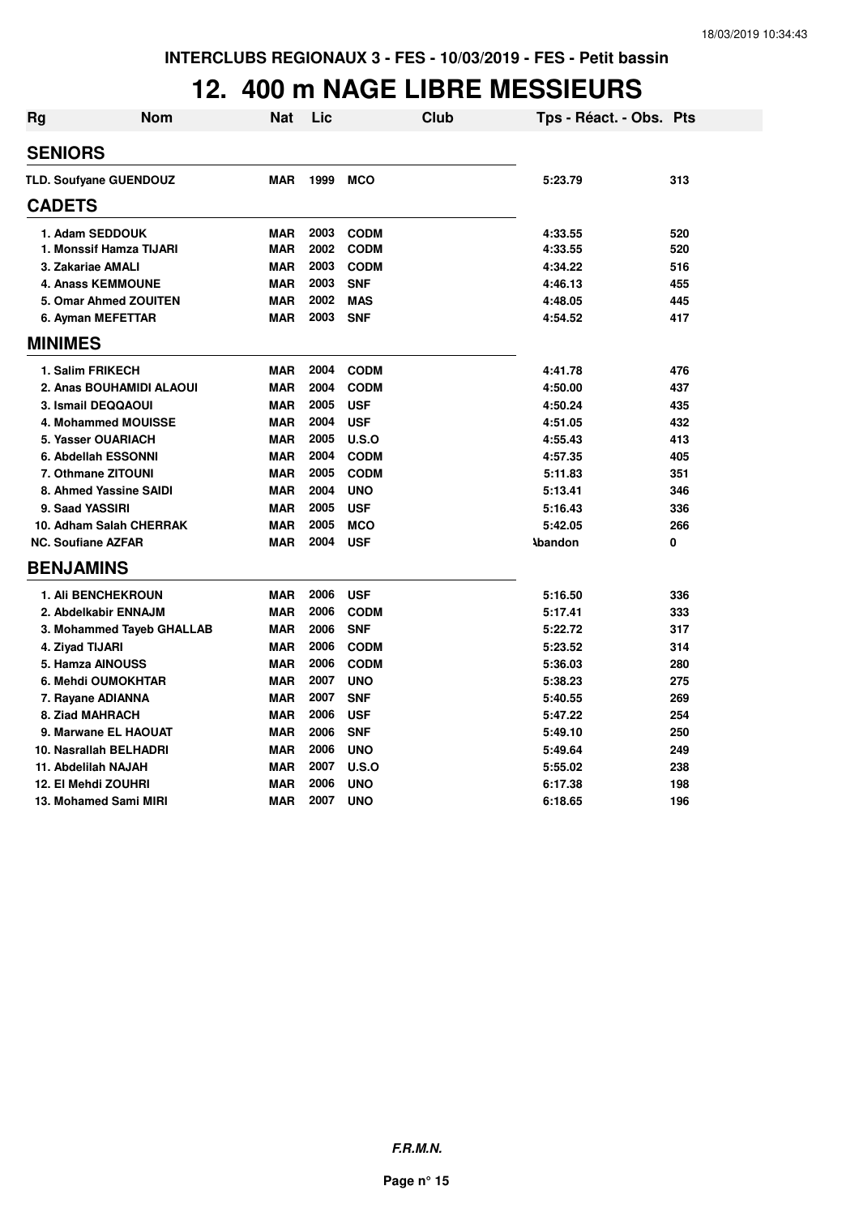**INTERCLUBS REGIONAUX 3 - FES - 10/03/2019 - FES - Petit bassin**

# 12. 400 m NAGE LIBRE MESSIEURS

| Rg | Nom | Nat | Lic | Club | Tps - Réact. - Obs. | Pts |
|---|---|---|---|---|---|---|
| **SENIORS** | | | | | | |
| TLD. | Soufyane GUENDOUZ | MAR | 1999 | MCO | 5:23.79 | 313 |
| **CADETS** | | | | | | |
| 1. | Adam SEDDOUK | MAR | 2003 | CODM | 4:33.55 | 520 |
| 1. | Monssif Hamza TIJARI | MAR | 2002 | CODM | 4:33.55 | 520 |
| 3. | Zakariae AMALI | MAR | 2003 | CODM | 4:34.22 | 516 |
| 4. | Anass KEMMOUNE | MAR | 2003 | SNF | 4:46.13 | 455 |
| 5. | Omar Ahmed ZOUITEN | MAR | 2002 | MAS | 4:48.05 | 445 |
| 6. | Ayman MEFETTAR | MAR | 2003 | SNF | 4:54.52 | 417 |
| **MINIMES** | | | | | | |
| 1. | Salim FRIKECH | MAR | 2004 | CODM | 4:41.78 | 476 |
| 2. | Anas BOUHAMIDI ALAOUI | MAR | 2004 | CODM | 4:50.00 | 437 |
| 3. | Ismail DEQQAOUI | MAR | 2005 | USF | 4:50.24 | 435 |
| 4. | Mohammed MOUISSE | MAR | 2004 | USF | 4:51.05 | 432 |
| 5. | Yasser OUARIACH | MAR | 2005 | U.S.O | 4:55.43 | 413 |
| 6. | Abdellah ESSONNI | MAR | 2004 | CODM | 4:57.35 | 405 |
| 7. | Othmane ZITOUNI | MAR | 2005 | CODM | 5:11.83 | 351 |
| 8. | Ahmed Yassine SAIDI | MAR | 2004 | UNO | 5:13.41 | 346 |
| 9. | Saad YASSIRI | MAR | 2005 | USF | 5:16.43 | 336 |
| 10. | Adham Salah CHERRAK | MAR | 2005 | MCO | 5:42.05 | 266 |
| NC. | Soufiane AZFAR | MAR | 2004 | USF | Abandon | 0 |
| **BENJAMINS** | | | | | | |
| 1. | Ali BENCHEKROUN | MAR | 2006 | USF | 5:16.50 | 336 |
| 2. | Abdelkabir ENNAJM | MAR | 2006 | CODM | 5:17.41 | 333 |
| 3. | Mohammed Tayeb GHALLAB | MAR | 2006 | SNF | 5:22.72 | 317 |
| 4. | Ziyad TIJARI | MAR | 2006 | CODM | 5:23.52 | 314 |
| 5. | Hamza AINOUSS | MAR | 2006 | CODM | 5:36.03 | 280 |
| 6. | Mehdi OUMOKHTAR | MAR | 2007 | UNO | 5:38.23 | 275 |
| 7. | Rayane ADIANNA | MAR | 2007 | SNF | 5:40.55 | 269 |
| 8. | Ziad MAHRACH | MAR | 2006 | USF | 5:47.22 | 254 |
| 9. | Marwane EL HAOUAT | MAR | 2006 | SNF | 5:49.10 | 250 |
| 10. | Nasrallah BELHADRI | MAR | 2006 | UNO | 5:49.64 | 249 |
| 11. | Abdelilah NAJAH | MAR | 2007 | U.S.O | 5:55.02 | 238 |
| 12. | El Mehdi ZOUHRI | MAR | 2006 | UNO | 6:17.38 | 198 |
| 13. | Mohamed Sami MIRI | MAR | 2007 | UNO | 6:18.65 | 196 |

***F.R.M.N.***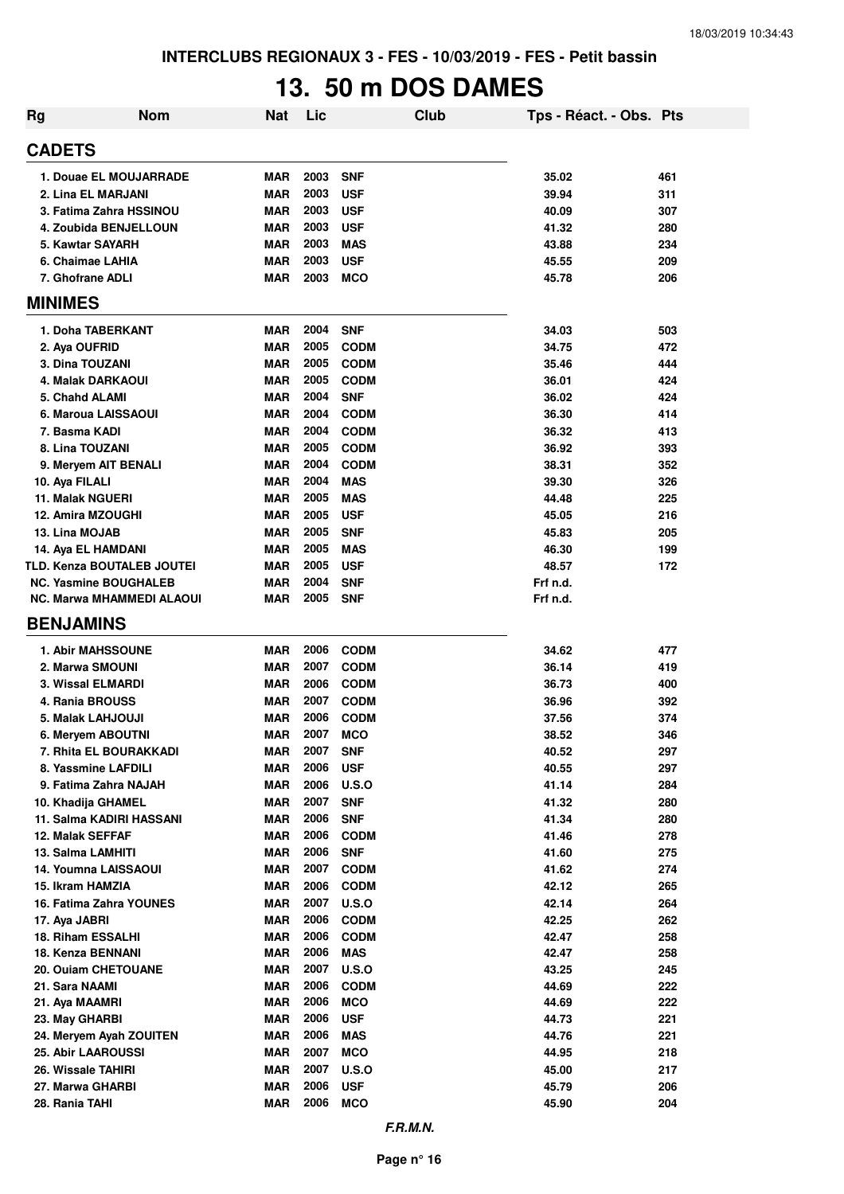INTERCLUBS REGIONAUX 3 - FES - 10/03/2019 - FES - Petit bassin

# 13. 50 m DOS DAMES

| Rg | Nom | Nat | Lic | Club | Tps - Réact. - Obs. | Pts |
|---|---|---|---|---|---|---|
| **CADETS** | | | | | | |
| 1. Douae EL MOUJARRADE | | MAR | 2003 | SNF | 35.02 | 461 |
| 2. Lina EL MARJANI | | MAR | 2003 | USF | 39.94 | 311 |
| 3. Fatima Zahra HSSINOU | | MAR | 2003 | USF | 40.09 | 307 |
| 4. Zoubida BENJELLOUN | | MAR | 2003 | USF | 41.32 | 280 |
| 5. Kawtar SAYARH | | MAR | 2003 | MAS | 43.88 | 234 |
| 6. Chaimae LAHIA | | MAR | 2003 | USF | 45.55 | 209 |
| 7. Ghofrane ADLI | | MAR | 2003 | MCO | 45.78 | 206 |
| **MINIMES** | | | | | | |
| 1. Doha TABERKANT | | MAR | 2004 | SNF | 34.03 | 503 |
| 2. Aya OUFRID | | MAR | 2005 | CODM | 34.75 | 472 |
| 3. Dina TOUZANI | | MAR | 2005 | CODM | 35.46 | 444 |
| 4. Malak DARKAOUI | | MAR | 2005 | CODM | 36.01 | 424 |
| 5. Chahd ALAMI | | MAR | 2004 | SNF | 36.02 | 424 |
| 6. Maroua LAISSAOUI | | MAR | 2004 | CODM | 36.30 | 414 |
| 7. Basma KADI | | MAR | 2004 | CODM | 36.32 | 413 |
| 8. Lina TOUZANI | | MAR | 2005 | CODM | 36.92 | 393 |
| 9. Meryem AIT BENALI | | MAR | 2004 | CODM | 38.31 | 352 |
| 10. Aya FILALI | | MAR | 2004 | MAS | 39.30 | 326 |
| 11. Malak NGUERI | | MAR | 2005 | MAS | 44.48 | 225 |
| 12. Amira MZOUGHI | | MAR | 2005 | USF | 45.05 | 216 |
| 13. Lina MOJAB | | MAR | 2005 | SNF | 45.83 | 205 |
| 14. Aya EL HAMDANI | | MAR | 2005 | MAS | 46.30 | 199 |
| TLD. Kenza BOUTALEB JOUTEI | | MAR | 2005 | USF | 48.57 | 172 |
| NC. Yasmine BOUGHALEB | | MAR | 2004 | SNF | Frf n.d. | |
| NC. Marwa MHAMMEDI ALAOUI | | MAR | 2005 | SNF | Frf n.d. | |
| **BENJAMINS** | | | | | | |
| 1. Abir MAHSSOUNE | | MAR | 2006 | CODM | 34.62 | 477 |
| 2. Marwa SMOUNI | | MAR | 2007 | CODM | 36.14 | 419 |
| 3. Wissal ELMARDI | | MAR | 2006 | CODM | 36.73 | 400 |
| 4. Rania BROUSS | | MAR | 2007 | CODM | 36.96 | 392 |
| 5. Malak LAHJOUJI | | MAR | 2006 | CODM | 37.56 | 374 |
| 6. Meryem ABOUTNI | | MAR | 2007 | MCO | 38.52 | 346 |
| 7. Rhita EL BOURAKKADI | | MAR | 2007 | SNF | 40.52 | 297 |
| 8. Yassmine LAFDILI | | MAR | 2006 | USF | 40.55 | 297 |
| 9. Fatima Zahra NAJAH | | MAR | 2006 | U.S.O | 41.14 | 284 |
| 10. Khadija GHAMEL | | MAR | 2007 | SNF | 41.32 | 280 |
| 11. Salma KADIRI HASSANI | | MAR | 2006 | SNF | 41.34 | 280 |
| 12. Malak SEFFAF | | MAR | 2006 | CODM | 41.46 | 278 |
| 13. Salma LAMHITI | | MAR | 2006 | SNF | 41.60 | 275 |
| 14. Youmna LAISSAOUI | | MAR | 2007 | CODM | 41.62 | 274 |
| 15. Ikram HAMZIA | | MAR | 2006 | CODM | 42.12 | 265 |
| 16. Fatima Zahra YOUNES | | MAR | 2007 | U.S.O | 42.14 | 264 |
| 17. Aya JABRI | | MAR | 2006 | CODM | 42.25 | 262 |
| 18. Riham ESSALHI | | MAR | 2006 | CODM | 42.47 | 258 |
| 18. Kenza BENNANI | | MAR | 2006 | MAS | 42.47 | 258 |
| 20. Ouiam CHETOUANE | | MAR | 2007 | U.S.O | 43.25 | 245 |
| 21. Sara NAAMI | | MAR | 2006 | CODM | 44.69 | 222 |
| 21. Aya MAAMRI | | MAR | 2006 | MCO | 44.69 | 222 |
| 23. May GHARBI | | MAR | 2006 | USF | 44.73 | 221 |
| 24. Meryem Ayah ZOUITEN | | MAR | 2006 | MAS | 44.76 | 221 |
| 25. Abir LAAROUSSI | | MAR | 2007 | MCO | 44.95 | 218 |
| 26. Wissale TAHIRI | | MAR | 2007 | U.S.O | 45.00 | 217 |
| 27. Marwa GHARBI | | MAR | 2006 | USF | 45.79 | 206 |
| 28. Rania TAHI | | MAR | 2006 | MCO | 45.90 | 204 |

*F.R.M.N.*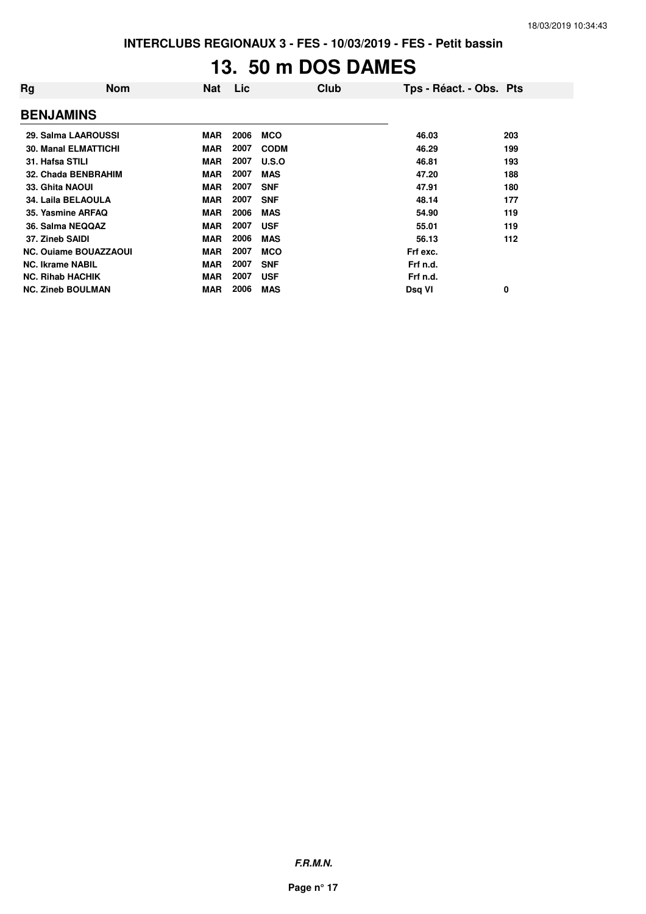**INTERCLUBS REGIONAUX 3 - FES - 10/03/2019 - FES - Petit bassin**

# 13. 50 m DOS DAMES

| Rg | Nom | Nat | Lic | Club | Tps - Réact. - Obs. | Pts |
|---|---|---|---|---|---|---|
| **BENJAMINS** | | | | | | |
| 29. | Salma LAAROUSSI | MAR | 2006 | MCO | 46.03 | 203 |
| 30. | Manal ELMATTICHI | MAR | 2007 | CODM | 46.29 | 199 |
| 31. | Hafsa STILI | MAR | 2007 | U.S.O | 46.81 | 193 |
| 32. | Chada BENBRAHIM | MAR | 2007 | MAS | 47.20 | 188 |
| 33. | Ghita NAOUI | MAR | 2007 | SNF | 47.91 | 180 |
| 34. | Laila BELAOULA | MAR | 2007 | SNF | 48.14 | 177 |
| 35. | Yasmine ARFAQ | MAR | 2006 | MAS | 54.90 | 119 |
| 36. | Salma NEQQAZ | MAR | 2007 | USF | 55.01 | 119 |
| 37. | Zineb SAIDI | MAR | 2006 | MAS | 56.13 | 112 |
| NC. | Ouiame BOUAZZAOUI | MAR | 2007 | MCO | Frf exc. | |
| NC. | Ikrame NABIL | MAR | 2007 | SNF | Frf n.d. | |
| NC. | Rihab HACHIK | MAR | 2007 | USF | Frf n.d. | |
| NC. | Zineb BOULMAN | MAR | 2006 | MAS | Dsq VI | 0 |

***F.R.M.N.***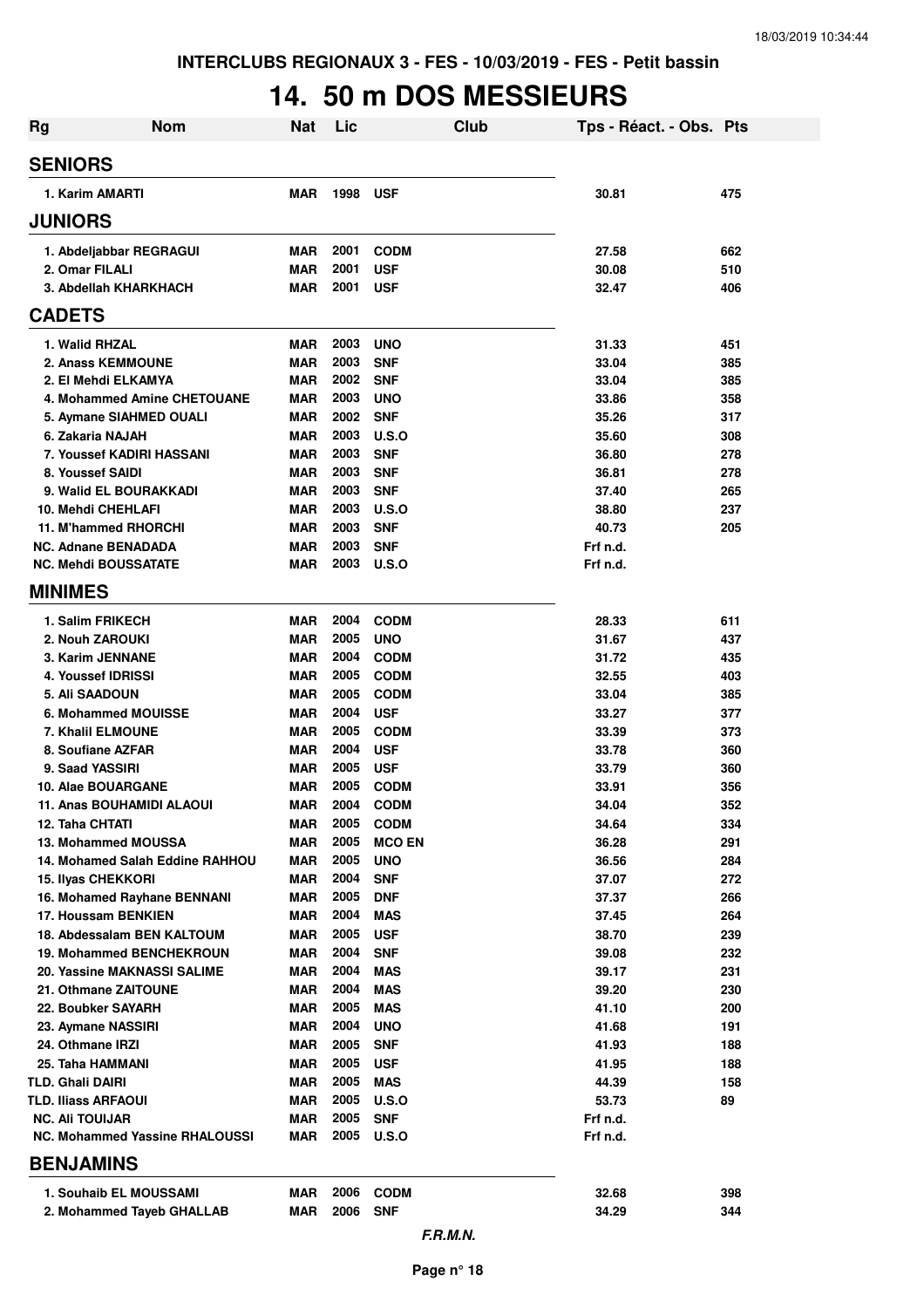INTERCLUBS REGIONAUX 3 - FES - 10/03/2019 - FES - Petit bassin

# 14. 50 m DOS MESSIEURS

| Rg | Nom | Nat | Lic | Club | Tps - Réact. - Obs. | Pts |
|---|---|---|---|---|---|---|
| **SENIORS** | | | | | | |
| 1. | Karim AMARTI | MAR | 1998 | USF | 30.81 | 475 |
| **JUNIORS** | | | | | | |
| 1. | Abdeljabbar REGRAGUI | MAR | 2001 | CODM | 27.58 | 662 |
| 2. | Omar FILALI | MAR | 2001 | USF | 30.08 | 510 |
| 3. | Abdellah KHARKHACH | MAR | 2001 | USF | 32.47 | 406 |
| **CADETS** | | | | | | |
| 1. | Walid RHZAL | MAR | 2003 | UNO | 31.33 | 451 |
| 2. | Anass KEMMOUNE | MAR | 2003 | SNF | 33.04 | 385 |
| 2. | El Mehdi ELKAMYA | MAR | 2002 | SNF | 33.04 | 385 |
| 4. | Mohammed Amine CHETOUANE | MAR | 2003 | UNO | 33.86 | 358 |
| 5. | Aymane SIAHMED OUALI | MAR | 2002 | SNF | 35.26 | 317 |
| 6. | Zakaria NAJAH | MAR | 2003 | U.S.O | 35.60 | 308 |
| 7. | Youssef KADIRI HASSANI | MAR | 2003 | SNF | 36.80 | 278 |
| 8. | Youssef SAIDI | MAR | 2003 | SNF | 36.81 | 278 |
| 9. | Walid EL BOURAKKADI | MAR | 2003 | SNF | 37.40 | 265 |
| 10. | Mehdi CHEHLAFI | MAR | 2003 | U.S.O | 38.80 | 237 |
| 11. | M'hammed RHORCHI | MAR | 2003 | SNF | 40.73 | 205 |
| NC. | Adnane BENADADA | MAR | 2003 | SNF | Frf n.d. | |
| NC. | Mehdi BOUSSATATE | MAR | 2003 | U.S.O | Frf n.d. | |
| **MINIMES** | | | | | | |
| 1. | Salim FRIKECH | MAR | 2004 | CODM | 28.33 | 611 |
| 2. | Nouh ZAROUKI | MAR | 2005 | UNO | 31.67 | 437 |
| 3. | Karim JENNANE | MAR | 2004 | CODM | 31.72 | 435 |
| 4. | Youssef IDRISSI | MAR | 2005 | CODM | 32.55 | 403 |
| 5. | Ali SAADOUN | MAR | 2005 | CODM | 33.04 | 385 |
| 6. | Mohammed MOUISSE | MAR | 2004 | USF | 33.27 | 377 |
| 7. | Khalil ELMOUNE | MAR | 2005 | CODM | 33.39 | 373 |
| 8. | Soufiane AZFAR | MAR | 2004 | USF | 33.78 | 360 |
| 9. | Saad YASSIRI | MAR | 2005 | USF | 33.79 | 360 |
| 10. | Alae BOUARGANE | MAR | 2005 | CODM | 33.91 | 356 |
| 11. | Anas BOUHAMIDI ALAOUI | MAR | 2004 | CODM | 34.04 | 352 |
| 12. | Taha CHTATI | MAR | 2005 | CODM | 34.64 | 334 |
| 13. | Mohammed MOUSSA | MAR | 2005 | MCO EN | 36.28 | 291 |
| 14. | Mohamed Salah Eddine RAHHOU | MAR | 2005 | UNO | 36.56 | 284 |
| 15. | Ilyas CHEKKORI | MAR | 2004 | SNF | 37.07 | 272 |
| 16. | Mohamed Rayhane BENNANI | MAR | 2005 | DNF | 37.37 | 266 |
| 17. | Houssam BENKIEN | MAR | 2004 | MAS | 37.45 | 264 |
| 18. | Abdessalam BEN KALTOUM | MAR | 2005 | USF | 38.70 | 239 |
| 19. | Mohammed BENCHEKROUN | MAR | 2004 | SNF | 39.08 | 232 |
| 20. | Yassine MAKNASSI SALIME | MAR | 2004 | MAS | 39.17 | 231 |
| 21. | Othmane ZAITOUNE | MAR | 2004 | MAS | 39.20 | 230 |
| 22. | Boubker SAYARH | MAR | 2005 | MAS | 41.10 | 200 |
| 23. | Aymane NASSIRI | MAR | 2004 | UNO | 41.68 | 191 |
| 24. | Othmane IRZI | MAR | 2005 | SNF | 41.93 | 188 |
| 25. | Taha HAMMANI | MAR | 2005 | USF | 41.95 | 188 |
| TLD. | Ghali DAIRI | MAR | 2005 | MAS | 44.39 | 158 |
| TLD. | Iliass ARFAOUI | MAR | 2005 | U.S.O | 53.73 | 89 |
| NC. | Ali TOUIJAR | MAR | 2005 | SNF | Frf n.d. | |
| NC. | Mohammed Yassine RHALOUSSI | MAR | 2005 | U.S.O | Frf n.d. | |
| **BENJAMINS** | | | | | | |
| 1. | Souhaib EL MOUSSAMI | MAR | 2006 | CODM | 32.68 | 398 |
| 2. | Mohammed Tayeb GHALLAB | MAR | 2006 | SNF | 34.29 | 344 |

*F.R.M.N.*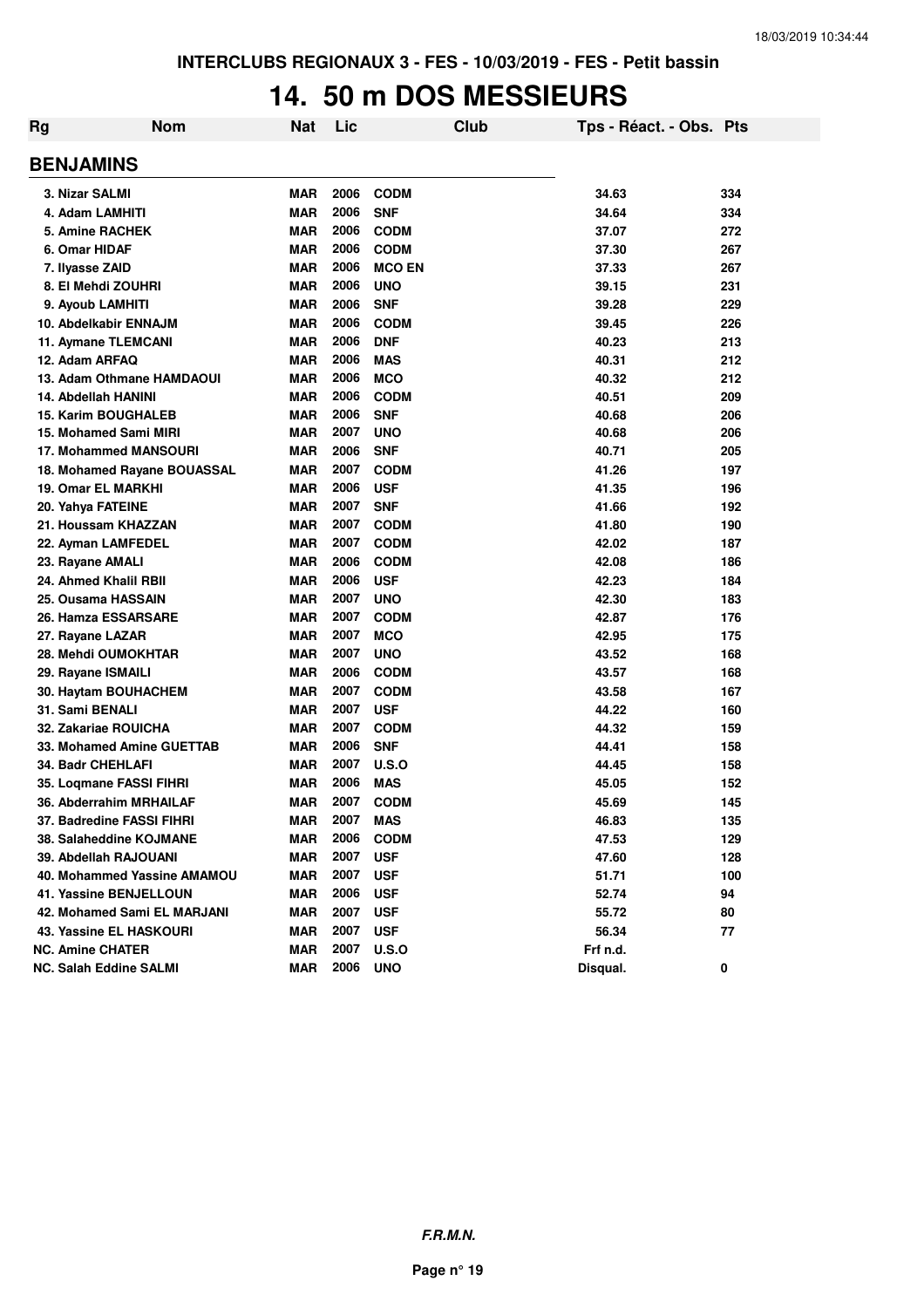INTERCLUBS REGIONAUX 3 - FES - 10/03/2019 - FES - Petit bassin

# 14. 50 m DOS MESSIEURS

| Rg | Nom | Nat | Lic | Club | Tps - Réact. - Obs. | Pts |
|---|---|---|---|---|---|---|
| **BENJAMINS** | | | | | | |
| 3. Nizar SALMI | | MAR | 2006 | CODM | 34.63 | 334 |
| 4. Adam LAMHITI | | MAR | 2006 | SNF | 34.64 | 334 |
| 5. Amine RACHEK | | MAR | 2006 | CODM | 37.07 | 272 |
| 6. Omar HIDAF | | MAR | 2006 | CODM | 37.30 | 267 |
| 7. Ilyasse ZAID | | MAR | 2006 | MCO EN | 37.33 | 267 |
| 8. El Mehdi ZOUHRI | | MAR | 2006 | UNO | 39.15 | 231 |
| 9. Ayoub LAMHITI | | MAR | 2006 | SNF | 39.28 | 229 |
| 10. Abdelkabir ENNAJM | | MAR | 2006 | CODM | 39.45 | 226 |
| 11. Aymane TLEMCANI | | MAR | 2006 | DNF | 40.23 | 213 |
| 12. Adam ARFAQ | | MAR | 2006 | MAS | 40.31 | 212 |
| 13. Adam Othmane HAMDAOUI | | MAR | 2006 | MCO | 40.32 | 212 |
| 14. Abdellah HANINI | | MAR | 2006 | CODM | 40.51 | 209 |
| 15. Karim BOUGHALEB | | MAR | 2006 | SNF | 40.68 | 206 |
| 15. Mohamed Sami MIRI | | MAR | 2007 | UNO | 40.68 | 206 |
| 17. Mohammed MANSOURI | | MAR | 2006 | SNF | 40.71 | 205 |
| 18. Mohamed Rayane BOUASSAL | | MAR | 2007 | CODM | 41.26 | 197 |
| 19. Omar EL MARKHI | | MAR | 2006 | USF | 41.35 | 196 |
| 20. Yahya FATEINE | | MAR | 2007 | SNF | 41.66 | 192 |
| 21. Houssam KHAZZAN | | MAR | 2007 | CODM | 41.80 | 190 |
| 22. Ayman LAMFEDEL | | MAR | 2007 | CODM | 42.02 | 187 |
| 23. Rayane AMALI | | MAR | 2006 | CODM | 42.08 | 186 |
| 24. Ahmed Khalil RBII | | MAR | 2006 | USF | 42.23 | 184 |
| 25. Ousama HASSAIN | | MAR | 2007 | UNO | 42.30 | 183 |
| 26. Hamza ESSARSARE | | MAR | 2007 | CODM | 42.87 | 176 |
| 27. Rayane LAZAR | | MAR | 2007 | MCO | 42.95 | 175 |
| 28. Mehdi OUMOKHTAR | | MAR | 2007 | UNO | 43.52 | 168 |
| 29. Rayane ISMAILI | | MAR | 2006 | CODM | 43.57 | 168 |
| 30. Haytam BOUHACHEM | | MAR | 2007 | CODM | 43.58 | 167 |
| 31. Sami BENALI | | MAR | 2007 | USF | 44.22 | 160 |
| 32. Zakariae ROUICHA | | MAR | 2007 | CODM | 44.32 | 159 |
| 33. Mohamed Amine GUETTAB | | MAR | 2006 | SNF | 44.41 | 158 |
| 34. Badr CHEHLAFI | | MAR | 2007 | U.S.O | 44.45 | 158 |
| 35. Loqmane FASSI FIHRI | | MAR | 2006 | MAS | 45.05 | 152 |
| 36. Abderrahim MRHAILAF | | MAR | 2007 | CODM | 45.69 | 145 |
| 37. Badredine FASSI FIHRI | | MAR | 2007 | MAS | 46.83 | 135 |
| 38. Salaheddine KOJMANE | | MAR | 2006 | CODM | 47.53 | 129 |
| 39. Abdellah RAJOUANI | | MAR | 2007 | USF | 47.60 | 128 |
| 40. Mohammed Yassine AMAMOU | | MAR | 2007 | USF | 51.71 | 100 |
| 41. Yassine BENJELLOUN | | MAR | 2006 | USF | 52.74 | 94 |
| 42. Mohamed Sami EL MARJANI | | MAR | 2007 | USF | 55.72 | 80 |
| 43. Yassine EL HASKOURI | | MAR | 2007 | USF | 56.34 | 77 |
| NC. Amine CHATER | | MAR | 2007 | U.S.O | Frf n.d. | |
| NC. Salah Eddine SALMI | | MAR | 2006 | UNO | Disqual. | 0 |

*F.R.M.N.*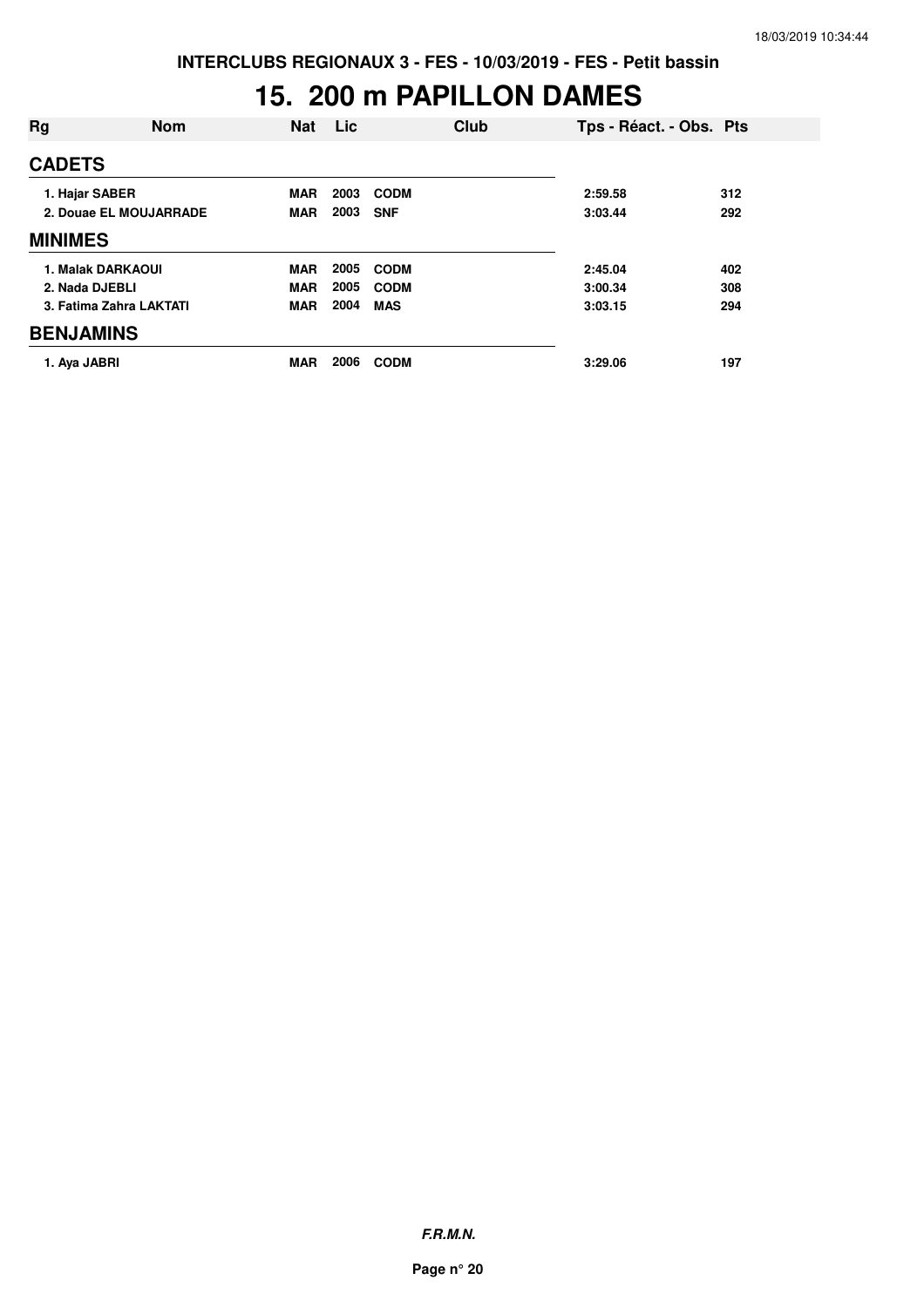**INTERCLUBS REGIONAUX 3 - FES - 10/03/2019 - FES - Petit bassin**

# 15. 200 m PAPILLON DAMES

| Rg | Nom | Nat | Lic | Club | Tps - Réact. - Obs. | Pts |
|---|---|---|---|---|---|---|
| **CADETS** | | | | | | |
| 1. Hajar SABER | | MAR | 2003 | CODM | 2:59.58 | 312 |
| 2. Douae EL MOUJARRADE | | MAR | 2003 | SNF | 3:03.44 | 292 |
| **MINIMES** | | | | | | |
| 1. Malak DARKAOUI | | MAR | 2005 | CODM | 2:45.04 | 402 |
| 2. Nada DJEBLI | | MAR | 2005 | CODM | 3:00.34 | 308 |
| 3. Fatima Zahra LAKTATI | | MAR | 2004 | MAS | 3:03.15 | 294 |
| **BENJAMINS** | | | | | | |
| 1. Aya JABRI | | MAR | 2006 | CODM | 3:29.06 | 197 |

***F.R.M.N.***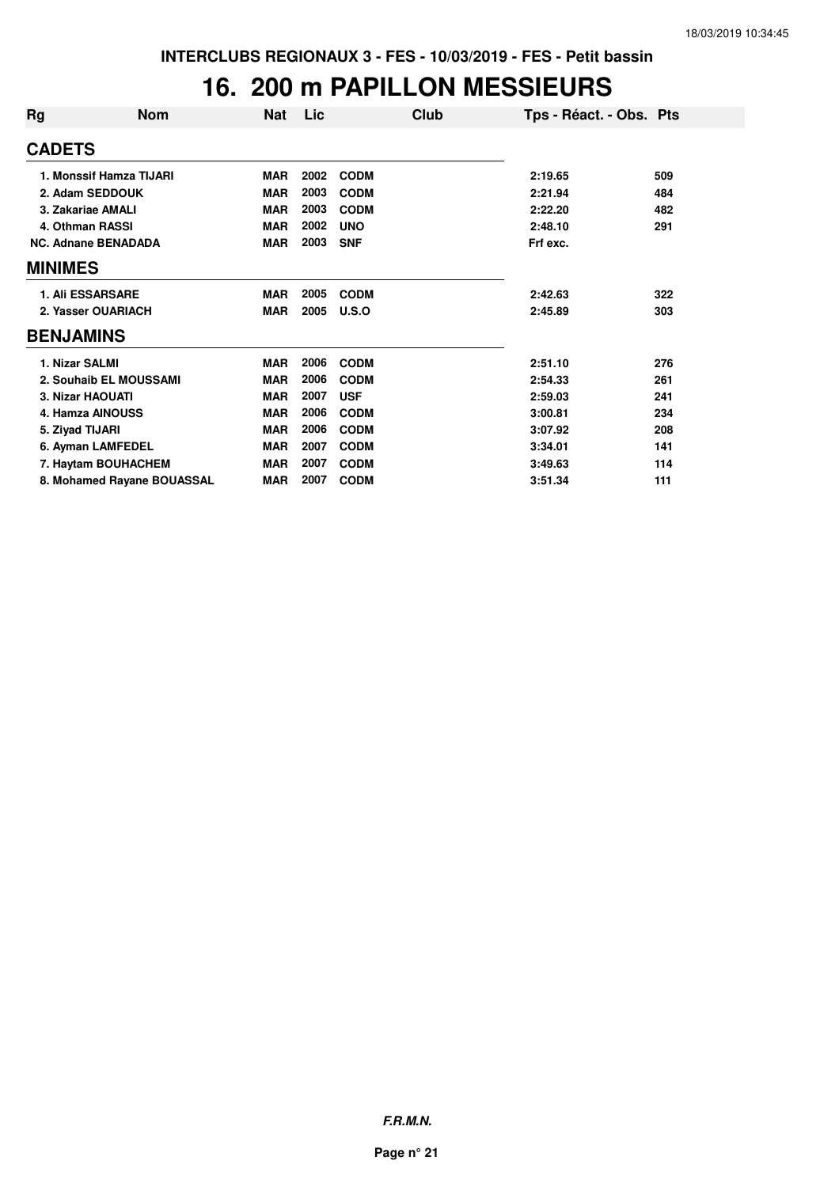INTERCLUBS REGIONAUX 3 - FES - 10/03/2019 - FES - Petit bassin

# 16. 200 m PAPILLON MESSIEURS

| Rg | Nom | Nat | Lic | Club | Tps - Réact. - Obs. | Pts |
|---|---|---|---|---|---|---|
| **CADETS** | | | | | | |
| 1. | Monssif Hamza TIJARI | MAR | 2002 | CODM | 2:19.65 | 509 |
| 2. | Adam SEDDOUK | MAR | 2003 | CODM | 2:21.94 | 484 |
| 3. | Zakariae AMALI | MAR | 2003 | CODM | 2:22.20 | 482 |
| 4. | Othman RASSI | MAR | 2002 | UNO | 2:48.10 | 291 |
| NC. | Adnane BENADADA | MAR | 2003 | SNF | Frf exc. | |
| **MINIMES** | | | | | | |
| 1. | Ali ESSARSARE | MAR | 2005 | CODM | 2:42.63 | 322 |
| 2. | Yasser OUARIACH | MAR | 2005 | U.S.O | 2:45.89 | 303 |
| **BENJAMINS** | | | | | | |
| 1. | Nizar SALMI | MAR | 2006 | CODM | 2:51.10 | 276 |
| 2. | Souhaib EL MOUSSAMI | MAR | 2006 | CODM | 2:54.33 | 261 |
| 3. | Nizar HAOUATI | MAR | 2007 | USF | 2:59.03 | 241 |
| 4. | Hamza AINOUSS | MAR | 2006 | CODM | 3:00.81 | 234 |
| 5. | Ziyad TIJARI | MAR | 2006 | CODM | 3:07.92 | 208 |
| 6. | Ayman LAMFEDEL | MAR | 2007 | CODM | 3:34.01 | 141 |
| 7. | Haytam BOUHACHEM | MAR | 2007 | CODM | 3:49.63 | 114 |
| 8. | Mohamed Rayane BOUASSAL | MAR | 2007 | CODM | 3:51.34 | 111 |

*F.R.M.N.*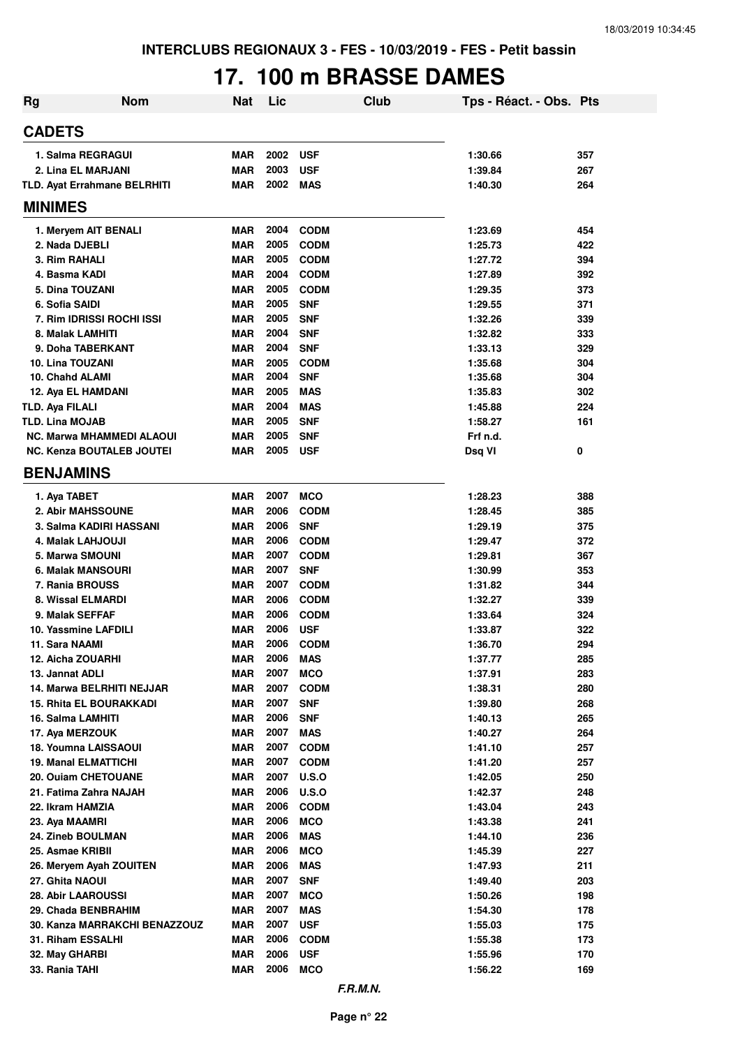INTERCLUBS REGIONAUX 3 - FES - 10/03/2019 - FES - Petit bassin

# 17. 100 m BRASSE DAMES

| Rg | Nom | Nat | Lic | Club | Tps - Réact. - Obs. | Pts |
|---|---|---|---|---|---|---|
| **CADETS** | | | | | | |
| 1. Salma REGRAGUI | | MAR | 2002 | USF | 1:30.66 | 357 |
| 2. Lina EL MARJANI | | MAR | 2003 | USF | 1:39.84 | 267 |
| TLD. Ayat Errahmane BELRHITI | | MAR | 2002 | MAS | 1:40.30 | 264 |
| **MINIMES** | | | | | | |
| 1. Meryem AIT BENALI | | MAR | 2004 | CODM | 1:23.69 | 454 |
| 2. Nada DJEBLI | | MAR | 2005 | CODM | 1:25.73 | 422 |
| 3. Rim RAHALI | | MAR | 2005 | CODM | 1:27.72 | 394 |
| 4. Basma KADI | | MAR | 2004 | CODM | 1:27.89 | 392 |
| 5. Dina TOUZANI | | MAR | 2005 | CODM | 1:29.35 | 373 |
| 6. Sofia SAIDI | | MAR | 2005 | SNF | 1:29.55 | 371 |
| 7. Rim IDRISSI ROCHI ISSI | | MAR | 2005 | SNF | 1:32.26 | 339 |
| 8. Malak LAMHITI | | MAR | 2004 | SNF | 1:32.82 | 333 |
| 9. Doha TABERKANT | | MAR | 2004 | SNF | 1:33.13 | 329 |
| 10. Lina TOUZANI | | MAR | 2005 | CODM | 1:35.68 | 304 |
| 10. Chahd ALAMI | | MAR | 2004 | SNF | 1:35.68 | 304 |
| 12. Aya EL HAMDANI | | MAR | 2005 | MAS | 1:35.83 | 302 |
| TLD. Aya FILALI | | MAR | 2004 | MAS | 1:45.88 | 224 |
| TLD. Lina MOJAB | | MAR | 2005 | SNF | 1:58.27 | 161 |
| NC. Marwa MHAMMEDI ALAOUI | | MAR | 2005 | SNF | Frf n.d. | |
| NC. Kenza BOUTALEB JOUTEI | | MAR | 2005 | USF | Dsq VI | 0 |
| **BENJAMINS** | | | | | | |
| 1. Aya TABET | | MAR | 2007 | MCO | 1:28.23 | 388 |
| 2. Abir MAHSSOUNE | | MAR | 2006 | CODM | 1:28.45 | 385 |
| 3. Salma KADIRI HASSANI | | MAR | 2006 | SNF | 1:29.19 | 375 |
| 4. Malak LAHJOUJI | | MAR | 2006 | CODM | 1:29.47 | 372 |
| 5. Marwa SMOUNI | | MAR | 2007 | CODM | 1:29.81 | 367 |
| 6. Malak MANSOURI | | MAR | 2007 | SNF | 1:30.99 | 353 |
| 7. Rania BROUSS | | MAR | 2007 | CODM | 1:31.82 | 344 |
| 8. Wissal ELMARDI | | MAR | 2006 | CODM | 1:32.27 | 339 |
| 9. Malak SEFFAF | | MAR | 2006 | CODM | 1:33.64 | 324 |
| 10. Yassmine LAFDILI | | MAR | 2006 | USF | 1:33.87 | 322 |
| 11. Sara NAAMI | | MAR | 2006 | CODM | 1:36.70 | 294 |
| 12. Aicha ZOUARHI | | MAR | 2006 | MAS | 1:37.77 | 285 |
| 13. Jannat ADLI | | MAR | 2007 | MCO | 1:37.91 | 283 |
| 14. Marwa BELRHITI NEJJAR | | MAR | 2007 | CODM | 1:38.31 | 280 |
| 15. Rhita EL BOURAKKADI | | MAR | 2007 | SNF | 1:39.80 | 268 |
| 16. Salma LAMHITI | | MAR | 2006 | SNF | 1:40.13 | 265 |
| 17. Aya MERZOUK | | MAR | 2007 | MAS | 1:40.27 | 264 |
| 18. Youmna LAISSAOUI | | MAR | 2007 | CODM | 1:41.10 | 257 |
| 19. Manal ELMATTICHI | | MAR | 2007 | CODM | 1:41.20 | 257 |
| 20. Ouiam CHETOUANE | | MAR | 2007 | U.S.O | 1:42.05 | 250 |
| 21. Fatima Zahra NAJAH | | MAR | 2006 | U.S.O | 1:42.37 | 248 |
| 22. Ikram HAMZIA | | MAR | 2006 | CODM | 1:43.04 | 243 |
| 23. Aya MAAMRI | | MAR | 2006 | MCO | 1:43.38 | 241 |
| 24. Zineb BOULMAN | | MAR | 2006 | MAS | 1:44.10 | 236 |
| 25. Asmae KRIBII | | MAR | 2006 | MCO | 1:45.39 | 227 |
| 26. Meryem Ayah ZOUITEN | | MAR | 2006 | MAS | 1:47.93 | 211 |
| 27. Ghita NAOUI | | MAR | 2007 | SNF | 1:49.40 | 203 |
| 28. Abir LAAROUSSI | | MAR | 2007 | MCO | 1:50.26 | 198 |
| 29. Chada BENBRAHIM | | MAR | 2007 | MAS | 1:54.30 | 178 |
| 30. Kanza MARRAKCHI BENAZZOUZ | | MAR | 2007 | USF | 1:55.03 | 175 |
| 31. Riham ESSALHI | | MAR | 2006 | CODM | 1:55.38 | 173 |
| 32. May GHARBI | | MAR | 2006 | USF | 1:55.96 | 170 |
| 33. Rania TAHI | | MAR | 2006 | MCO | 1:56.22 | 169 |

*F.R.M.N.*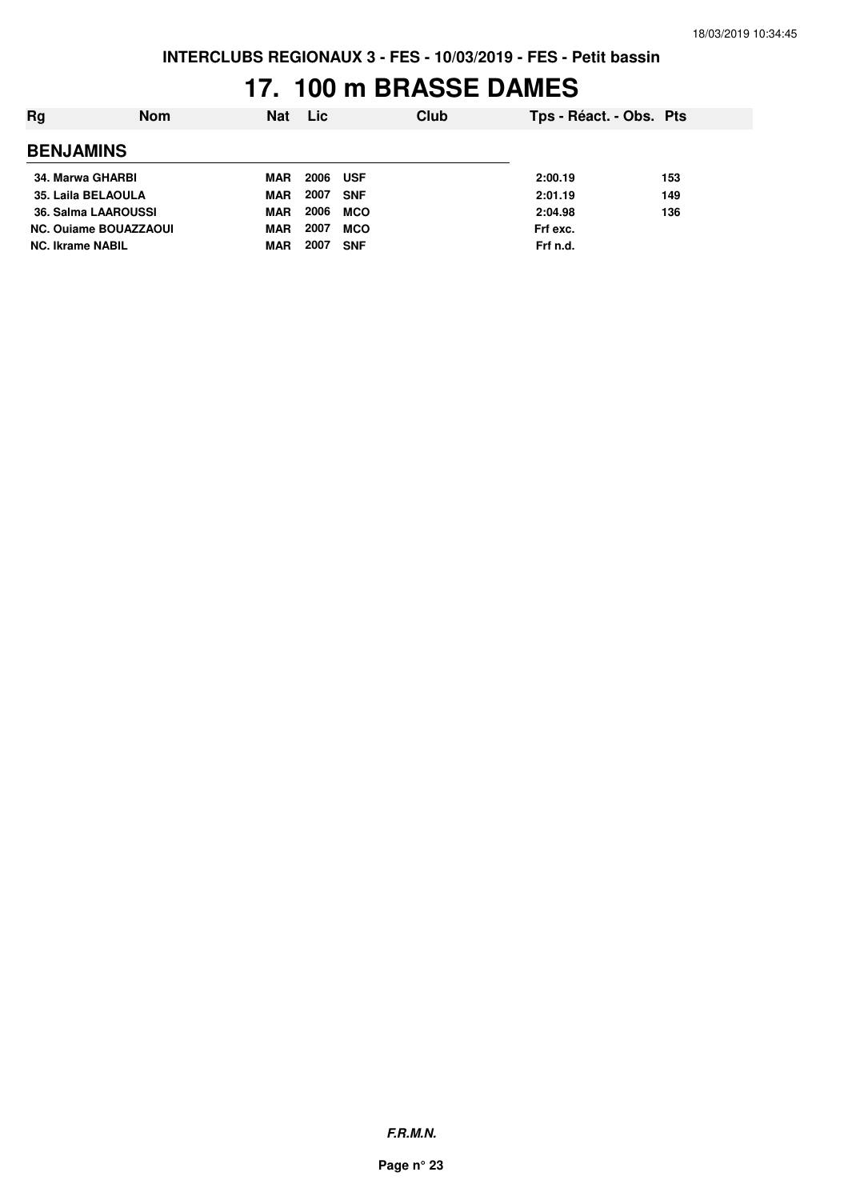INTERCLUBS REGIONAUX 3 - FES - 10/03/2019 - FES - Petit bassin

# 17. 100 m BRASSE DAMES

| Rg | Nom | Nat | Lic | Club | Tps - Réact. - Obs. | Pts |
|---|---|---|---|---|---|---|
| **BENJAMINS** | | | | | | |
| 34. | Marwa GHARBI | MAR | 2006 | USF | 2:00.19 | 153 |
| 35. | Laila BELAOULA | MAR | 2007 | SNF | 2:01.19 | 149 |
| 36. | Salma LAAROUSSI | MAR | 2006 | MCO | 2:04.98 | 136 |
| NC. | Ouiame BOUAZZAOUI | MAR | 2007 | MCO | Frf exc. | |
| NC. | Ikrame NABIL | MAR | 2007 | SNF | Frf n.d. | |

*F.R.M.N.*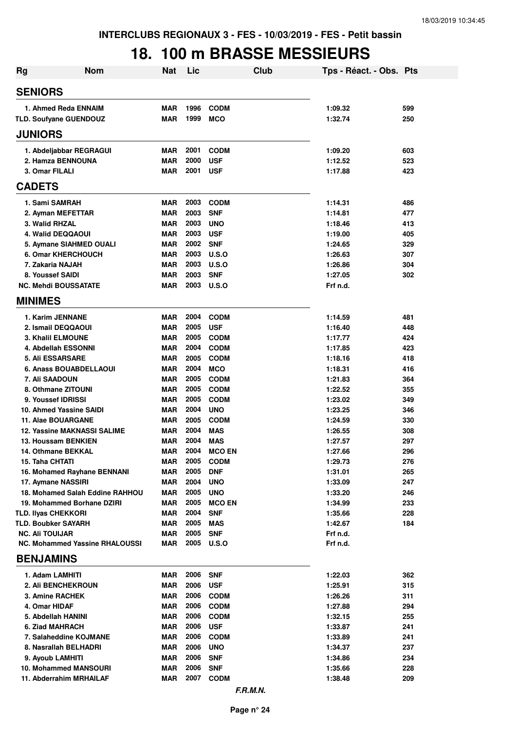INTERCLUBS REGIONAUX 3 - FES - 10/03/2019 - FES - Petit bassin

# 18. 100 m BRASSE MESSIEURS

| Rg | Nom | Nat | Lic | Club | Tps - Réact. - Obs. | Pts |
|---|---|---|---|---|---|---|
| **SENIORS** | | | | | | |
| 1. | Ahmed Reda ENNAIM | MAR | 1996 | CODM | 1:09.32 | 599 |
| TLD. | Soufyane GUENDOUZ | MAR | 1999 | MCO | 1:32.74 | 250 |
| **JUNIORS** | | | | | | |
| 1. | Abdeljabbar REGRAGUI | MAR | 2001 | CODM | 1:09.20 | 603 |
| 2. | Hamza BENNOUNA | MAR | 2000 | USF | 1:12.52 | 523 |
| 3. | Omar FILALI | MAR | 2001 | USF | 1:17.88 | 423 |
| **CADETS** | | | | | | |
| 1. | Sami SAMRAH | MAR | 2003 | CODM | 1:14.31 | 486 |
| 2. | Ayman MEFETTAR | MAR | 2003 | SNF | 1:14.81 | 477 |
| 3. | Walid RHZAL | MAR | 2003 | UNO | 1:18.46 | 413 |
| 4. | Walid DEQQAOUI | MAR | 2003 | USF | 1:19.00 | 405 |
| 5. | Aymane SIAHMED OUALI | MAR | 2002 | SNF | 1:24.65 | 329 |
| 6. | Omar KHERCHOUCH | MAR | 2003 | U.S.O | 1:26.63 | 307 |
| 7. | Zakaria NAJAH | MAR | 2003 | U.S.O | 1:26.86 | 304 |
| 8. | Youssef SAIDI | MAR | 2003 | SNF | 1:27.05 | 302 |
| NC. | Mehdi BOUSSATATE | MAR | 2003 | U.S.O | Frf n.d. | |
| **MINIMES** | | | | | | |
| 1. | Karim JENNANE | MAR | 2004 | CODM | 1:14.59 | 481 |
| 2. | Ismail DEQQAOUI | MAR | 2005 | USF | 1:16.40 | 448 |
| 3. | Khalil ELMOUNE | MAR | 2005 | CODM | 1:17.77 | 424 |
| 4. | Abdellah ESSONNI | MAR | 2004 | CODM | 1:17.85 | 423 |
| 5. | Ali ESSARSARE | MAR | 2005 | CODM | 1:18.16 | 418 |
| 6. | Anass BOUABDELLAOUI | MAR | 2004 | MCO | 1:18.31 | 416 |
| 7. | Ali SAADOUN | MAR | 2005 | CODM | 1:21.83 | 364 |
| 8. | Othmane ZITOUNI | MAR | 2005 | CODM | 1:22.52 | 355 |
| 9. | Youssef IDRISSI | MAR | 2005 | CODM | 1:23.02 | 349 |
| 10. | Ahmed Yassine SAIDI | MAR | 2004 | UNO | 1:23.25 | 346 |
| 11. | Alae BOUARGANE | MAR | 2005 | CODM | 1:24.59 | 330 |
| 12. | Yassine MAKNASSI SALIME | MAR | 2004 | MAS | 1:26.55 | 308 |
| 13. | Houssam BENKIEN | MAR | 2004 | MAS | 1:27.57 | 297 |
| 14. | Othmane BEKKAL | MAR | 2004 | MCO EN | 1:27.66 | 296 |
| 15. | Taha CHTATI | MAR | 2005 | CODM | 1:29.73 | 276 |
| 16. | Mohamed Rayhane BENNANI | MAR | 2005 | DNF | 1:31.01 | 265 |
| 17. | Aymane NASSIRI | MAR | 2004 | UNO | 1:33.09 | 247 |
| 18. | Mohamed Salah Eddine RAHHOU | MAR | 2005 | UNO | 1:33.20 | 246 |
| 19. | Mohammed Borhane DZIRI | MAR | 2005 | MCO EN | 1:34.99 | 233 |
| TLD. | Ilyas CHEKKORI | MAR | 2004 | SNF | 1:35.66 | 228 |
| TLD. | Boubker SAYARH | MAR | 2005 | MAS | 1:42.67 | 184 |
| NC. | Ali TOUIJAR | MAR | 2005 | SNF | Frf n.d. | |
| NC. | Mohammed Yassine RHALOUSSI | MAR | 2005 | U.S.O | Frf n.d. | |
| **BENJAMINS** | | | | | | |
| 1. | Adam LAMHITI | MAR | 2006 | SNF | 1:22.03 | 362 |
| 2. | Ali BENCHEKROUN | MAR | 2006 | USF | 1:25.91 | 315 |
| 3. | Amine RACHEK | MAR | 2006 | CODM | 1:26.26 | 311 |
| 4. | Omar HIDAF | MAR | 2006 | CODM | 1:27.88 | 294 |
| 5. | Abdellah HANINI | MAR | 2006 | CODM | 1:32.15 | 255 |
| 6. | Ziad MAHRACH | MAR | 2006 | USF | 1:33.87 | 241 |
| 7. | Salaheddine KOJMANE | MAR | 2006 | CODM | 1:33.89 | 241 |
| 8. | Nasrallah BELHADRI | MAR | 2006 | UNO | 1:34.37 | 237 |
| 9. | Ayoub LAMHITI | MAR | 2006 | SNF | 1:34.86 | 234 |
| 10. | Mohammed MANSOURI | MAR | 2006 | SNF | 1:35.66 | 228 |
| 11. | Abderrahim MRHAILAF | MAR | 2007 | CODM | 1:38.48 | 209 |

*F.R.M.N.*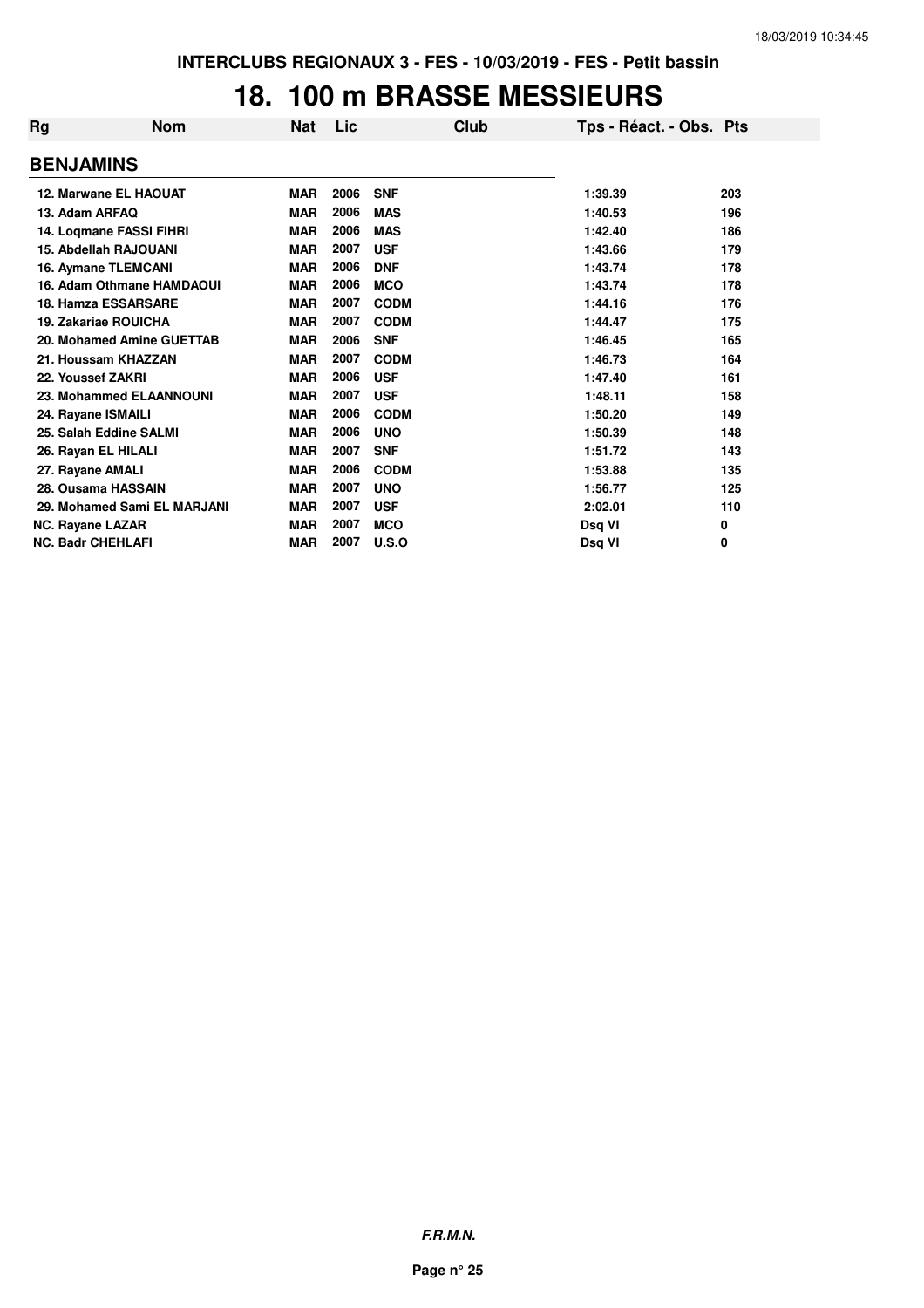INTERCLUBS REGIONAUX 3 - FES - 10/03/2019 - FES - Petit bassin

# 18. 100 m BRASSE MESSIEURS

| Rg | Nom | Nat | Lic | Club | Tps - Réact. - Obs. | Pts |
|---|---|---|---|---|---|---|
| **BENJAMINS** | | | | | | |
| 12. | Marwane EL HAOUAT | MAR | 2006 | SNF | 1:39.39 | 203 |
| 13. | Adam ARFAQ | MAR | 2006 | MAS | 1:40.53 | 196 |
| 14. | Loqmane FASSI FIHRI | MAR | 2006 | MAS | 1:42.40 | 186 |
| 15. | Abdellah RAJOUANI | MAR | 2007 | USF | 1:43.66 | 179 |
| 16. | Aymane TLEMCANI | MAR | 2006 | DNF | 1:43.74 | 178 |
| 16. | Adam Othmane HAMDAOUI | MAR | 2006 | MCO | 1:43.74 | 178 |
| 18. | Hamza ESSARSARE | MAR | 2007 | CODM | 1:44.16 | 176 |
| 19. | Zakariae ROUICHA | MAR | 2007 | CODM | 1:44.47 | 175 |
| 20. | Mohamed Amine GUETTAB | MAR | 2006 | SNF | 1:46.45 | 165 |
| 21. | Houssam KHAZZAN | MAR | 2007 | CODM | 1:46.73 | 164 |
| 22. | Youssef ZAKRI | MAR | 2006 | USF | 1:47.40 | 161 |
| 23. | Mohammed ELAANNOUNI | MAR | 2007 | USF | 1:48.11 | 158 |
| 24. | Rayane ISMAILI | MAR | 2006 | CODM | 1:50.20 | 149 |
| 25. | Salah Eddine SALMI | MAR | 2006 | UNO | 1:50.39 | 148 |
| 26. | Rayan EL HILALI | MAR | 2007 | SNF | 1:51.72 | 143 |
| 27. | Rayane AMALI | MAR | 2006 | CODM | 1:53.88 | 135 |
| 28. | Ousama HASSAIN | MAR | 2007 | UNO | 1:56.77 | 125 |
| 29. | Mohamed Sami EL MARJANI | MAR | 2007 | USF | 2:02.01 | 110 |
| NC. | Rayane LAZAR | MAR | 2007 | MCO | Dsq VI | 0 |
| NC. | Badr CHEHLAFI | MAR | 2007 | U.S.O | Dsq VI | 0 |

*F.R.M.N.*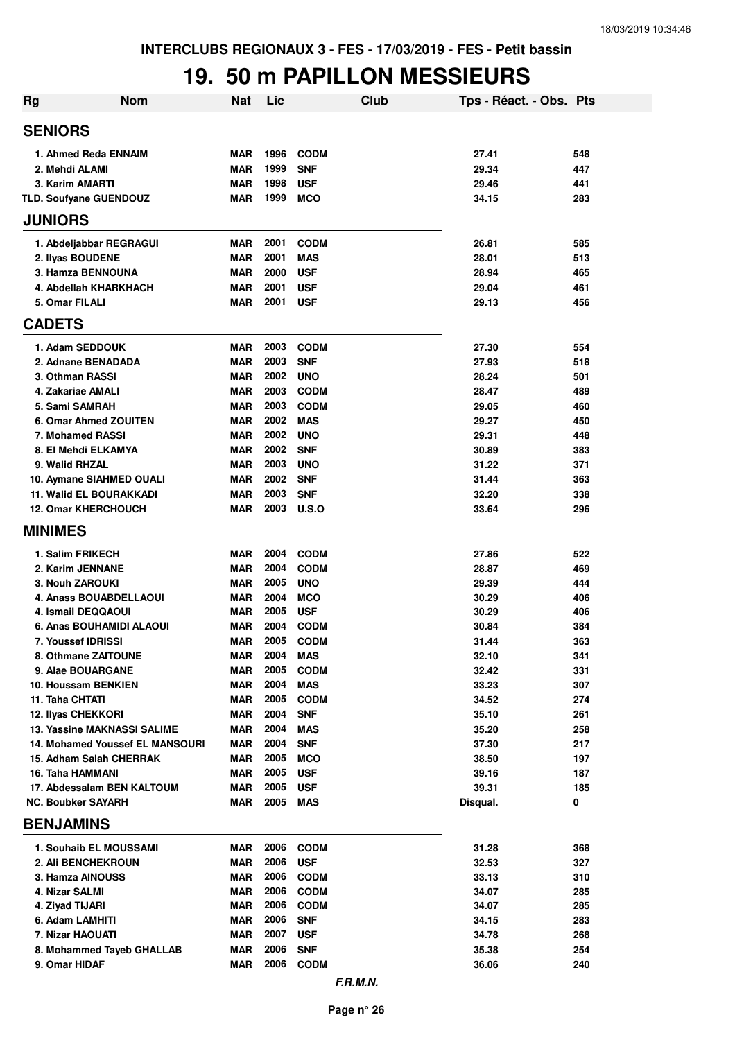INTERCLUBS REGIONAUX 3 - FES - 17/03/2019 - FES - Petit bassin

# 19. 50 m PAPILLON MESSIEURS

| Rg | Nom | Nat | Lic | Club | Tps - Réact. - Obs. | Pts |
|---|---|---|---|---|---|---|
| **SENIORS** | | | | | | |
| 1. Ahmed Reda ENNAIM | | MAR | 1996 | CODM | 27.41 | 548 |
| 2. Mehdi ALAMI | | MAR | 1999 | SNF | 29.34 | 447 |
| 3. Karim AMARTI | | MAR | 1998 | USF | 29.46 | 441 |
| TLD. Soufyane GUENDOUZ | | MAR | 1999 | MCO | 34.15 | 283 |
| **JUNIORS** | | | | | | |
| 1. Abdeljabbar REGRAGUI | | MAR | 2001 | CODM | 26.81 | 585 |
| 2. Ilyas BOUDENE | | MAR | 2001 | MAS | 28.01 | 513 |
| 3. Hamza BENNOUNA | | MAR | 2000 | USF | 28.94 | 465 |
| 4. Abdellah KHARKHACH | | MAR | 2001 | USF | 29.04 | 461 |
| 5. Omar FILALI | | MAR | 2001 | USF | 29.13 | 456 |
| **CADETS** | | | | | | |
| 1. Adam SEDDOUK | | MAR | 2003 | CODM | 27.30 | 554 |
| 2. Adnane BENADADA | | MAR | 2003 | SNF | 27.93 | 518 |
| 3. Othman RASSI | | MAR | 2002 | UNO | 28.24 | 501 |
| 4. Zakariae AMALI | | MAR | 2003 | CODM | 28.47 | 489 |
| 5. Sami SAMRAH | | MAR | 2003 | CODM | 29.05 | 460 |
| 6. Omar Ahmed ZOUITEN | | MAR | 2002 | MAS | 29.27 | 450 |
| 7. Mohamed RASSI | | MAR | 2002 | UNO | 29.31 | 448 |
| 8. El Mehdi ELKAMYA | | MAR | 2002 | SNF | 30.89 | 383 |
| 9. Walid RHZAL | | MAR | 2003 | UNO | 31.22 | 371 |
| 10. Aymane SIAHMED OUALI | | MAR | 2002 | SNF | 31.44 | 363 |
| 11. Walid EL BOURAKKADI | | MAR | 2003 | SNF | 32.20 | 338 |
| 12. Omar KHERCHOUCH | | MAR | 2003 | U.S.O | 33.64 | 296 |
| **MINIMES** | | | | | | |
| 1. Salim FRIKECH | | MAR | 2004 | CODM | 27.86 | 522 |
| 2. Karim JENNANE | | MAR | 2004 | CODM | 28.87 | 469 |
| 3. Nouh ZAROUKI | | MAR | 2005 | UNO | 29.39 | 444 |
| 4. Anass BOUABDELLAOUI | | MAR | 2004 | MCO | 30.29 | 406 |
| 4. Ismail DEQQAOUI | | MAR | 2005 | USF | 30.29 | 406 |
| 6. Anas BOUHAMIDI ALAOUI | | MAR | 2004 | CODM | 30.84 | 384 |
| 7. Youssef IDRISSI | | MAR | 2005 | CODM | 31.44 | 363 |
| 8. Othmane ZAITOUNE | | MAR | 2004 | MAS | 32.10 | 341 |
| 9. Alae BOUARGANE | | MAR | 2005 | CODM | 32.42 | 331 |
| 10. Houssam BENKIEN | | MAR | 2004 | MAS | 33.23 | 307 |
| 11. Taha CHTATI | | MAR | 2005 | CODM | 34.52 | 274 |
| 12. Ilyas CHEKKORI | | MAR | 2004 | SNF | 35.10 | 261 |
| 13. Yassine MAKNASSI SALIME | | MAR | 2004 | MAS | 35.20 | 258 |
| 14. Mohamed Youssef EL MANSOURI | | MAR | 2004 | SNF | 37.30 | 217 |
| 15. Adham Salah CHERRAK | | MAR | 2005 | MCO | 38.50 | 197 |
| 16. Taha HAMMANI | | MAR | 2005 | USF | 39.16 | 187 |
| 17. Abdessalam BEN KALTOUM | | MAR | 2005 | USF | 39.31 | 185 |
| NC. Boubker SAYARH | | MAR | 2005 | MAS | Disqual. | 0 |
| **BENJAMINS** | | | | | | |
| 1. Souhaib EL MOUSSAMI | | MAR | 2006 | CODM | 31.28 | 368 |
| 2. Ali BENCHEKROUN | | MAR | 2006 | USF | 32.53 | 327 |
| 3. Hamza AINOUSS | | MAR | 2006 | CODM | 33.13 | 310 |
| 4. Nizar SALMI | | MAR | 2006 | CODM | 34.07 | 285 |
| 4. Ziyad TIJARI | | MAR | 2006 | CODM | 34.07 | 285 |
| 6. Adam LAMHITI | | MAR | 2006 | SNF | 34.15 | 283 |
| 7. Nizar HAOUATI | | MAR | 2007 | USF | 34.78 | 268 |
| 8. Mohammed Tayeb GHALLAB | | MAR | 2006 | SNF | 35.38 | 254 |
| 9. Omar HIDAF | | MAR | 2006 | CODM | 36.06 | 240 |

*F.R.M.N.*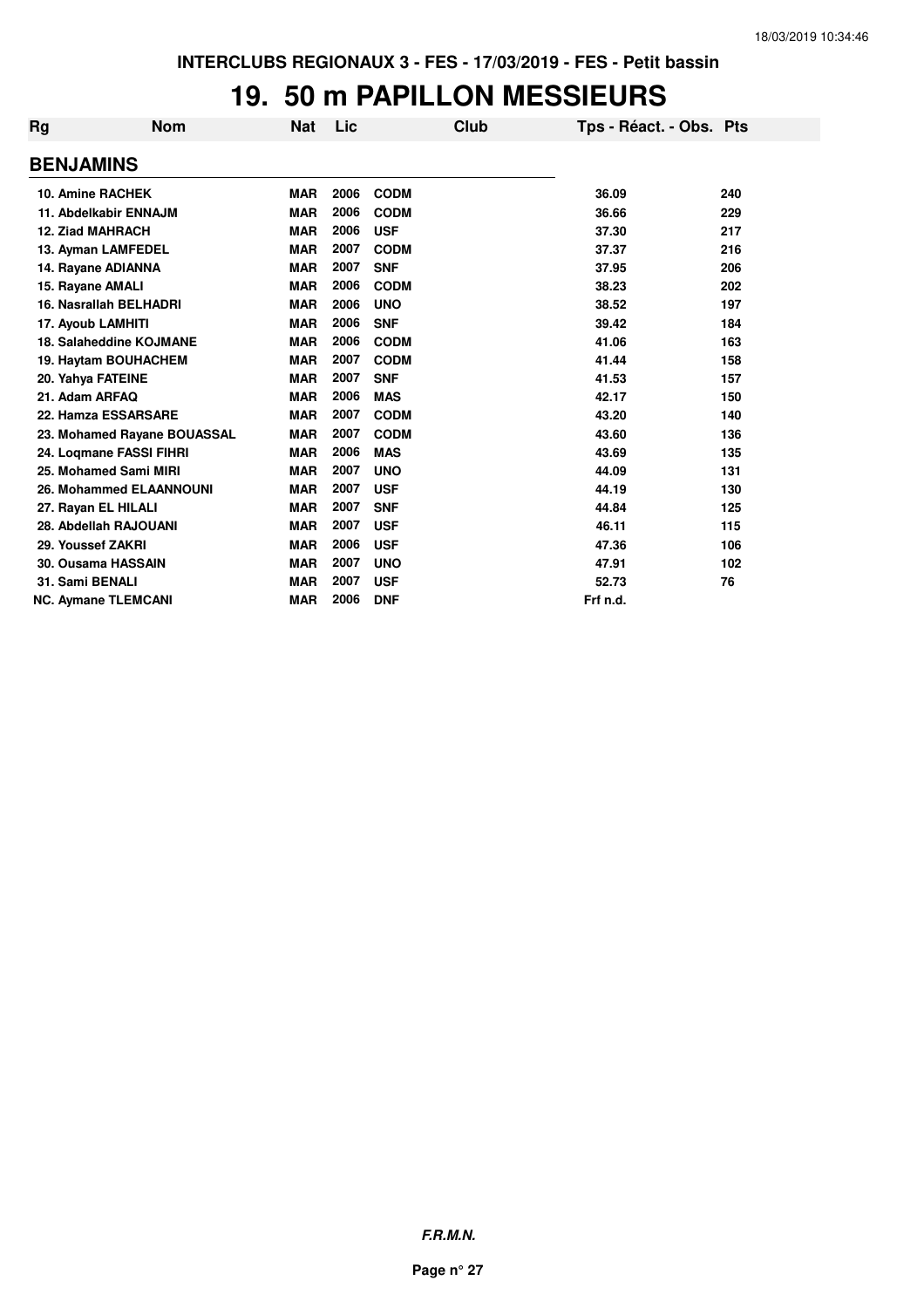INTERCLUBS REGIONAUX 3 - FES - 17/03/2019 - FES - Petit bassin

# 19. 50 m PAPILLON MESSIEURS

| Rg | Nom | Nat | Lic | Club | Tps - Réact. - Obs. | Pts |
|---|---|---|---|---|---|---|
| **BENJAMINS** | | | | | | |
| 10. Amine RACHEK | | MAR | 2006 | CODM | 36.09 | 240 |
| 11. Abdelkabir ENNAJM | | MAR | 2006 | CODM | 36.66 | 229 |
| 12. Ziad MAHRACH | | MAR | 2006 | USF | 37.30 | 217 |
| 13. Ayman LAMFEDEL | | MAR | 2007 | CODM | 37.37 | 216 |
| 14. Rayane ADIANNA | | MAR | 2007 | SNF | 37.95 | 206 |
| 15. Rayane AMALI | | MAR | 2006 | CODM | 38.23 | 202 |
| 16. Nasrallah BELHADRI | | MAR | 2006 | UNO | 38.52 | 197 |
| 17. Ayoub LAMHITI | | MAR | 2006 | SNF | 39.42 | 184 |
| 18. Salaheddine KOJMANE | | MAR | 2006 | CODM | 41.06 | 163 |
| 19. Haytam BOUHACHEM | | MAR | 2007 | CODM | 41.44 | 158 |
| 20. Yahya FATEINE | | MAR | 2007 | SNF | 41.53 | 157 |
| 21. Adam ARFAQ | | MAR | 2006 | MAS | 42.17 | 150 |
| 22. Hamza ESSARSARE | | MAR | 2007 | CODM | 43.20 | 140 |
| 23. Mohamed Rayane BOUASSAL | | MAR | 2007 | CODM | 43.60 | 136 |
| 24. Loqmane FASSI FIHRI | | MAR | 2006 | MAS | 43.69 | 135 |
| 25. Mohamed Sami MIRI | | MAR | 2007 | UNO | 44.09 | 131 |
| 26. Mohammed ELAANNOUNI | | MAR | 2007 | USF | 44.19 | 130 |
| 27. Rayan EL HILALI | | MAR | 2007 | SNF | 44.84 | 125 |
| 28. Abdellah RAJOUANI | | MAR | 2007 | USF | 46.11 | 115 |
| 29. Youssef ZAKRI | | MAR | 2006 | USF | 47.36 | 106 |
| 30. Ousama HASSAIN | | MAR | 2007 | UNO | 47.91 | 102 |
| 31. Sami BENALI | | MAR | 2007 | USF | 52.73 | 76 |
| NC. Aymane TLEMCANI | | MAR | 2006 | DNF | Frf n.d. | |

*F.R.M.N.*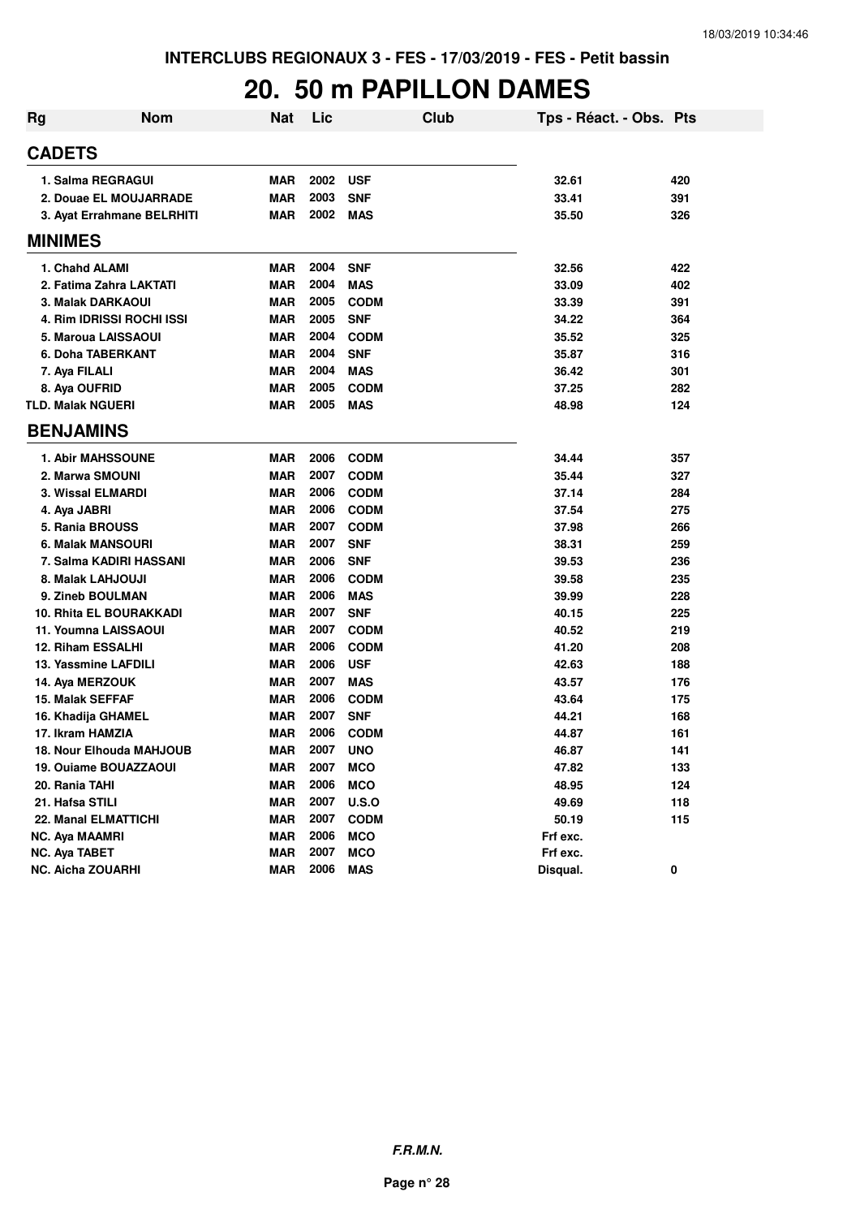INTERCLUBS REGIONAUX 3 - FES - 17/03/2019 - FES - Petit bassin

# 20. 50 m PAPILLON DAMES

| Rg | Nom | Nat | Lic | Club | Tps - Réact. - Obs. | Pts |
|---|---|---|---|---|---|---|
| **CADETS** | | | | | | |
| 1. Salma REGRAGUI | | MAR | 2002 | USF | 32.61 | 420 |
| 2. Douae EL MOUJARRADE | | MAR | 2003 | SNF | 33.41 | 391 |
| 3. Ayat Errahmane BELRHITI | | MAR | 2002 | MAS | 35.50 | 326 |
| **MINIMES** | | | | | | |
| 1. Chahd ALAMI | | MAR | 2004 | SNF | 32.56 | 422 |
| 2. Fatima Zahra LAKTATI | | MAR | 2004 | MAS | 33.09 | 402 |
| 3. Malak DARKAOUI | | MAR | 2005 | CODM | 33.39 | 391 |
| 4. Rim IDRISSI ROCHI ISSI | | MAR | 2005 | SNF | 34.22 | 364 |
| 5. Maroua LAISSAOUI | | MAR | 2004 | CODM | 35.52 | 325 |
| 6. Doha TABERKANT | | MAR | 2004 | SNF | 35.87 | 316 |
| 7. Aya FILALI | | MAR | 2004 | MAS | 36.42 | 301 |
| 8. Aya OUFRID | | MAR | 2005 | CODM | 37.25 | 282 |
| TLD. Malak NGUERI | | MAR | 2005 | MAS | 48.98 | 124 |
| **BENJAMINS** | | | | | | |
| 1. Abir MAHSSOUNE | | MAR | 2006 | CODM | 34.44 | 357 |
| 2. Marwa SMOUNI | | MAR | 2007 | CODM | 35.44 | 327 |
| 3. Wissal ELMARDI | | MAR | 2006 | CODM | 37.14 | 284 |
| 4. Aya JABRI | | MAR | 2006 | CODM | 37.54 | 275 |
| 5. Rania BROUSS | | MAR | 2007 | CODM | 37.98 | 266 |
| 6. Malak MANSOURI | | MAR | 2007 | SNF | 38.31 | 259 |
| 7. Salma KADIRI HASSANI | | MAR | 2006 | SNF | 39.53 | 236 |
| 8. Malak LAHJOUJI | | MAR | 2006 | CODM | 39.58 | 235 |
| 9. Zineb BOULMAN | | MAR | 2006 | MAS | 39.99 | 228 |
| 10. Rhita EL BOURAKKADI | | MAR | 2007 | SNF | 40.15 | 225 |
| 11. Youmna LAISSAOUI | | MAR | 2007 | CODM | 40.52 | 219 |
| 12. Riham ESSALHI | | MAR | 2006 | CODM | 41.20 | 208 |
| 13. Yassmine LAFDILI | | MAR | 2006 | USF | 42.63 | 188 |
| 14. Aya MERZOUK | | MAR | 2007 | MAS | 43.57 | 176 |
| 15. Malak SEFFAF | | MAR | 2006 | CODM | 43.64 | 175 |
| 16. Khadija GHAMEL | | MAR | 2007 | SNF | 44.21 | 168 |
| 17. Ikram HAMZIA | | MAR | 2006 | CODM | 44.87 | 161 |
| 18. Nour Elhouda MAHJOUB | | MAR | 2007 | UNO | 46.87 | 141 |
| 19. Ouiame BOUAZZAOUI | | MAR | 2007 | MCO | 47.82 | 133 |
| 20. Rania TAHI | | MAR | 2006 | MCO | 48.95 | 124 |
| 21. Hafsa STILI | | MAR | 2007 | U.S.O | 49.69 | 118 |
| 22. Manal ELMATTICHI | | MAR | 2007 | CODM | 50.19 | 115 |
| NC. Aya MAAMRI | | MAR | 2006 | MCO | Frf exc. | |
| NC. Aya TABET | | MAR | 2007 | MCO | Frf exc. | |
| NC. Aicha ZOUARHI | | MAR | 2006 | MAS | Disqual. | 0 |

*F.R.M.N.*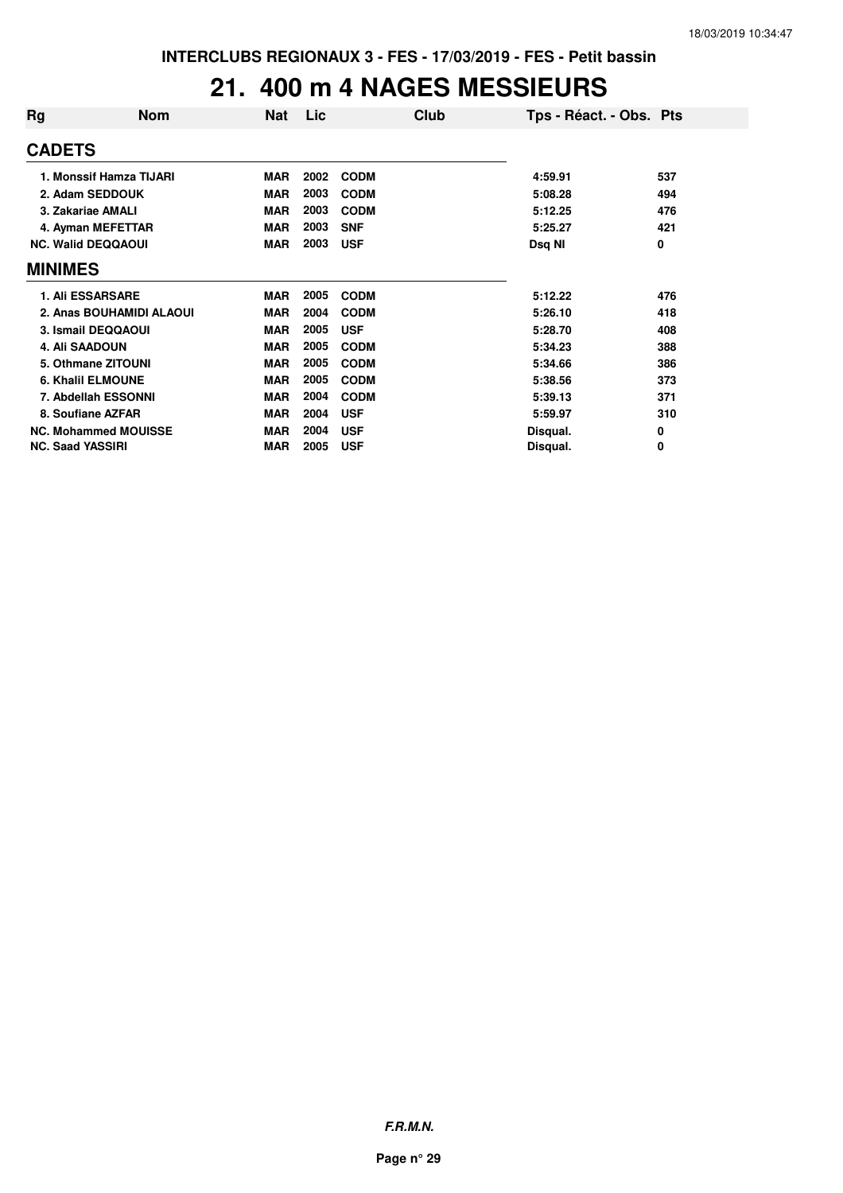INTERCLUBS REGIONAUX 3 - FES - 17/03/2019 - FES - Petit bassin

# 21. 400 m 4 NAGES MESSIEURS

| Rg | Nom | Nat | Lic | Club | Tps - Réact. - Obs. | Pts |
|---|---|---|---|---|---|---|
| **CADETS** | | | | | | |
| 1. | Monssif Hamza TIJARI | MAR | 2002 | CODM | 4:59.91 | 537 |
| 2. | Adam SEDDOUK | MAR | 2003 | CODM | 5:08.28 | 494 |
| 3. | Zakariae AMALI | MAR | 2003 | CODM | 5:12.25 | 476 |
| 4. | Ayman MEFETTAR | MAR | 2003 | SNF | 5:25.27 | 421 |
| NC. | Walid DEQQAOUI | MAR | 2003 | USF | Dsq NI | 0 |
| **MINIMES** | | | | | | |
| 1. | Ali ESSARSARE | MAR | 2005 | CODM | 5:12.22 | 476 |
| 2. | Anas BOUHAMIDI ALAOUI | MAR | 2004 | CODM | 5:26.10 | 418 |
| 3. | Ismail DEQQAOUI | MAR | 2005 | USF | 5:28.70 | 408 |
| 4. | Ali SAADOUN | MAR | 2005 | CODM | 5:34.23 | 388 |
| 5. | Othmane ZITOUNI | MAR | 2005 | CODM | 5:34.66 | 386 |
| 6. | Khalil ELMOUNE | MAR | 2005 | CODM | 5:38.56 | 373 |
| 7. | Abdellah ESSONNI | MAR | 2004 | CODM | 5:39.13 | 371 |
| 8. | Soufiane AZFAR | MAR | 2004 | USF | 5:59.97 | 310 |
| NC. | Mohammed MOUISSE | MAR | 2004 | USF | Disqual. | 0 |
| NC. | Saad YASSIRI | MAR | 2005 | USF | Disqual. | 0 |

*F.R.M.N.*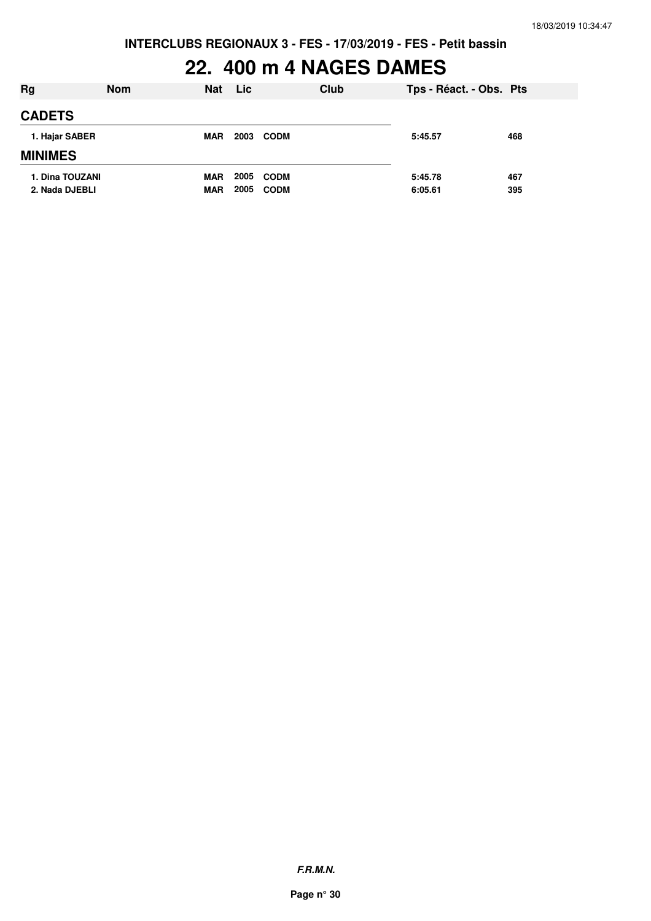INTERCLUBS REGIONAUX 3 - FES - 17/03/2019 - FES - Petit bassin

# 22. 400 m 4 NAGES DAMES

| Rg | Nom | Nat | Lic | Club | Tps - Réact. - Obs. | Pts |
|---|---|---|---|---|---|---|
| **CADETS** | | | | | | |
| 1. Hajar SABER | | MAR | 2003 | CODM | 5:45.57 | 468 |
| **MINIMES** | | | | | | |
| 1. Dina TOUZANI | | MAR | 2005 | CODM | 5:45.78 | 467 |
| 2. Nada DJEBLI | | MAR | 2005 | CODM | 6:05.61 | 395 |

*F.R.M.N.*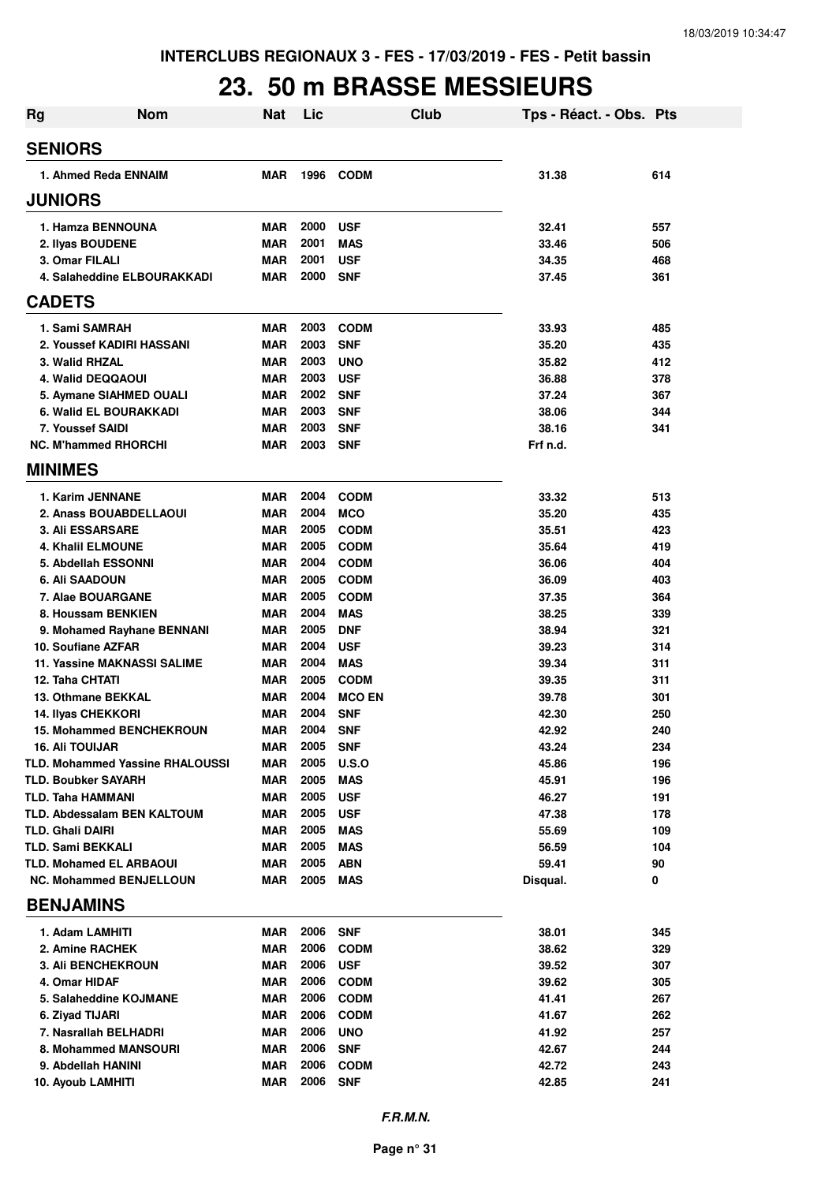INTERCLUBS REGIONAUX 3 - FES - 17/03/2019 - FES - Petit bassin

# 23. 50 m BRASSE MESSIEURS

| Rg | Nom | Nat | Lic | Club | Tps - Réact. - Obs. | Pts |
|---|---|---|---|---|---|---|
| **SENIORS** | | | | | | |
| 1. Ahmed Reda ENNAIM | | MAR | 1996 | CODM | 31.38 | 614 |
| **JUNIORS** | | | | | | |
| 1. Hamza BENNOUNA | | MAR | 2000 | USF | 32.41 | 557 |
| 2. Ilyas BOUDENE | | MAR | 2001 | MAS | 33.46 | 506 |
| 3. Omar FILALI | | MAR | 2001 | USF | 34.35 | 468 |
| 4. Salaheddine ELBOURAKKADI | | MAR | 2000 | SNF | 37.45 | 361 |
| **CADETS** | | | | | | |
| 1. Sami SAMRAH | | MAR | 2003 | CODM | 33.93 | 485 |
| 2. Youssef KADIRI HASSANI | | MAR | 2003 | SNF | 35.20 | 435 |
| 3. Walid RHZAL | | MAR | 2003 | UNO | 35.82 | 412 |
| 4. Walid DEQQAOUI | | MAR | 2003 | USF | 36.88 | 378 |
| 5. Aymane SIAHMED OUALI | | MAR | 2002 | SNF | 37.24 | 367 |
| 6. Walid EL BOURAKKADI | | MAR | 2003 | SNF | 38.06 | 344 |
| 7. Youssef SAIDI | | MAR | 2003 | SNF | 38.16 | 341 |
| NC. M'hammed RHORCHI | | MAR | 2003 | SNF | Frf n.d. | |
| **MINIMES** | | | | | | |
| 1. Karim JENNANE | | MAR | 2004 | CODM | 33.32 | 513 |
| 2. Anass BOUABDELLAOUI | | MAR | 2004 | MCO | 35.20 | 435 |
| 3. Ali ESSARSARE | | MAR | 2005 | CODM | 35.51 | 423 |
| 4. Khalil ELMOUNE | | MAR | 2005 | CODM | 35.64 | 419 |
| 5. Abdellah ESSONNI | | MAR | 2004 | CODM | 36.06 | 404 |
| 6. Ali SAADOUN | | MAR | 2005 | CODM | 36.09 | 403 |
| 7. Alae BOUARGANE | | MAR | 2005 | CODM | 37.35 | 364 |
| 8. Houssam BENKIEN | | MAR | 2004 | MAS | 38.25 | 339 |
| 9. Mohamed Rayhane BENNANI | | MAR | 2005 | DNF | 38.94 | 321 |
| 10. Soufiane AZFAR | | MAR | 2004 | USF | 39.23 | 314 |
| 11. Yassine MAKNASSI SALIME | | MAR | 2004 | MAS | 39.34 | 311 |
| 12. Taha CHTATI | | MAR | 2005 | CODM | 39.35 | 311 |
| 13. Othmane BEKKAL | | MAR | 2004 | MCO EN | 39.78 | 301 |
| 14. Ilyas CHEKKORI | | MAR | 2004 | SNF | 42.30 | 250 |
| 15. Mohammed BENCHEKROUN | | MAR | 2004 | SNF | 42.92 | 240 |
| 16. Ali TOUIJAR | | MAR | 2005 | SNF | 43.24 | 234 |
| TLD. Mohammed Yassine RHALOUSSI | | MAR | 2005 | U.S.O | 45.86 | 196 |
| TLD. Boubker SAYARH | | MAR | 2005 | MAS | 45.91 | 196 |
| TLD. Taha HAMMANI | | MAR | 2005 | USF | 46.27 | 191 |
| TLD. Abdessalam BEN KALTOUM | | MAR | 2005 | USF | 47.38 | 178 |
| TLD. Ghali DAIRI | | MAR | 2005 | MAS | 55.69 | 109 |
| TLD. Sami BEKKALI | | MAR | 2005 | MAS | 56.59 | 104 |
| TLD. Mohamed EL ARBAOUI | | MAR | 2005 | ABN | 59.41 | 90 |
| NC. Mohammed BENJELLOUN | | MAR | 2005 | MAS | Disqual. | 0 |
| **BENJAMINS** | | | | | | |
| 1. Adam LAMHITI | | MAR | 2006 | SNF | 38.01 | 345 |
| 2. Amine RACHEK | | MAR | 2006 | CODM | 38.62 | 329 |
| 3. Ali BENCHEKROUN | | MAR | 2006 | USF | 39.52 | 307 |
| 4. Omar HIDAF | | MAR | 2006 | CODM | 39.62 | 305 |
| 5. Salaheddine KOJMANE | | MAR | 2006 | CODM | 41.41 | 267 |
| 6. Ziyad TIJARI | | MAR | 2006 | CODM | 41.67 | 262 |
| 7. Nasrallah BELHADRI | | MAR | 2006 | UNO | 41.92 | 257 |
| 8. Mohammed MANSOURI | | MAR | 2006 | SNF | 42.67 | 244 |
| 9. Abdellah HANINI | | MAR | 2006 | CODM | 42.72 | 243 |
| 10. Ayoub LAMHITI | | MAR | 2006 | SNF | 42.85 | 241 |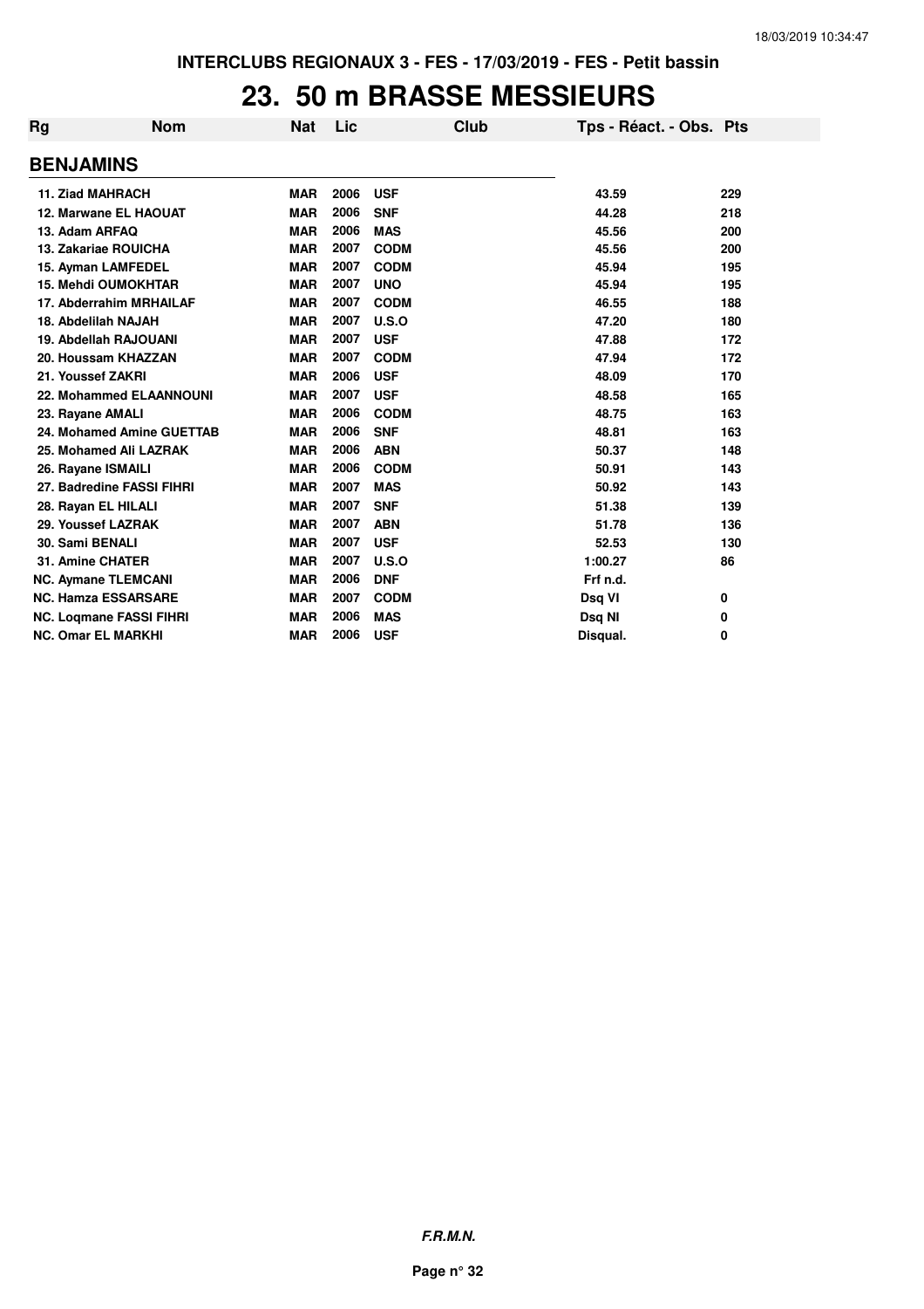INTERCLUBS REGIONAUX 3 - FES - 17/03/2019 - FES - Petit bassin

# 23. 50 m BRASSE MESSIEURS

| Rg | Nom | Nat | Lic | Club | Tps - Réact. - Obs. | Pts |
|---|---|---|---|---|---|---|
| **BENJAMINS** | | | | | | |
| 11. Ziad MAHRACH | | MAR | 2006 | USF | 43.59 | 229 |
| 12. Marwane EL HAOUAT | | MAR | 2006 | SNF | 44.28 | 218 |
| 13. Adam ARFAQ | | MAR | 2006 | MAS | 45.56 | 200 |
| 13. Zakariae ROUICHA | | MAR | 2007 | CODM | 45.56 | 200 |
| 15. Ayman LAMFEDEL | | MAR | 2007 | CODM | 45.94 | 195 |
| 15. Mehdi OUMOKHTAR | | MAR | 2007 | UNO | 45.94 | 195 |
| 17. Abderrahim MRHAILAF | | MAR | 2007 | CODM | 46.55 | 188 |
| 18. Abdelilah NAJAH | | MAR | 2007 | U.S.O | 47.20 | 180 |
| 19. Abdellah RAJOUANI | | MAR | 2007 | USF | 47.88 | 172 |
| 20. Houssam KHAZZAN | | MAR | 2007 | CODM | 47.94 | 172 |
| 21. Youssef ZAKRI | | MAR | 2006 | USF | 48.09 | 170 |
| 22. Mohammed ELAANNOUNI | | MAR | 2007 | USF | 48.58 | 165 |
| 23. Rayane AMALI | | MAR | 2006 | CODM | 48.75 | 163 |
| 24. Mohamed Amine GUETTAB | | MAR | 2006 | SNF | 48.81 | 163 |
| 25. Mohamed Ali LAZRAK | | MAR | 2006 | ABN | 50.37 | 148 |
| 26. Rayane ISMAILI | | MAR | 2006 | CODM | 50.91 | 143 |
| 27. Badredine FASSI FIHRI | | MAR | 2007 | MAS | 50.92 | 143 |
| 28. Rayan EL HILALI | | MAR | 2007 | SNF | 51.38 | 139 |
| 29. Youssef LAZRAK | | MAR | 2007 | ABN | 51.78 | 136 |
| 30. Sami BENALI | | MAR | 2007 | USF | 52.53 | 130 |
| 31. Amine CHATER | | MAR | 2007 | U.S.O | 1:00.27 | 86 |
| NC. Aymane TLEMCANI | | MAR | 2006 | DNF | Frf n.d. | |
| NC. Hamza ESSARSARE | | MAR | 2007 | CODM | Dsq VI | 0 |
| NC. Loqmane FASSI FIHRI | | MAR | 2006 | MAS | Dsq NI | 0 |
| NC. Omar EL MARKHI | | MAR | 2006 | USF | Disqual. | 0 |

*F.R.M.N.*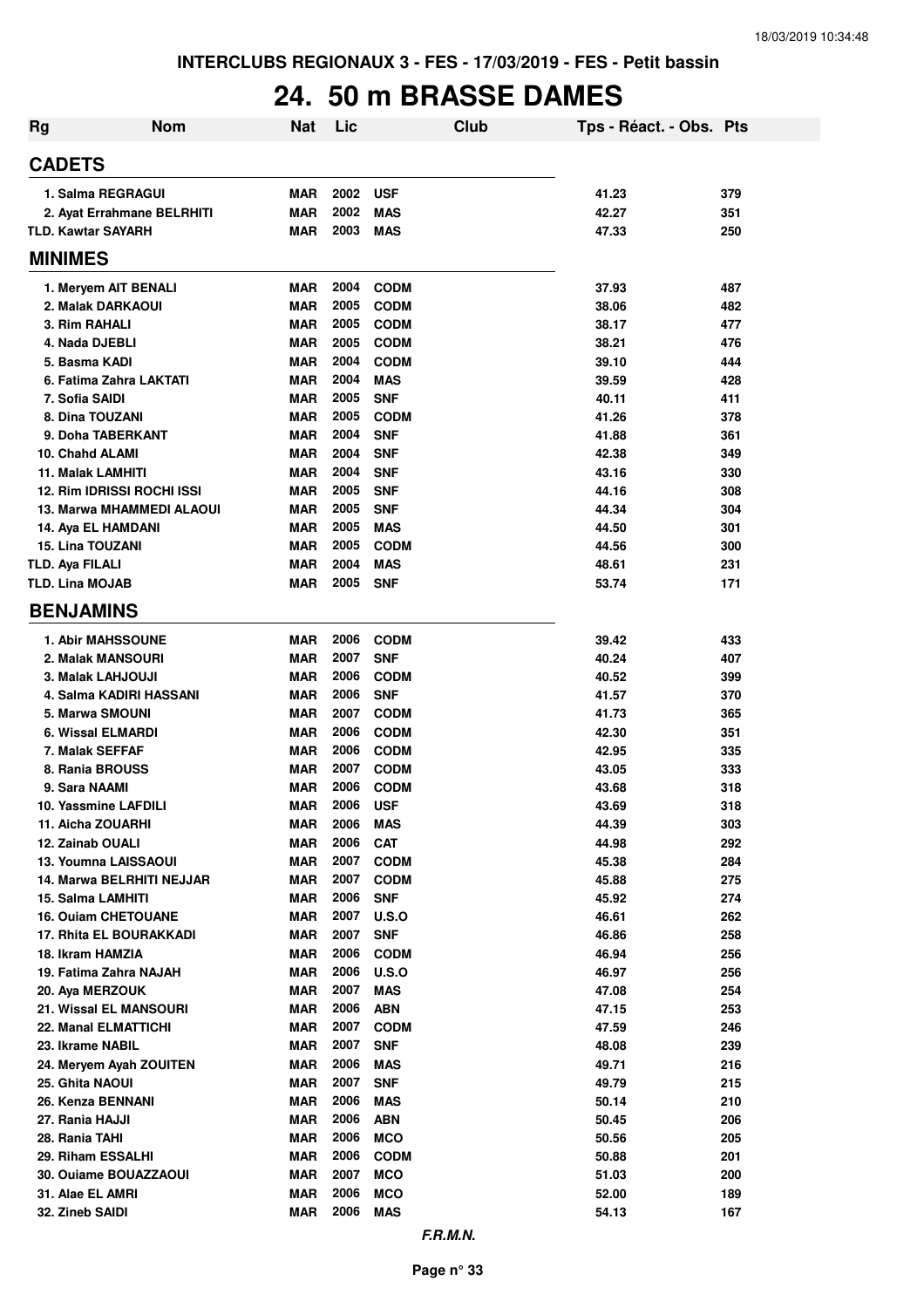INTERCLUBS REGIONAUX 3 - FES - 17/03/2019 - FES - Petit bassin

# 24. 50 m BRASSE DAMES

| Rg | Nom | Nat | Lic | Club | Tps - Réact. - Obs. | Pts |
|---|---|---|---|---|---|---|
| **CADETS** | | | | | | |
| 1. | Salma REGRAGUI | MAR | 2002 | USF | 41.23 | 379 |
| 2. | Ayat Errahmane BELRHITI | MAR | 2002 | MAS | 42.27 | 351 |
| TLD. | Kawtar SAYARH | MAR | 2003 | MAS | 47.33 | 250 |
| **MINIMES** | | | | | | |
| 1. | Meryem AIT BENALI | MAR | 2004 | CODM | 37.93 | 487 |
| 2. | Malak DARKAOUI | MAR | 2005 | CODM | 38.06 | 482 |
| 3. | Rim RAHALI | MAR | 2005 | CODM | 38.17 | 477 |
| 4. | Nada DJEBLI | MAR | 2005 | CODM | 38.21 | 476 |
| 5. | Basma KADI | MAR | 2004 | CODM | 39.10 | 444 |
| 6. | Fatima Zahra LAKTATI | MAR | 2004 | MAS | 39.59 | 428 |
| 7. | Sofia SAIDI | MAR | 2005 | SNF | 40.11 | 411 |
| 8. | Dina TOUZANI | MAR | 2005 | CODM | 41.26 | 378 |
| 9. | Doha TABERKANT | MAR | 2004 | SNF | 41.88 | 361 |
| 10. | Chahd ALAMI | MAR | 2004 | SNF | 42.38 | 349 |
| 11. | Malak LAMHITI | MAR | 2004 | SNF | 43.16 | 330 |
| 12. | Rim IDRISSI ROCHI ISSI | MAR | 2005 | SNF | 44.16 | 308 |
| 13. | Marwa MHAMMEDI ALAOUI | MAR | 2005 | SNF | 44.34 | 304 |
| 14. | Aya EL HAMDANI | MAR | 2005 | MAS | 44.50 | 301 |
| 15. | Lina TOUZANI | MAR | 2005 | CODM | 44.56 | 300 |
| TLD. | Aya FILALI | MAR | 2004 | MAS | 48.61 | 231 |
| TLD. | Lina MOJAB | MAR | 2005 | SNF | 53.74 | 171 |
| **BENJAMINS** | | | | | | |
| 1. | Abir MAHSSOUNE | MAR | 2006 | CODM | 39.42 | 433 |
| 2. | Malak MANSOURI | MAR | 2007 | SNF | 40.24 | 407 |
| 3. | Malak LAHJOUJI | MAR | 2006 | CODM | 40.52 | 399 |
| 4. | Salma KADIRI HASSANI | MAR | 2006 | SNF | 41.57 | 370 |
| 5. | Marwa SMOUNI | MAR | 2007 | CODM | 41.73 | 365 |
| 6. | Wissal ELMARDI | MAR | 2006 | CODM | 42.30 | 351 |
| 7. | Malak SEFFAF | MAR | 2006 | CODM | 42.95 | 335 |
| 8. | Rania BROUSS | MAR | 2007 | CODM | 43.05 | 333 |
| 9. | Sara NAAMI | MAR | 2006 | CODM | 43.68 | 318 |
| 10. | Yassmine LAFDILI | MAR | 2006 | USF | 43.69 | 318 |
| 11. | Aicha ZOUARHI | MAR | 2006 | MAS | 44.39 | 303 |
| 12. | Zainab OUALI | MAR | 2006 | CAT | 44.98 | 292 |
| 13. | Youmna LAISSAOUI | MAR | 2007 | CODM | 45.38 | 284 |
| 14. | Marwa BELRHITI NEJJAR | MAR | 2007 | CODM | 45.88 | 275 |
| 15. | Salma LAMHITI | MAR | 2006 | SNF | 45.92 | 274 |
| 16. | Ouiam CHETOUANE | MAR | 2007 | U.S.O | 46.61 | 262 |
| 17. | Rhita EL BOURAKKADI | MAR | 2007 | SNF | 46.86 | 258 |
| 18. | Ikram HAMZIA | MAR | 2006 | CODM | 46.94 | 256 |
| 19. | Fatima Zahra NAJAH | MAR | 2006 | U.S.O | 46.97 | 256 |
| 20. | Aya MERZOUK | MAR | 2007 | MAS | 47.08 | 254 |
| 21. | Wissal EL MANSOURI | MAR | 2006 | ABN | 47.15 | 253 |
| 22. | Manal ELMATTICHI | MAR | 2007 | CODM | 47.59 | 246 |
| 23. | Ikrame NABIL | MAR | 2007 | SNF | 48.08 | 239 |
| 24. | Meryem Ayah ZOUITEN | MAR | 2006 | MAS | 49.71 | 216 |
| 25. | Ghita NAOUI | MAR | 2007 | SNF | 49.79 | 215 |
| 26. | Kenza BENNANI | MAR | 2006 | MAS | 50.14 | 210 |
| 27. | Rania HAJJI | MAR | 2006 | ABN | 50.45 | 206 |
| 28. | Rania TAHI | MAR | 2006 | MCO | 50.56 | 205 |
| 29. | Riham ESSALHI | MAR | 2006 | CODM | 50.88 | 201 |
| 30. | Ouiame BOUAZZAOUI | MAR | 2007 | MCO | 51.03 | 200 |
| 31. | Alae EL AMRI | MAR | 2006 | MCO | 52.00 | 189 |
| 32. | Zineb SAIDI | MAR | 2006 | MAS | 54.13 | 167 |

*F.R.M.N.*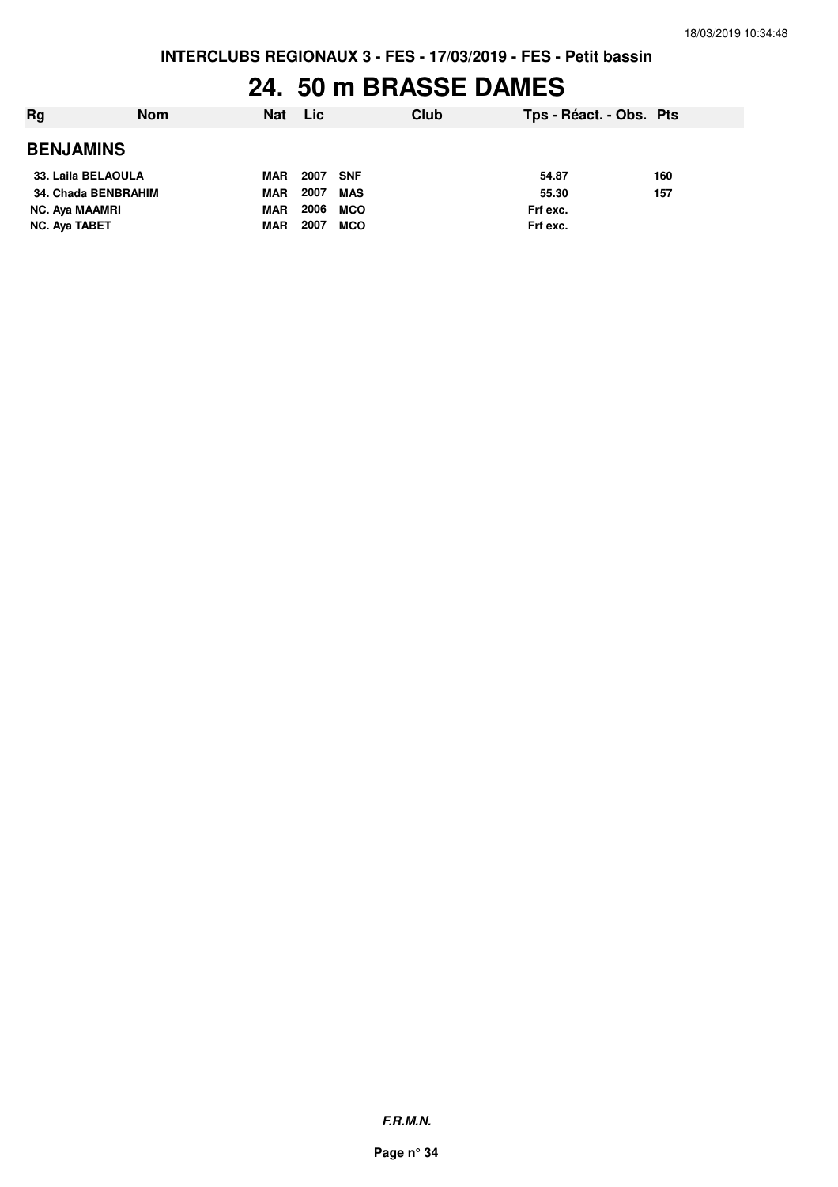INTERCLUBS REGIONAUX 3 - FES - 17/03/2019 - FES - Petit bassin

# 24. 50 m BRASSE DAMES

| Rg | Nom | Nat | Lic | Club | Tps - Réact. - Obs. | Pts |
|---|---|---|---|---|---|---|
| **BENJAMINS** | | | | | | |
| 33. | Laila BELAOULA | MAR | 2007 | SNF | 54.87 | 160 |
| 34. | Chada BENBRAHIM | MAR | 2007 | MAS | 55.30 | 157 |
| NC. | Aya MAAMRI | MAR | 2006 | MCO | Frf exc. | |
| NC. | Aya TABET | MAR | 2007 | MCO | Frf exc. | |

*F.R.M.N.*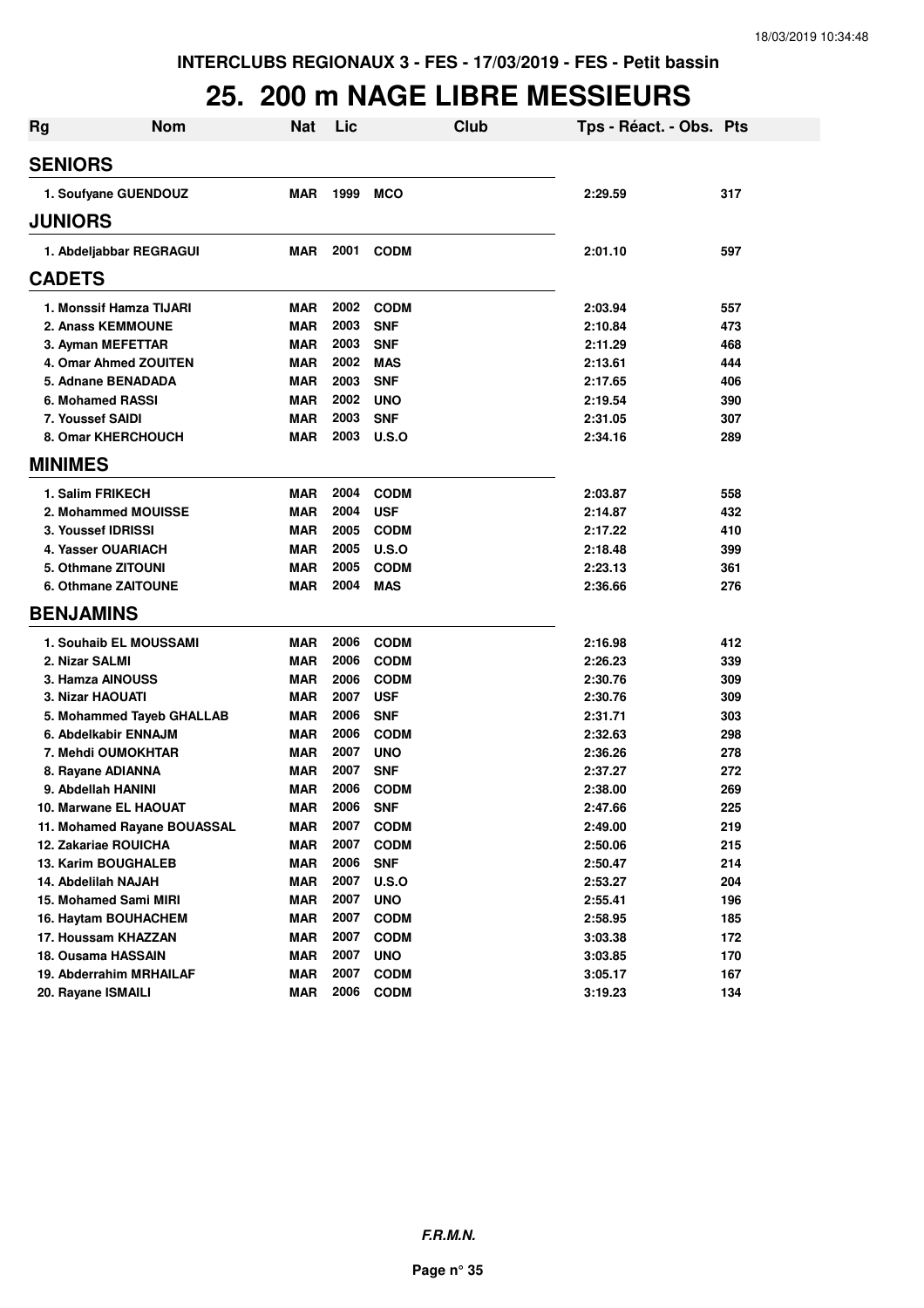INTERCLUBS REGIONAUX 3 - FES - 17/03/2019 - FES - Petit bassin

# 25. 200 m NAGE LIBRE MESSIEURS

| Rg | Nom | Nat | Lic | Club | Tps - Réact. - Obs. | Pts |
|---|---|---|---|---|---|---|
| **SENIORS** | | | | | | |
| 1. Soufyane GUENDOUZ | | MAR | 1999 | MCO | 2:29.59 | 317 |
| **JUNIORS** | | | | | | |
| 1. Abdeljabbar REGRAGUI | | MAR | 2001 | CODM | 2:01.10 | 597 |
| **CADETS** | | | | | | |
| 1. Monssif Hamza TIJARI | | MAR | 2002 | CODM | 2:03.94 | 557 |
| 2. Anass KEMMOUNE | | MAR | 2003 | SNF | 2:10.84 | 473 |
| 3. Ayman MEFETTAR | | MAR | 2003 | SNF | 2:11.29 | 468 |
| 4. Omar Ahmed ZOUITEN | | MAR | 2002 | MAS | 2:13.61 | 444 |
| 5. Adnane BENADADA | | MAR | 2003 | SNF | 2:17.65 | 406 |
| 6. Mohamed RASSI | | MAR | 2002 | UNO | 2:19.54 | 390 |
| 7. Youssef SAIDI | | MAR | 2003 | SNF | 2:31.05 | 307 |
| 8. Omar KHERCHOUCH | | MAR | 2003 | U.S.O | 2:34.16 | 289 |
| **MINIMES** | | | | | | |
| 1. Salim FRIKECH | | MAR | 2004 | CODM | 2:03.87 | 558 |
| 2. Mohammed MOUISSE | | MAR | 2004 | USF | 2:14.87 | 432 |
| 3. Youssef IDRISSI | | MAR | 2005 | CODM | 2:17.22 | 410 |
| 4. Yasser OUARIACH | | MAR | 2005 | U.S.O | 2:18.48 | 399 |
| 5. Othmane ZITOUNI | | MAR | 2005 | CODM | 2:23.13 | 361 |
| 6. Othmane ZAITOUNE | | MAR | 2004 | MAS | 2:36.66 | 276 |
| **BENJAMINS** | | | | | | |
| 1. Souhaib EL MOUSSAMI | | MAR | 2006 | CODM | 2:16.98 | 412 |
| 2. Nizar SALMI | | MAR | 2006 | CODM | 2:26.23 | 339 |
| 3. Hamza AINOUSS | | MAR | 2006 | CODM | 2:30.76 | 309 |
| 3. Nizar HAOUATI | | MAR | 2007 | USF | 2:30.76 | 309 |
| 5. Mohammed Tayeb GHALLAB | | MAR | 2006 | SNF | 2:31.71 | 303 |
| 6. Abdelkabir ENNAJM | | MAR | 2006 | CODM | 2:32.63 | 298 |
| 7. Mehdi OUMOKHTAR | | MAR | 2007 | UNO | 2:36.26 | 278 |
| 8. Rayane ADIANNA | | MAR | 2007 | SNF | 2:37.27 | 272 |
| 9. Abdellah HANINI | | MAR | 2006 | CODM | 2:38.00 | 269 |
| 10. Marwane EL HAOUAT | | MAR | 2006 | SNF | 2:47.66 | 225 |
| 11. Mohamed Rayane BOUASSAL | | MAR | 2007 | CODM | 2:49.00 | 219 |
| 12. Zakariae ROUICHA | | MAR | 2007 | CODM | 2:50.06 | 215 |
| 13. Karim BOUGHALEB | | MAR | 2006 | SNF | 2:50.47 | 214 |
| 14. Abdelilah NAJAH | | MAR | 2007 | U.S.O | 2:53.27 | 204 |
| 15. Mohamed Sami MIRI | | MAR | 2007 | UNO | 2:55.41 | 196 |
| 16. Haytam BOUHACHEM | | MAR | 2007 | CODM | 2:58.95 | 185 |
| 17. Houssam KHAZZAN | | MAR | 2007 | CODM | 3:03.38 | 172 |
| 18. Ousama HASSAIN | | MAR | 2007 | UNO | 3:03.85 | 170 |
| 19. Abderrahim MRHAILAF | | MAR | 2007 | CODM | 3:05.17 | 167 |
| 20. Rayane ISMAILI | | MAR | 2006 | CODM | 3:19.23 | 134 |

*F.R.M.N.*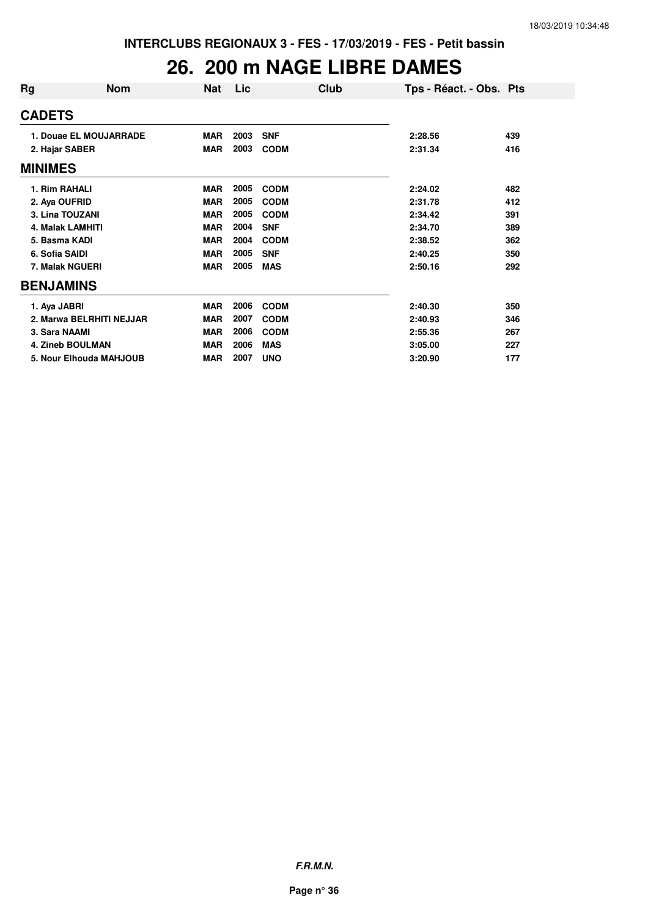INTERCLUBS REGIONAUX 3 - FES - 17/03/2019 - FES - Petit bassin

# 26. 200 m NAGE LIBRE DAMES

| Rg | Nom | Nat | Lic | Club | Tps - Réact. - Obs. | Pts |
|---|---|---|---|---|---|---|
| **CADETS** | | | | | | |
| 1. | Douae EL MOUJARRADE | MAR | 2003 | SNF | 2:28.56 | 439 |
| 2. | Hajar SABER | MAR | 2003 | CODM | 2:31.34 | 416 |
| **MINIMES** | | | | | | |
| 1. | Rim RAHALI | MAR | 2005 | CODM | 2:24.02 | 482 |
| 2. | Aya OUFRID | MAR | 2005 | CODM | 2:31.78 | 412 |
| 3. | Lina TOUZANI | MAR | 2005 | CODM | 2:34.42 | 391 |
| 4. | Malak LAMHITI | MAR | 2004 | SNF | 2:34.70 | 389 |
| 5. | Basma KADI | MAR | 2004 | CODM | 2:38.52 | 362 |
| 6. | Sofia SAIDI | MAR | 2005 | SNF | 2:40.25 | 350 |
| 7. | Malak NGUERI | MAR | 2005 | MAS | 2:50.16 | 292 |
| **BENJAMINS** | | | | | | |
| 1. | Aya JABRI | MAR | 2006 | CODM | 2:40.30 | 350 |
| 2. | Marwa BELRHITI NEJJAR | MAR | 2007 | CODM | 2:40.93 | 346 |
| 3. | Sara NAAMI | MAR | 2006 | CODM | 2:55.36 | 267 |
| 4. | Zineb BOULMAN | MAR | 2006 | MAS | 3:05.00 | 227 |
| 5. | Nour Elhouda MAHJOUB | MAR | 2007 | UNO | 3:20.90 | 177 |

***F.R.M.N.***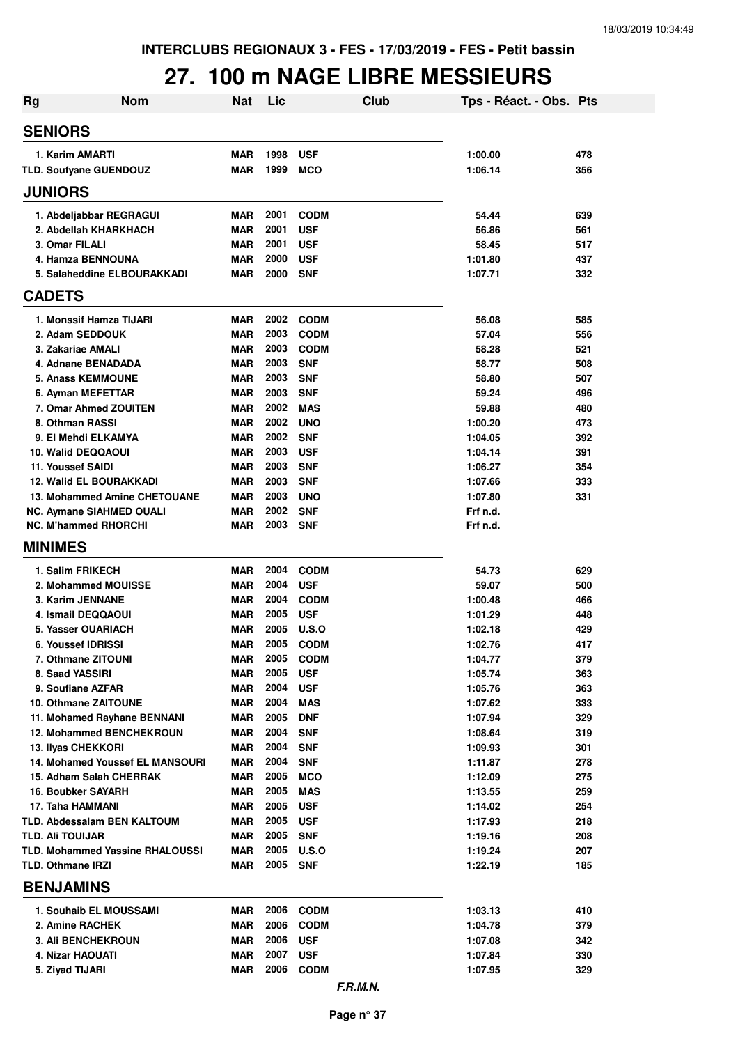INTERCLUBS REGIONAUX 3 - FES - 17/03/2019 - FES - Petit bassin

# 27. 100 m NAGE LIBRE MESSIEURS

| Rg | Nom | Nat | Lic | Club | Tps - Réact. - Obs. | Pts |
|---|---|---|---|---|---|---|
| **SENIORS** | | | | | | |
| 1. Karim AMARTI | | MAR | 1998 | USF | 1:00.00 | 478 |
| TLD. Soufyane GUENDOUZ | | MAR | 1999 | MCO | 1:06.14 | 356 |
| **JUNIORS** | | | | | | |
| 1. Abdeljabbar REGRAGUI | | MAR | 2001 | CODM | 54.44 | 639 |
| 2. Abdellah KHARKHACH | | MAR | 2001 | USF | 56.86 | 561 |
| 3. Omar FILALI | | MAR | 2001 | USF | 58.45 | 517 |
| 4. Hamza BENNOUNA | | MAR | 2000 | USF | 1:01.80 | 437 |
| 5. Salaheddine ELBOURAKKADI | | MAR | 2000 | SNF | 1:07.71 | 332 |
| **CADETS** | | | | | | |
| 1. Monssif Hamza TIJARI | | MAR | 2002 | CODM | 56.08 | 585 |
| 2. Adam SEDDOUK | | MAR | 2003 | CODM | 57.04 | 556 |
| 3. Zakariae AMALI | | MAR | 2003 | CODM | 58.28 | 521 |
| 4. Adnane BENADADA | | MAR | 2003 | SNF | 58.77 | 508 |
| 5. Anass KEMMOUNE | | MAR | 2003 | SNF | 58.80 | 507 |
| 6. Ayman MEFETTAR | | MAR | 2003 | SNF | 59.24 | 496 |
| 7. Omar Ahmed ZOUITEN | | MAR | 2002 | MAS | 59.88 | 480 |
| 8. Othman RASSI | | MAR | 2002 | UNO | 1:00.20 | 473 |
| 9. El Mehdi ELKAMYA | | MAR | 2002 | SNF | 1:04.05 | 392 |
| 10. Walid DEQQAOUI | | MAR | 2003 | USF | 1:04.14 | 391 |
| 11. Youssef SAIDI | | MAR | 2003 | SNF | 1:06.27 | 354 |
| 12. Walid EL BOURAKKADI | | MAR | 2003 | SNF | 1:07.66 | 333 |
| 13. Mohammed Amine CHETOUANE | | MAR | 2003 | UNO | 1:07.80 | 331 |
| NC. Aymane SIAHMED OUALI | | MAR | 2002 | SNF | Frf n.d. | |
| NC. M'hammed RHORCHI | | MAR | 2003 | SNF | Frf n.d. | |
| **MINIMES** | | | | | | |
| 1. Salim FRIKECH | | MAR | 2004 | CODM | 54.73 | 629 |
| 2. Mohammed MOUISSE | | MAR | 2004 | USF | 59.07 | 500 |
| 3. Karim JENNANE | | MAR | 2004 | CODM | 1:00.48 | 466 |
| 4. Ismail DEQQAOUI | | MAR | 2005 | USF | 1:01.29 | 448 |
| 5. Yasser OUARIACH | | MAR | 2005 | U.S.O | 1:02.18 | 429 |
| 6. Youssef IDRISSI | | MAR | 2005 | CODM | 1:02.76 | 417 |
| 7. Othmane ZITOUNI | | MAR | 2005 | CODM | 1:04.77 | 379 |
| 8. Saad YASSIRI | | MAR | 2005 | USF | 1:05.74 | 363 |
| 9. Soufiane AZFAR | | MAR | 2004 | USF | 1:05.76 | 363 |
| 10. Othmane ZAITOUNE | | MAR | 2004 | MAS | 1:07.62 | 333 |
| 11. Mohamed Rayhane BENNANI | | MAR | 2005 | DNF | 1:07.94 | 329 |
| 12. Mohammed BENCHEKROUN | | MAR | 2004 | SNF | 1:08.64 | 319 |
| 13. Ilyas CHEKKORI | | MAR | 2004 | SNF | 1:09.93 | 301 |
| 14. Mohamed Youssef EL MANSOURI | | MAR | 2004 | SNF | 1:11.87 | 278 |
| 15. Adham Salah CHERRAK | | MAR | 2005 | MCO | 1:12.09 | 275 |
| 16. Boubker SAYARH | | MAR | 2005 | MAS | 1:13.55 | 259 |
| 17. Taha HAMMANI | | MAR | 2005 | USF | 1:14.02 | 254 |
| TLD. Abdessalam BEN KALTOUM | | MAR | 2005 | USF | 1:17.93 | 218 |
| TLD. Ali TOUIJAR | | MAR | 2005 | SNF | 1:19.16 | 208 |
| TLD. Mohammed Yassine RHALOUSSI | | MAR | 2005 | U.S.O | 1:19.24 | 207 |
| TLD. Othmane IRZI | | MAR | 2005 | SNF | 1:22.19 | 185 |
| **BENJAMINS** | | | | | | |
| 1. Souhaib EL MOUSSAMI | | MAR | 2006 | CODM | 1:03.13 | 410 |
| 2. Amine RACHEK | | MAR | 2006 | CODM | 1:04.78 | 379 |
| 3. Ali BENCHEKROUN | | MAR | 2006 | USF | 1:07.08 | 342 |
| 4. Nizar HAOUATI | | MAR | 2007 | USF | 1:07.84 | 330 |
| 5. Ziyad TIJARI | | MAR | 2006 | CODM | 1:07.95 | 329 |

*F.R.M.N.*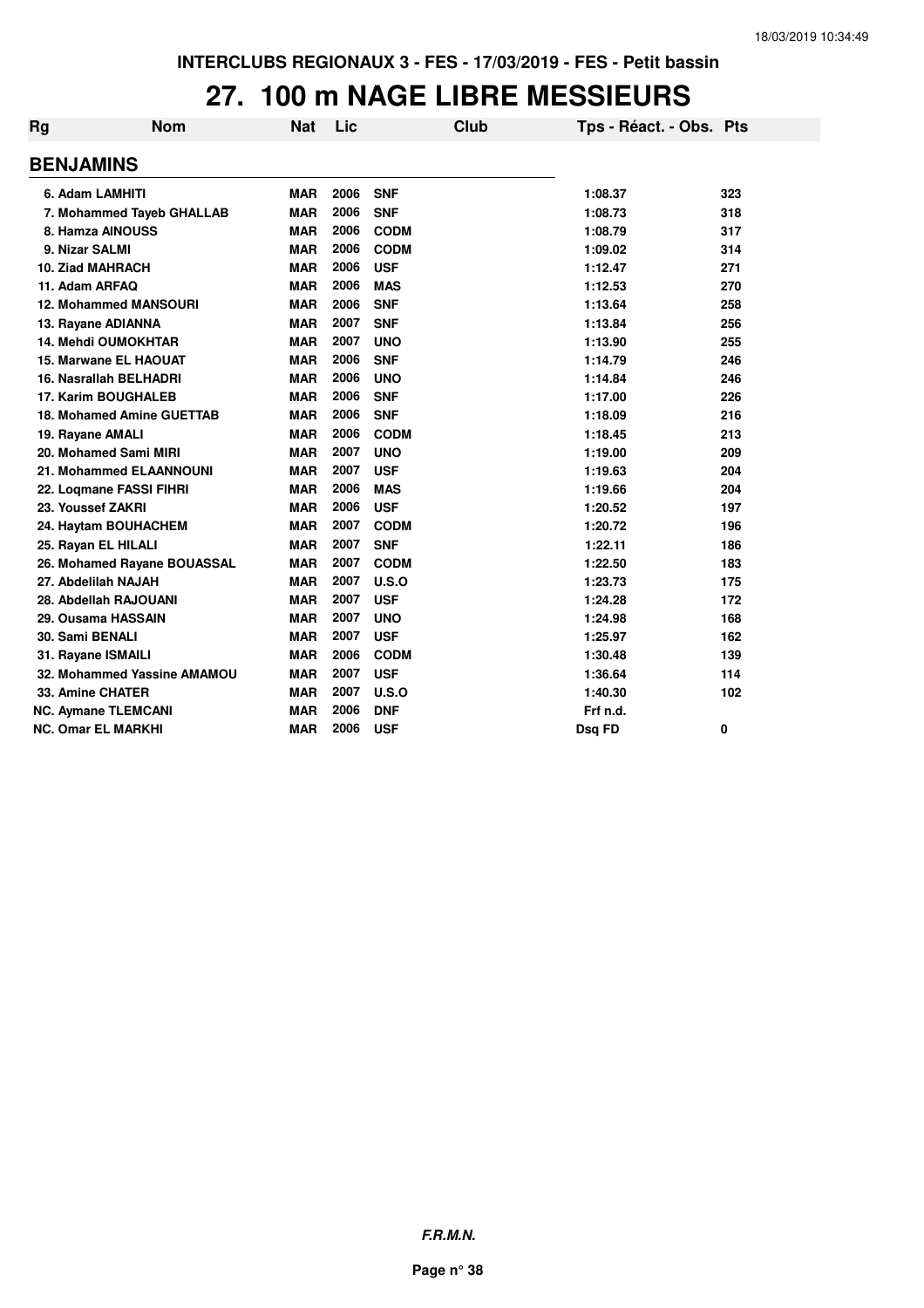INTERCLUBS REGIONAUX 3 - FES - 17/03/2019 - FES - Petit bassin

# 27. 100 m NAGE LIBRE MESSIEURS

| Rg | Nom | Nat | Lic | Club | Tps - Réact. - Obs. | Pts |
|---|---|---|---|---|---|---|
| **BENJAMINS** | | | | | | |
| 6. Adam LAMHITI | | MAR | 2006 | SNF | 1:08.37 | 323 |
| 7. Mohammed Tayeb GHALLAB | | MAR | 2006 | SNF | 1:08.73 | 318 |
| 8. Hamza AINOUSS | | MAR | 2006 | CODM | 1:08.79 | 317 |
| 9. Nizar SALMI | | MAR | 2006 | CODM | 1:09.02 | 314 |
| 10. Ziad MAHRACH | | MAR | 2006 | USF | 1:12.47 | 271 |
| 11. Adam ARFAQ | | MAR | 2006 | MAS | 1:12.53 | 270 |
| 12. Mohammed MANSOURI | | MAR | 2006 | SNF | 1:13.64 | 258 |
| 13. Rayane ADIANNA | | MAR | 2007 | SNF | 1:13.84 | 256 |
| 14. Mehdi OUMOKHTAR | | MAR | 2007 | UNO | 1:13.90 | 255 |
| 15. Marwane EL HAOUAT | | MAR | 2006 | SNF | 1:14.79 | 246 |
| 16. Nasrallah BELHADRI | | MAR | 2006 | UNO | 1:14.84 | 246 |
| 17. Karim BOUGHALEB | | MAR | 2006 | SNF | 1:17.00 | 226 |
| 18. Mohamed Amine GUETTAB | | MAR | 2006 | SNF | 1:18.09 | 216 |
| 19. Rayane AMALI | | MAR | 2006 | CODM | 1:18.45 | 213 |
| 20. Mohamed Sami MIRI | | MAR | 2007 | UNO | 1:19.00 | 209 |
| 21. Mohammed ELAANNOUNI | | MAR | 2007 | USF | 1:19.63 | 204 |
| 22. Loqmane FASSI FIHRI | | MAR | 2006 | MAS | 1:19.66 | 204 |
| 23. Youssef ZAKRI | | MAR | 2006 | USF | 1:20.52 | 197 |
| 24. Haytam BOUHACHEM | | MAR | 2007 | CODM | 1:20.72 | 196 |
| 25. Rayan EL HILALI | | MAR | 2007 | SNF | 1:22.11 | 186 |
| 26. Mohamed Rayane BOUASSAL | | MAR | 2007 | CODM | 1:22.50 | 183 |
| 27. Abdelilah NAJAH | | MAR | 2007 | U.S.O | 1:23.73 | 175 |
| 28. Abdellah RAJOUANI | | MAR | 2007 | USF | 1:24.28 | 172 |
| 29. Ousama HASSAIN | | MAR | 2007 | UNO | 1:24.98 | 168 |
| 30. Sami BENALI | | MAR | 2007 | USF | 1:25.97 | 162 |
| 31. Rayane ISMAILI | | MAR | 2006 | CODM | 1:30.48 | 139 |
| 32. Mohammed Yassine AMAMOU | | MAR | 2007 | USF | 1:36.64 | 114 |
| 33. Amine CHATER | | MAR | 2007 | U.S.O | 1:40.30 | 102 |
| NC. Aymane TLEMCANI | | MAR | 2006 | DNF | Frf n.d. | |
| NC. Omar EL MARKHI | | MAR | 2006 | USF | Dsq FD | 0 |

F.R.M.N.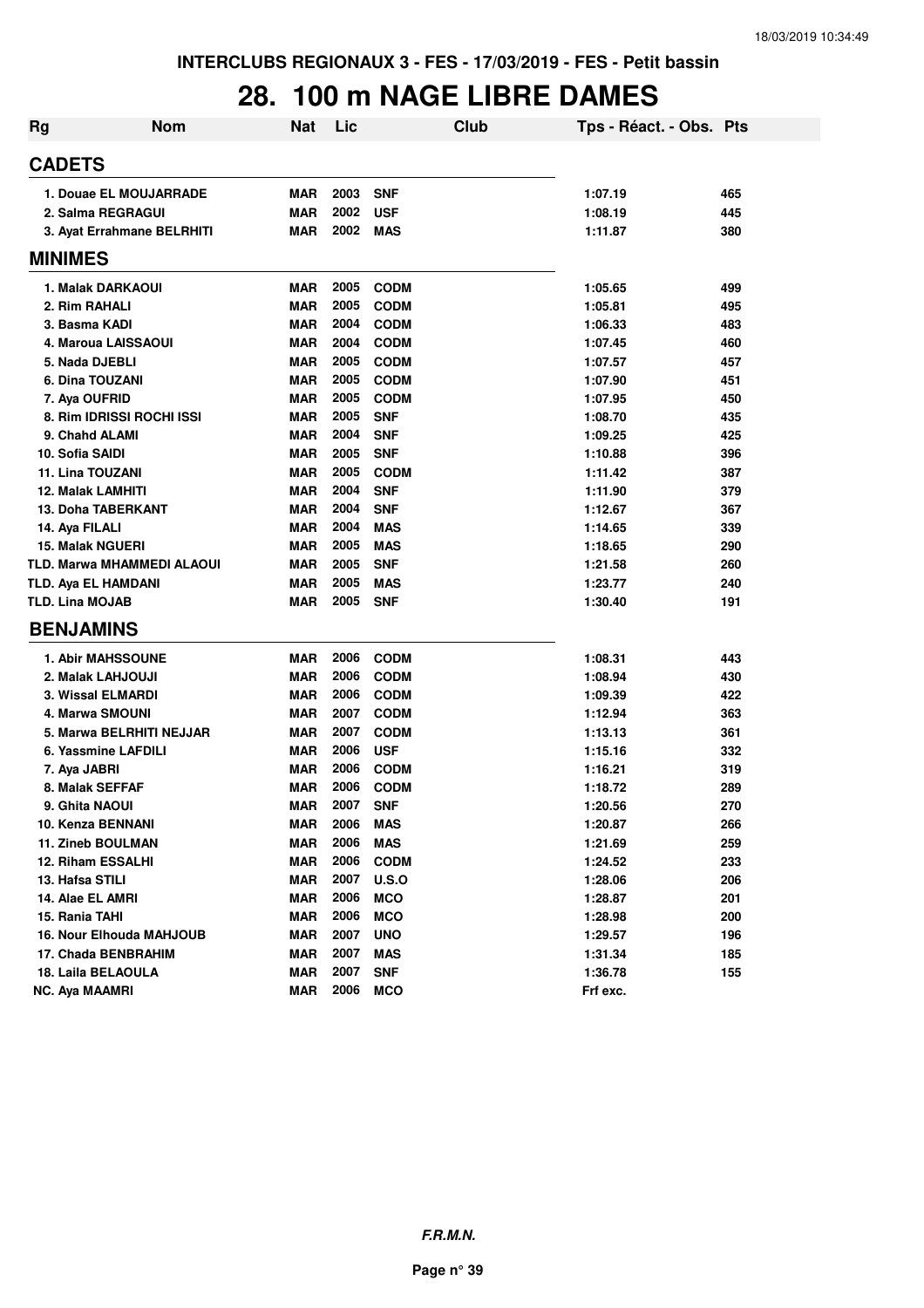INTERCLUBS REGIONAUX 3 - FES - 17/03/2019 - FES - Petit bassin

# 28. 100 m NAGE LIBRE DAMES

| Rg | Nom | Nat | Lic | Club | Tps - Réact. - Obs. | Pts |
|---|---|---|---|---|---|---|
| **CADETS** | | | | | | |
| 1. Douae EL MOUJARRADE | | MAR | 2003 | SNF | 1:07.19 | 465 |
| 2. Salma REGRAGUI | | MAR | 2002 | USF | 1:08.19 | 445 |
| 3. Ayat Errahmane BELRHITI | | MAR | 2002 | MAS | 1:11.87 | 380 |
| **MINIMES** | | | | | | |
| 1. Malak DARKAOUI | | MAR | 2005 | CODM | 1:05.65 | 499 |
| 2. Rim RAHALI | | MAR | 2005 | CODM | 1:05.81 | 495 |
| 3. Basma KADI | | MAR | 2004 | CODM | 1:06.33 | 483 |
| 4. Maroua LAISSAOUI | | MAR | 2004 | CODM | 1:07.45 | 460 |
| 5. Nada DJEBLI | | MAR | 2005 | CODM | 1:07.57 | 457 |
| 6. Dina TOUZANI | | MAR | 2005 | CODM | 1:07.90 | 451 |
| 7. Aya OUFRID | | MAR | 2005 | CODM | 1:07.95 | 450 |
| 8. Rim IDRISSI ROCHI ISSI | | MAR | 2005 | SNF | 1:08.70 | 435 |
| 9. Chahd ALAMI | | MAR | 2004 | SNF | 1:09.25 | 425 |
| 10. Sofia SAIDI | | MAR | 2005 | SNF | 1:10.88 | 396 |
| 11. Lina TOUZANI | | MAR | 2005 | CODM | 1:11.42 | 387 |
| 12. Malak LAMHITI | | MAR | 2004 | SNF | 1:11.90 | 379 |
| 13. Doha TABERKANT | | MAR | 2004 | SNF | 1:12.67 | 367 |
| 14. Aya FILALI | | MAR | 2004 | MAS | 1:14.65 | 339 |
| 15. Malak NGUERI | | MAR | 2005 | MAS | 1:18.65 | 290 |
| TLD. Marwa MHAMMEDI ALAOUI | | MAR | 2005 | SNF | 1:21.58 | 260 |
| TLD. Aya EL HAMDANI | | MAR | 2005 | MAS | 1:23.77 | 240 |
| TLD. Lina MOJAB | | MAR | 2005 | SNF | 1:30.40 | 191 |
| **BENJAMINS** | | | | | | |
| 1. Abir MAHSSOUNE | | MAR | 2006 | CODM | 1:08.31 | 443 |
| 2. Malak LAHJOUJI | | MAR | 2006 | CODM | 1:08.94 | 430 |
| 3. Wissal ELMARDI | | MAR | 2006 | CODM | 1:09.39 | 422 |
| 4. Marwa SMOUNI | | MAR | 2007 | CODM | 1:12.94 | 363 |
| 5. Marwa BELRHITI NEJJAR | | MAR | 2007 | CODM | 1:13.13 | 361 |
| 6. Yassmine LAFDILI | | MAR | 2006 | USF | 1:15.16 | 332 |
| 7. Aya JABRI | | MAR | 2006 | CODM | 1:16.21 | 319 |
| 8. Malak SEFFAF | | MAR | 2006 | CODM | 1:18.72 | 289 |
| 9. Ghita NAOUI | | MAR | 2007 | SNF | 1:20.56 | 270 |
| 10. Kenza BENNANI | | MAR | 2006 | MAS | 1:20.87 | 266 |
| 11. Zineb BOULMAN | | MAR | 2006 | MAS | 1:21.69 | 259 |
| 12. Riham ESSALHI | | MAR | 2006 | CODM | 1:24.52 | 233 |
| 13. Hafsa STILI | | MAR | 2007 | U.S.O | 1:28.06 | 206 |
| 14. Alae EL AMRI | | MAR | 2006 | MCO | 1:28.87 | 201 |
| 15. Rania TAHI | | MAR | 2006 | MCO | 1:28.98 | 200 |
| 16. Nour Elhouda MAHJOUB | | MAR | 2007 | UNO | 1:29.57 | 196 |
| 17. Chada BENBRAHIM | | MAR | 2007 | MAS | 1:31.34 | 185 |
| 18. Laila BELAOULA | | MAR | 2007 | SNF | 1:36.78 | 155 |
| NC. Aya MAAMRI | | MAR | 2006 | MCO | Frf exc. | |

*F.R.M.N.*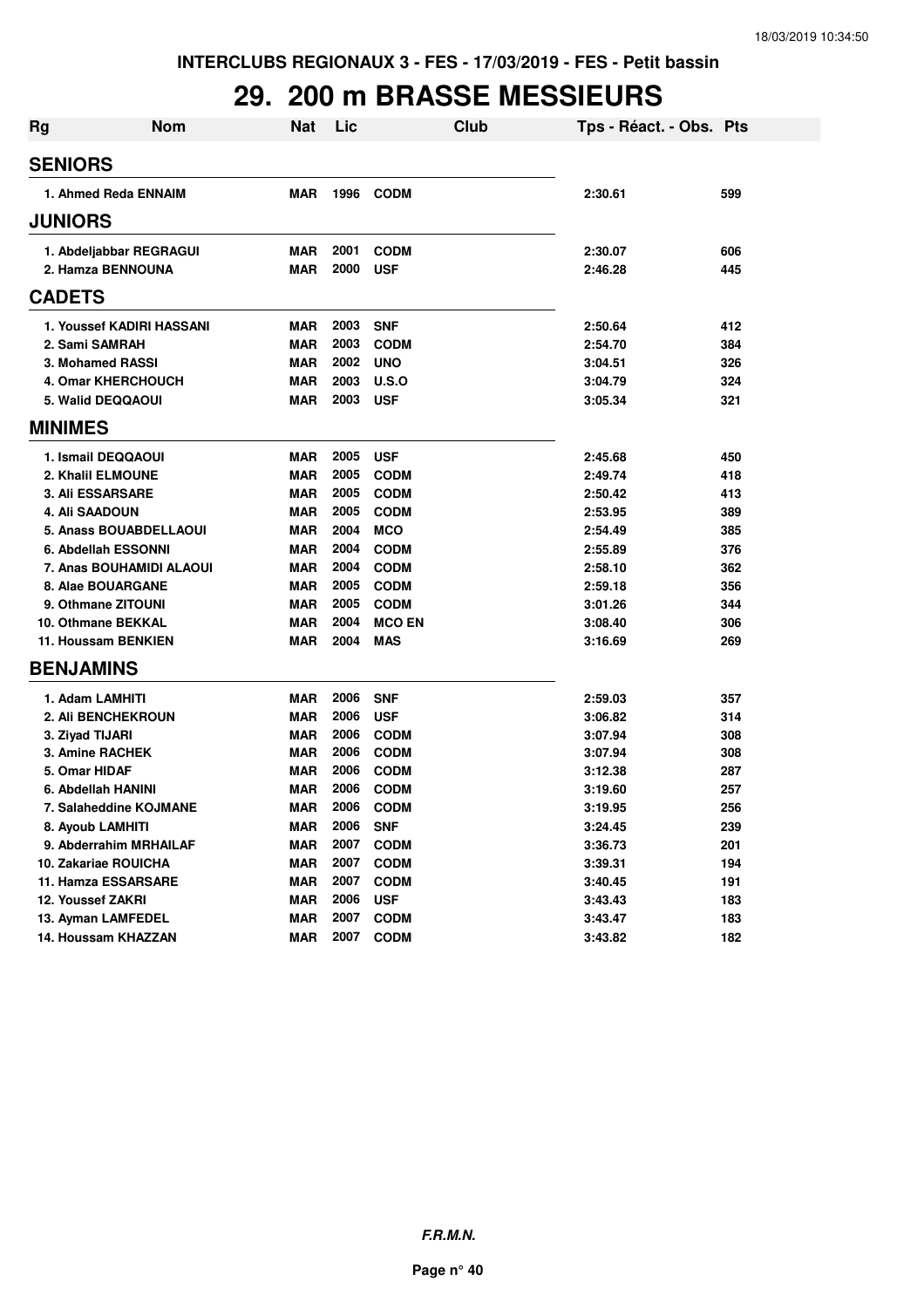INTERCLUBS REGIONAUX 3 - FES - 17/03/2019 - FES - Petit bassin

# 29. 200 m BRASSE MESSIEURS

| Rg | Nom | Nat | Lic | Club | Tps - Réact. - Obs. | Pts |
|---|---|---|---|---|---|---|
| **SENIORS** | | | | | | |
| 1. Ahmed Reda ENNAIM | | MAR | 1996 | CODM | 2:30.61 | 599 |
| **JUNIORS** | | | | | | |
| 1. Abdeljabbar REGRAGUI | | MAR | 2001 | CODM | 2:30.07 | 606 |
| 2. Hamza BENNOUNA | | MAR | 2000 | USF | 2:46.28 | 445 |
| **CADETS** | | | | | | |
| 1. Youssef KADIRI HASSANI | | MAR | 2003 | SNF | 2:50.64 | 412 |
| 2. Sami SAMRAH | | MAR | 2003 | CODM | 2:54.70 | 384 |
| 3. Mohamed RASSI | | MAR | 2002 | UNO | 3:04.51 | 326 |
| 4. Omar KHERCHOUCH | | MAR | 2003 | U.S.O | 3:04.79 | 324 |
| 5. Walid DEQQAOUI | | MAR | 2003 | USF | 3:05.34 | 321 |
| **MINIMES** | | | | | | |
| 1. Ismail DEQQAOUI | | MAR | 2005 | USF | 2:45.68 | 450 |
| 2. Khalil ELMOUNE | | MAR | 2005 | CODM | 2:49.74 | 418 |
| 3. Ali ESSARSARE | | MAR | 2005 | CODM | 2:50.42 | 413 |
| 4. Ali SAADOUN | | MAR | 2005 | CODM | 2:53.95 | 389 |
| 5. Anass BOUABDELLAOUI | | MAR | 2004 | MCO | 2:54.49 | 385 |
| 6. Abdellah ESSONNI | | MAR | 2004 | CODM | 2:55.89 | 376 |
| 7. Anas BOUHAMIDI ALAOUI | | MAR | 2004 | CODM | 2:58.10 | 362 |
| 8. Alae BOUARGANE | | MAR | 2005 | CODM | 2:59.18 | 356 |
| 9. Othmane ZITOUNI | | MAR | 2005 | CODM | 3:01.26 | 344 |
| 10. Othmane BEKKAL | | MAR | 2004 | MCO EN | 3:08.40 | 306 |
| 11. Houssam BENKIEN | | MAR | 2004 | MAS | 3:16.69 | 269 |
| **BENJAMINS** | | | | | | |
| 1. Adam LAMHITI | | MAR | 2006 | SNF | 2:59.03 | 357 |
| 2. Ali BENCHEKROUN | | MAR | 2006 | USF | 3:06.82 | 314 |
| 3. Ziyad TIJARI | | MAR | 2006 | CODM | 3:07.94 | 308 |
| 3. Amine RACHEK | | MAR | 2006 | CODM | 3:07.94 | 308 |
| 5. Omar HIDAF | | MAR | 2006 | CODM | 3:12.38 | 287 |
| 6. Abdellah HANINI | | MAR | 2006 | CODM | 3:19.60 | 257 |
| 7. Salaheddine KOJMANE | | MAR | 2006 | CODM | 3:19.95 | 256 |
| 8. Ayoub LAMHITI | | MAR | 2006 | SNF | 3:24.45 | 239 |
| 9. Abderrahim MRHAILAF | | MAR | 2007 | CODM | 3:36.73 | 201 |
| 10. Zakariae ROUICHA | | MAR | 2007 | CODM | 3:39.31 | 194 |
| 11. Hamza ESSARSARE | | MAR | 2007 | CODM | 3:40.45 | 191 |
| 12. Youssef ZAKRI | | MAR | 2006 | USF | 3:43.43 | 183 |
| 13. Ayman LAMFEDEL | | MAR | 2007 | CODM | 3:43.47 | 183 |
| 14. Houssam KHAZZAN | | MAR | 2007 | CODM | 3:43.82 | 182 |

*F.R.M.N.*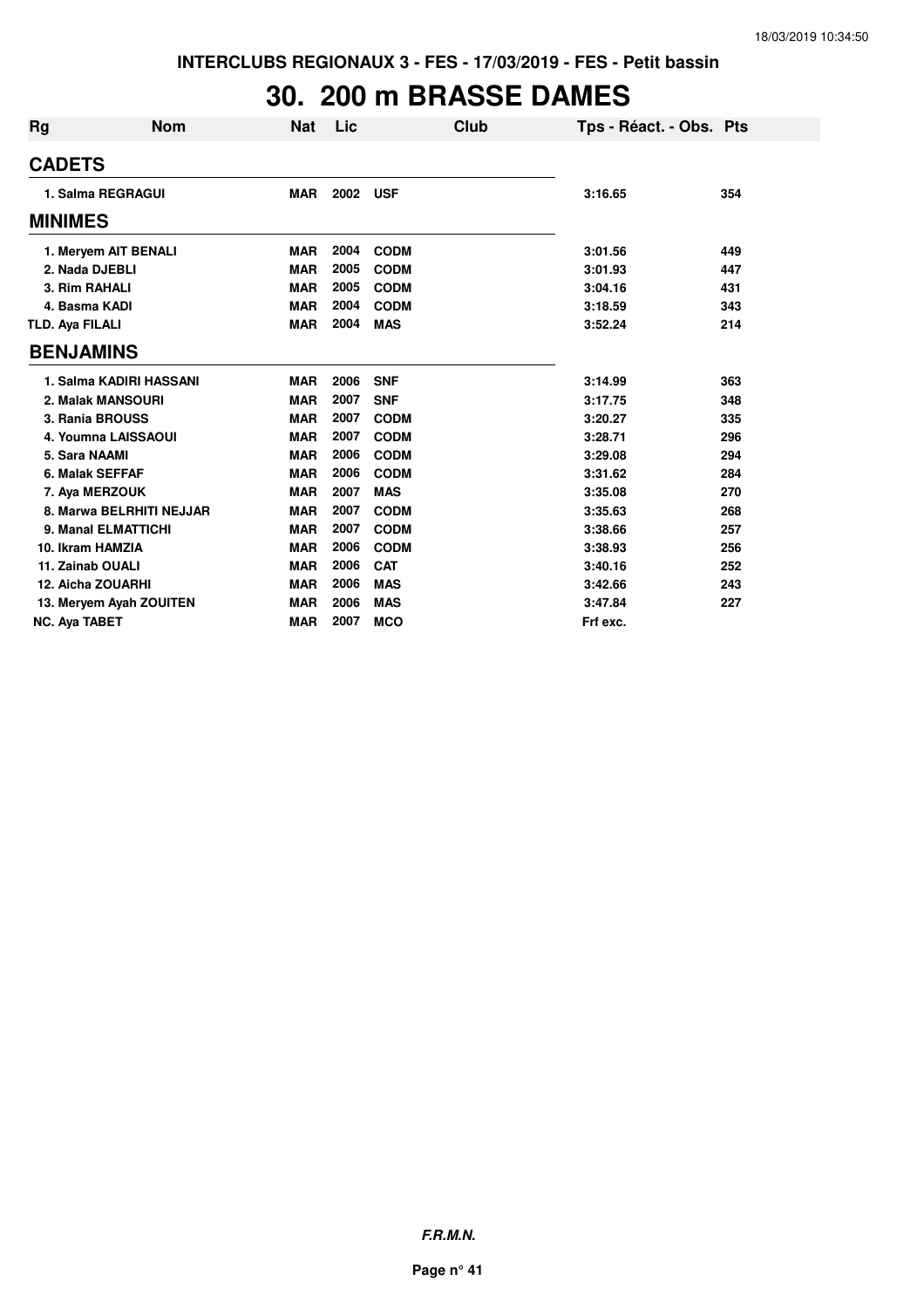INTERCLUBS REGIONAUX 3 - FES - 17/03/2019 - FES - Petit bassin

# 30. 200 m BRASSE DAMES

| Rg | Nom | Nat | Lic | Club | Tps - Réact. - Obs. | Pts |
|---|---|---|---|---|---|---|
| **CADETS** | | | | | | |
| 1. | Salma REGRAGUI | MAR | 2002 | USF | 3:16.65 | 354 |
| **MINIMES** | | | | | | |
| 1. | Meryem AIT BENALI | MAR | 2004 | CODM | 3:01.56 | 449 |
| 2. | Nada DJEBLI | MAR | 2005 | CODM | 3:01.93 | 447 |
| 3. | Rim RAHALI | MAR | 2005 | CODM | 3:04.16 | 431 |
| 4. | Basma KADI | MAR | 2004 | CODM | 3:18.59 | 343 |
| TLD. | Aya FILALI | MAR | 2004 | MAS | 3:52.24 | 214 |
| **BENJAMINS** | | | | | | |
| 1. | Salma KADIRI HASSANI | MAR | 2006 | SNF | 3:14.99 | 363 |
| 2. | Malak MANSOURI | MAR | 2007 | SNF | 3:17.75 | 348 |
| 3. | Rania BROUSS | MAR | 2007 | CODM | 3:20.27 | 335 |
| 4. | Youmna LAISSAOUI | MAR | 2007 | CODM | 3:28.71 | 296 |
| 5. | Sara NAAMI | MAR | 2006 | CODM | 3:29.08 | 294 |
| 6. | Malak SEFFAF | MAR | 2006 | CODM | 3:31.62 | 284 |
| 7. | Aya MERZOUK | MAR | 2007 | MAS | 3:35.08 | 270 |
| 8. | Marwa BELRHITI NEJJAR | MAR | 2007 | CODM | 3:35.63 | 268 |
| 9. | Manal ELMATTICHI | MAR | 2007 | CODM | 3:38.66 | 257 |
| 10. | Ikram HAMZIA | MAR | 2006 | CODM | 3:38.93 | 256 |
| 11. | Zainab OUALI | MAR | 2006 | CAT | 3:40.16 | 252 |
| 12. | Aicha ZOUARHI | MAR | 2006 | MAS | 3:42.66 | 243 |
| 13. | Meryem Ayah ZOUITEN | MAR | 2006 | MAS | 3:47.84 | 227 |
| NC. | Aya TABET | MAR | 2007 | MCO | Frf exc. | |

***F.R.M.N.***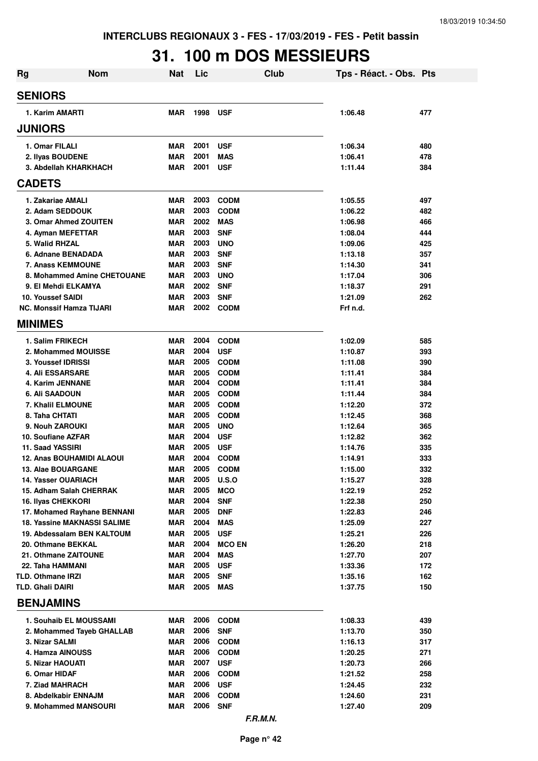INTERCLUBS REGIONAUX 3 - FES - 17/03/2019 - FES - Petit bassin

# 31. 100 m DOS MESSIEURS

| Rg | Nom | Nat | Lic | Club | Tps - Réact. - Obs. | Pts |
|---|---|---|---|---|---|---|
| **SENIORS** | | | | | | |
| 1. Karim AMARTI | | MAR | 1998 | USF | 1:06.48 | 477 |
| **JUNIORS** | | | | | | |
| 1. Omar FILALI | | MAR | 2001 | USF | 1:06.34 | 480 |
| 2. Ilyas BOUDENE | | MAR | 2001 | MAS | 1:06.41 | 478 |
| 3. Abdellah KHARKHACH | | MAR | 2001 | USF | 1:11.44 | 384 |
| **CADETS** | | | | | | |
| 1. Zakariae AMALI | | MAR | 2003 | CODM | 1:05.55 | 497 |
| 2. Adam SEDDOUK | | MAR | 2003 | CODM | 1:06.22 | 482 |
| 3. Omar Ahmed ZOUITEN | | MAR | 2002 | MAS | 1:06.98 | 466 |
| 4. Ayman MEFETTAR | | MAR | 2003 | SNF | 1:08.04 | 444 |
| 5. Walid RHZAL | | MAR | 2003 | UNO | 1:09.06 | 425 |
| 6. Adnane BENADADA | | MAR | 2003 | SNF | 1:13.18 | 357 |
| 7. Anass KEMMOUNE | | MAR | 2003 | SNF | 1:14.30 | 341 |
| 8. Mohammed Amine CHETOUANE | | MAR | 2003 | UNO | 1:17.04 | 306 |
| 9. El Mehdi ELKAMYA | | MAR | 2002 | SNF | 1:18.37 | 291 |
| 10. Youssef SAIDI | | MAR | 2003 | SNF | 1:21.09 | 262 |
| NC. Monssif Hamza TIJARI | | MAR | 2002 | CODM | Frf n.d. | |
| **MINIMES** | | | | | | |
| 1. Salim FRIKECH | | MAR | 2004 | CODM | 1:02.09 | 585 |
| 2. Mohammed MOUISSE | | MAR | 2004 | USF | 1:10.87 | 393 |
| 3. Youssef IDRISSI | | MAR | 2005 | CODM | 1:11.08 | 390 |
| 4. Ali ESSARSARE | | MAR | 2005 | CODM | 1:11.41 | 384 |
| 4. Karim JENNANE | | MAR | 2004 | CODM | 1:11.41 | 384 |
| 6. Ali SAADOUN | | MAR | 2005 | CODM | 1:11.44 | 384 |
| 7. Khalil ELMOUNE | | MAR | 2005 | CODM | 1:12.20 | 372 |
| 8. Taha CHTATI | | MAR | 2005 | CODM | 1:12.45 | 368 |
| 9. Nouh ZAROUKI | | MAR | 2005 | UNO | 1:12.64 | 365 |
| 10. Soufiane AZFAR | | MAR | 2004 | USF | 1:12.82 | 362 |
| 11. Saad YASSIRI | | MAR | 2005 | USF | 1:14.76 | 335 |
| 12. Anas BOUHAMIDI ALAOUI | | MAR | 2004 | CODM | 1:14.91 | 333 |
| 13. Alae BOUARGANE | | MAR | 2005 | CODM | 1:15.00 | 332 |
| 14. Yasser OUARIACH | | MAR | 2005 | U.S.O | 1:15.27 | 328 |
| 15. Adham Salah CHERRAK | | MAR | 2005 | MCO | 1:22.19 | 252 |
| 16. Ilyas CHEKKORI | | MAR | 2004 | SNF | 1:22.38 | 250 |
| 17. Mohamed Rayhane BENNANI | | MAR | 2005 | DNF | 1:22.83 | 246 |
| 18. Yassine MAKNASSI SALIME | | MAR | 2004 | MAS | 1:25.09 | 227 |
| 19. Abdessalam BEN KALTOUM | | MAR | 2005 | USF | 1:25.21 | 226 |
| 20. Othmane BEKKAL | | MAR | 2004 | MCO EN | 1:26.20 | 218 |
| 21. Othmane ZAITOUNE | | MAR | 2004 | MAS | 1:27.70 | 207 |
| 22. Taha HAMMANI | | MAR | 2005 | USF | 1:33.36 | 172 |
| TLD. Othmane IRZI | | MAR | 2005 | SNF | 1:35.16 | 162 |
| TLD. Ghali DAIRI | | MAR | 2005 | MAS | 1:37.75 | 150 |
| **BENJAMINS** | | | | | | |
| 1. Souhaib EL MOUSSAMI | | MAR | 2006 | CODM | 1:08.33 | 439 |
| 2. Mohammed Tayeb GHALLAB | | MAR | 2006 | SNF | 1:13.70 | 350 |
| 3. Nizar SALMI | | MAR | 2006 | CODM | 1:16.13 | 317 |
| 4. Hamza AINOUSS | | MAR | 2006 | CODM | 1:20.25 | 271 |
| 5. Nizar HAOUATI | | MAR | 2007 | USF | 1:20.73 | 266 |
| 6. Omar HIDAF | | MAR | 2006 | CODM | 1:21.52 | 258 |
| 7. Ziad MAHRACH | | MAR | 2006 | USF | 1:24.45 | 232 |
| 8. Abdelkabir ENNAJM | | MAR | 2006 | CODM | 1:24.60 | 231 |
| 9. Mohammed MANSOURI | | MAR | 2006 | SNF | 1:27.40 | 209 |

*F.R.M.N.*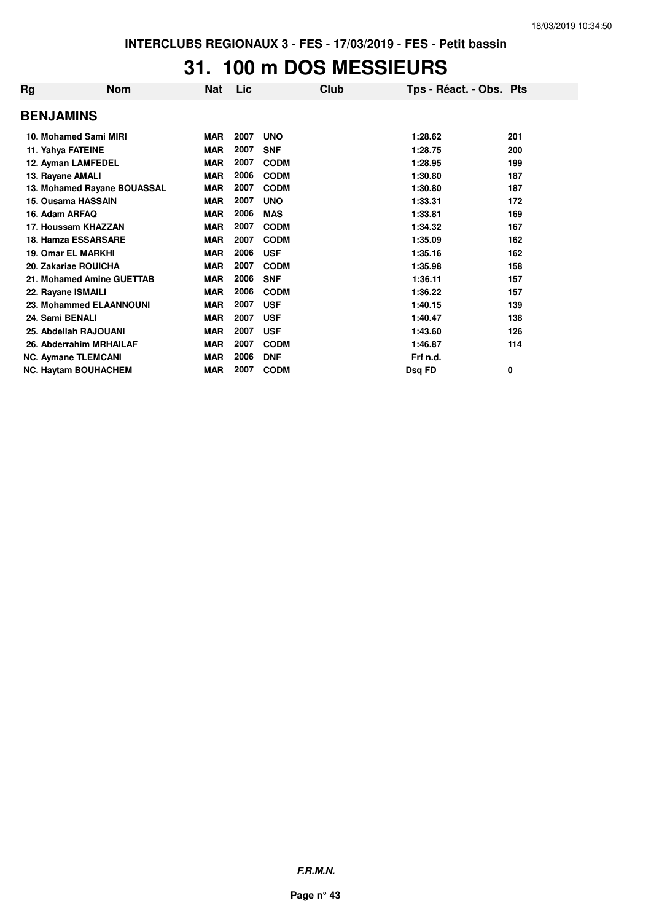# 31. 100 m DOS MESSIEURS

| Rg | Nom | Nat | Lic | Club | Tps - Réact. - Obs. | Pts |
|---|---|---|---|---|---|---|
| **BENJAMINS** | | | | | | |
| 10. | Mohamed Sami MIRI | MAR | 2007 | UNO | 1:28.62 | 201 |
| 11. | Yahya FATEINE | MAR | 2007 | SNF | 1:28.75 | 200 |
| 12. | Ayman LAMFEDEL | MAR | 2007 | CODM | 1:28.95 | 199 |
| 13. | Rayane AMALI | MAR | 2006 | CODM | 1:30.80 | 187 |
| 13. | Mohamed Rayane BOUASSAL | MAR | 2007 | CODM | 1:30.80 | 187 |
| 15. | Ousama HASSAIN | MAR | 2007 | UNO | 1:33.31 | 172 |
| 16. | Adam ARFAQ | MAR | 2006 | MAS | 1:33.81 | 169 |
| 17. | Houssam KHAZZAN | MAR | 2007 | CODM | 1:34.32 | 167 |
| 18. | Hamza ESSARSARE | MAR | 2007 | CODM | 1:35.09 | 162 |
| 19. | Omar EL MARKHI | MAR | 2006 | USF | 1:35.16 | 162 |
| 20. | Zakariae ROUICHA | MAR | 2007 | CODM | 1:35.98 | 158 |
| 21. | Mohamed Amine GUETTAB | MAR | 2006 | SNF | 1:36.11 | 157 |
| 22. | Rayane ISMAILI | MAR | 2006 | CODM | 1:36.22 | 157 |
| 23. | Mohammed ELAANNOUNI | MAR | 2007 | USF | 1:40.15 | 139 |
| 24. | Sami BENALI | MAR | 2007 | USF | 1:40.47 | 138 |
| 25. | Abdellah RAJOUANI | MAR | 2007 | USF | 1:43.60 | 126 |
| 26. | Abderrahim MRHAILAF | MAR | 2007 | CODM | 1:46.87 | 114 |
| NC. | Aymane TLEMCANI | MAR | 2006 | DNF | Frf n.d. | |
| NC. | Haytam BOUHACHEM | MAR | 2007 | CODM | Dsq FD | 0 |

*F.R.M.N.*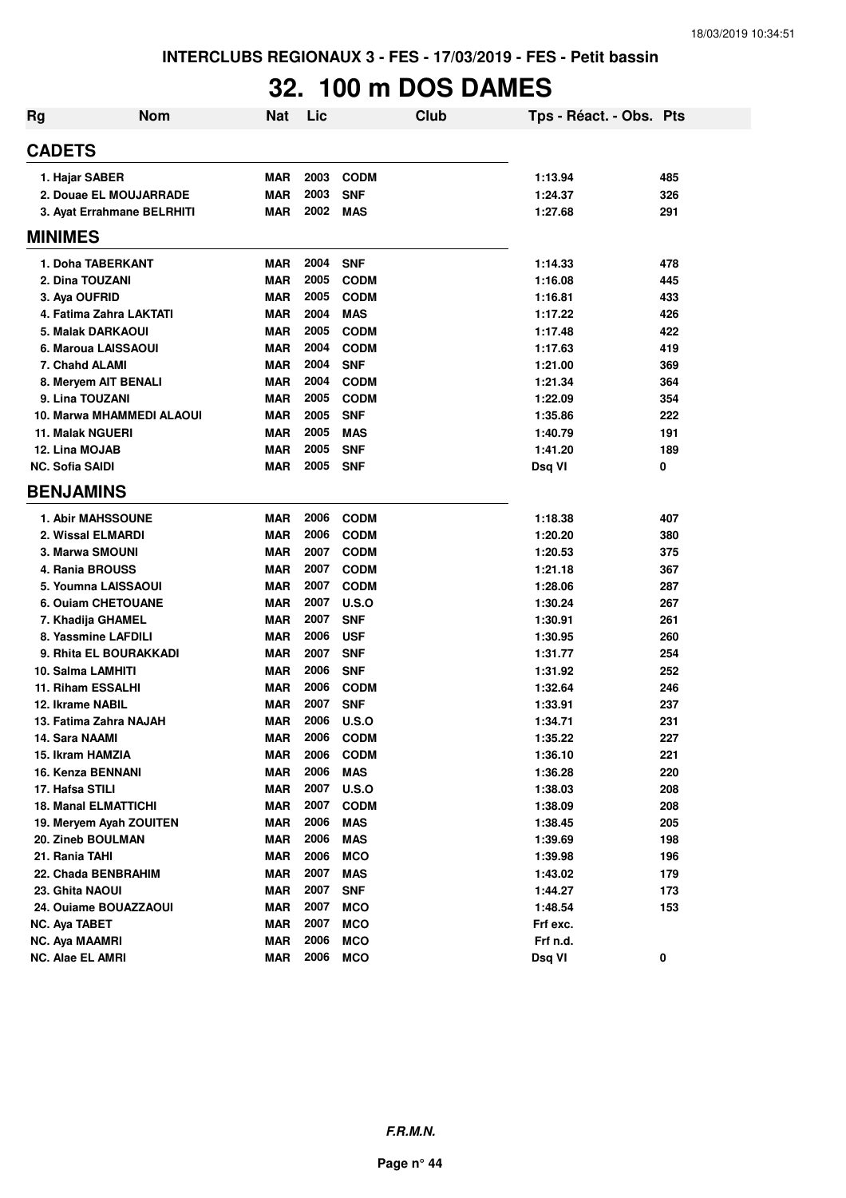INTERCLUBS REGIONAUX 3 - FES - 17/03/2019 - FES - Petit bassin

# 32. 100 m DOS DAMES

| Rg | Nom | Nat | Lic | Club | Tps - Réact. - Obs. | Pts |
|---|---|---|---|---|---|---|
| **CADETS** | | | | | | |
| 1. | Hajar SABER | MAR | 2003 | CODM | 1:13.94 | 485 |
| 2. | Douae EL MOUJARRADE | MAR | 2003 | SNF | 1:24.37 | 326 |
| 3. | Ayat Errahmane BELRHITI | MAR | 2002 | MAS | 1:27.68 | 291 |
| **MINIMES** | | | | | | |
| 1. | Doha TABERKANT | MAR | 2004 | SNF | 1:14.33 | 478 |
| 2. | Dina TOUZANI | MAR | 2005 | CODM | 1:16.08 | 445 |
| 3. | Aya OUFRID | MAR | 2005 | CODM | 1:16.81 | 433 |
| 4. | Fatima Zahra LAKTATI | MAR | 2004 | MAS | 1:17.22 | 426 |
| 5. | Malak DARKAOUI | MAR | 2005 | CODM | 1:17.48 | 422 |
| 6. | Maroua LAISSAOUI | MAR | 2004 | CODM | 1:17.63 | 419 |
| 7. | Chahd ALAMI | MAR | 2004 | SNF | 1:21.00 | 369 |
| 8. | Meryem AIT BENALI | MAR | 2004 | CODM | 1:21.34 | 364 |
| 9. | Lina TOUZANI | MAR | 2005 | CODM | 1:22.09 | 354 |
| 10. | Marwa MHAMMEDI ALAOUI | MAR | 2005 | SNF | 1:35.86 | 222 |
| 11. | Malak NGUERI | MAR | 2005 | MAS | 1:40.79 | 191 |
| 12. | Lina MOJAB | MAR | 2005 | SNF | 1:41.20 | 189 |
| NC. | Sofia SAIDI | MAR | 2005 | SNF | Dsq VI | 0 |
| **BENJAMINS** | | | | | | |
| 1. | Abir MAHSSOUNE | MAR | 2006 | CODM | 1:18.38 | 407 |
| 2. | Wissal ELMARDI | MAR | 2006 | CODM | 1:20.20 | 380 |
| 3. | Marwa SMOUNI | MAR | 2007 | CODM | 1:20.53 | 375 |
| 4. | Rania BROUSS | MAR | 2007 | CODM | 1:21.18 | 367 |
| 5. | Youmna LAISSAOUI | MAR | 2007 | CODM | 1:28.06 | 287 |
| 6. | Ouiam CHETOUANE | MAR | 2007 | U.S.O | 1:30.24 | 267 |
| 7. | Khadija GHAMEL | MAR | 2007 | SNF | 1:30.91 | 261 |
| 8. | Yassmine LAFDILI | MAR | 2006 | USF | 1:30.95 | 260 |
| 9. | Rhita EL BOURAKKADI | MAR | 2007 | SNF | 1:31.77 | 254 |
| 10. | Salma LAMHITI | MAR | 2006 | SNF | 1:31.92 | 252 |
| 11. | Riham ESSALHI | MAR | 2006 | CODM | 1:32.64 | 246 |
| 12. | Ikrame NABIL | MAR | 2007 | SNF | 1:33.91 | 237 |
| 13. | Fatima Zahra NAJAH | MAR | 2006 | U.S.O | 1:34.71 | 231 |
| 14. | Sara NAAMI | MAR | 2006 | CODM | 1:35.22 | 227 |
| 15. | Ikram HAMZIA | MAR | 2006 | CODM | 1:36.10 | 221 |
| 16. | Kenza BENNANI | MAR | 2006 | MAS | 1:36.28 | 220 |
| 17. | Hafsa STILI | MAR | 2007 | U.S.O | 1:38.03 | 208 |
| 18. | Manal ELMATTICHI | MAR | 2007 | CODM | 1:38.09 | 208 |
| 19. | Meryem Ayah ZOUITEN | MAR | 2006 | MAS | 1:38.45 | 205 |
| 20. | Zineb BOULMAN | MAR | 2006 | MAS | 1:39.69 | 198 |
| 21. | Rania TAHI | MAR | 2006 | MCO | 1:39.98 | 196 |
| 22. | Chada BENBRAHIM | MAR | 2007 | MAS | 1:43.02 | 179 |
| 23. | Ghita NAOUI | MAR | 2007 | SNF | 1:44.27 | 173 |
| 24. | Ouiame BOUAZZAOUI | MAR | 2007 | MCO | 1:48.54 | 153 |
| NC. | Aya TABET | MAR | 2007 | MCO | Frf exc. | |
| NC. | Aya MAAMRI | MAR | 2006 | MCO | Frf n.d. | |
| NC. | Alae EL AMRI | MAR | 2006 | MCO | Dsq VI | 0 |

*F.R.M.N.*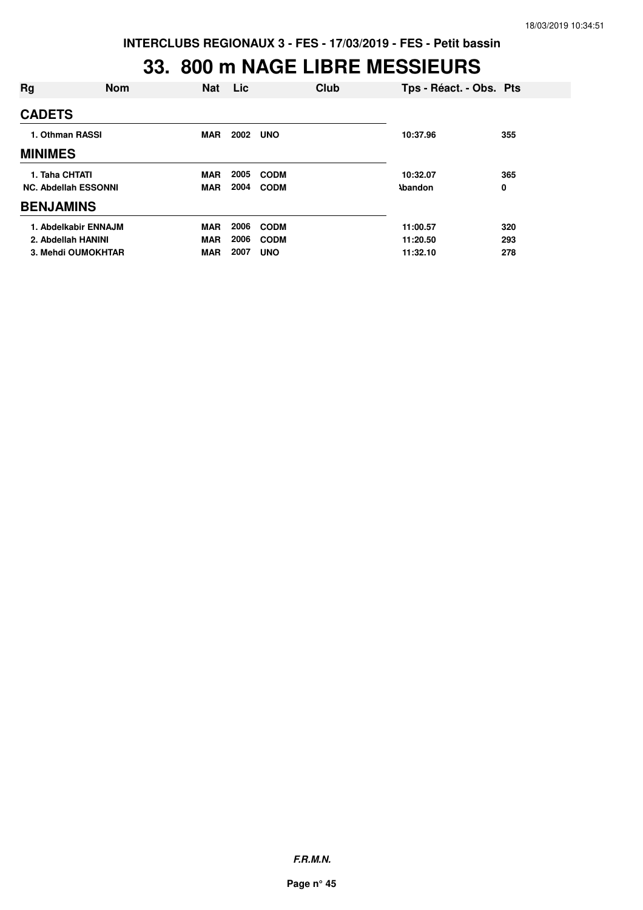INTERCLUBS REGIONAUX 3 - FES - 17/03/2019 - FES - Petit bassin

# 33. 800 m NAGE LIBRE MESSIEURS

| Rg | Nom | Nat | Lic | Club | Tps - Réact. - Obs. | Pts |
|---|---|---|---|---|---|---|
| **CADETS** | | | | | | |
| 1. | Othman RASSI | MAR | 2002 | UNO | 10:37.96 | 355 |
| **MINIMES** | | | | | | |
| 1. | Taha CHTATI | MAR | 2005 | CODM | 10:32.07 | 365 |
| NC. | Abdellah ESSONNI | MAR | 2004 | CODM | Abandon | 0 |
| **BENJAMINS** | | | | | | |
| 1. | Abdelkabir ENNAJM | MAR | 2006 | CODM | 11:00.57 | 320 |
| 2. | Abdellah HANINI | MAR | 2006 | CODM | 11:20.50 | 293 |
| 3. | Mehdi OUMOKHTAR | MAR | 2007 | UNO | 11:32.10 | 278 |

***F.R.M.N.***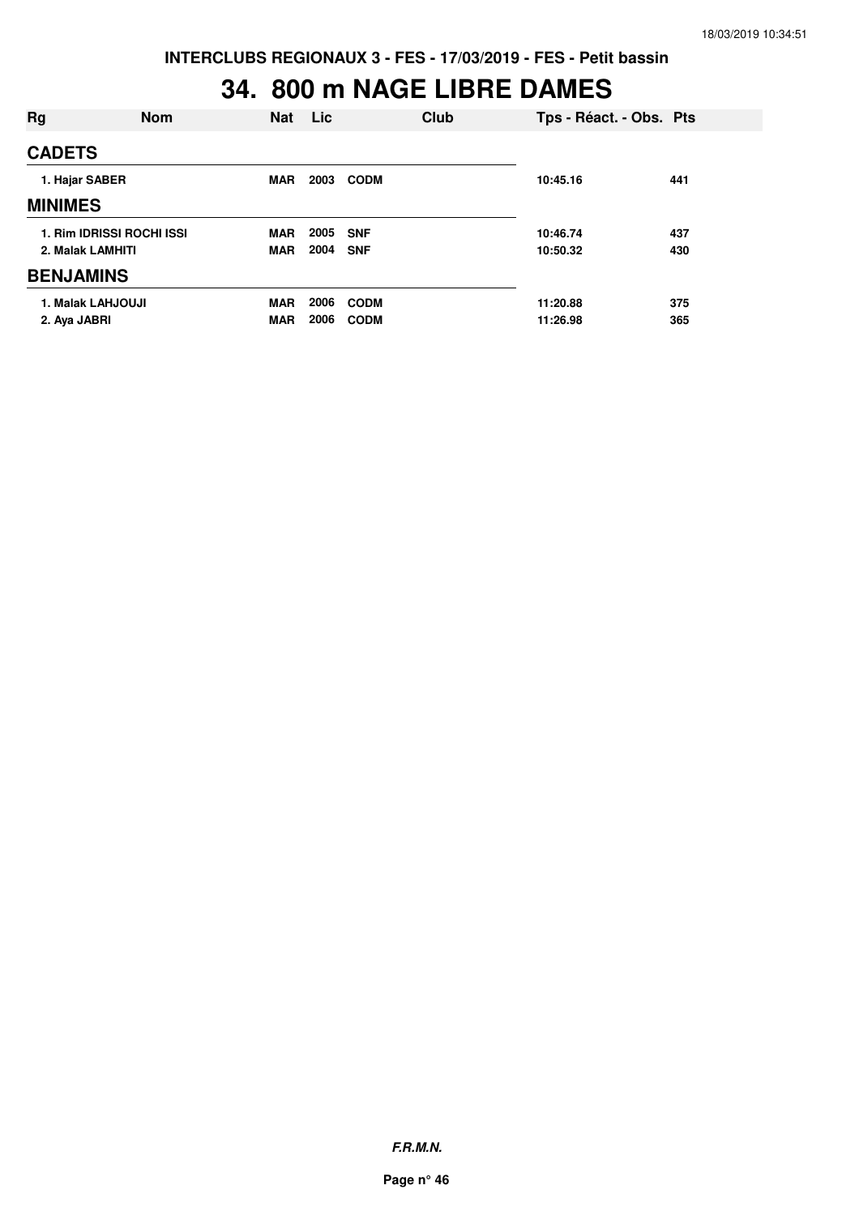INTERCLUBS REGIONAUX 3 - FES - 17/03/2019 - FES - Petit bassin

# 34. 800 m NAGE LIBRE DAMES

| Rg | Nom | Nat | Lic | Club | Tps - Réact. - Obs. | Pts |
|---|---|---|---|---|---|---|
| **CADETS** | | | | | | |
| 1. | Hajar SABER | MAR | 2003 | CODM | 10:45.16 | 441 |
| **MINIMES** | | | | | | |
| 1. | Rim IDRISSI ROCHI ISSI | MAR | 2005 | SNF | 10:46.74 | 437 |
| 2. | Malak LAMHITI | MAR | 2004 | SNF | 10:50.32 | 430 |
| **BENJAMINS** | | | | | | |
| 1. | Malak LAHJOUJI | MAR | 2006 | CODM | 11:20.88 | 375 |
| 2. | Aya JABRI | MAR | 2006 | CODM | 11:26.98 | 365 |

*F.R.M.N.*